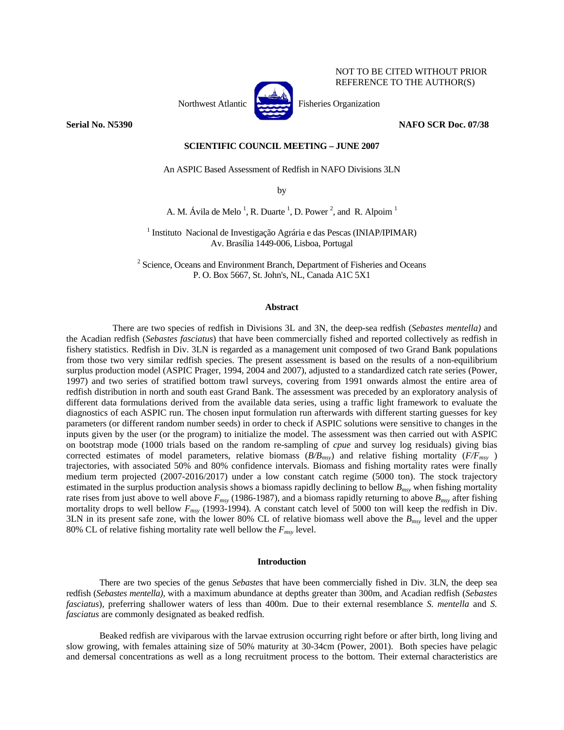NOT TO BE CITED WITHOUT PRIOR REFERENCE TO THE AUTHOR(S)

Northwest Atlantic Fisheries Organization

**Serial No. N5390** **NAFO SCR Doc. 07/38**

**SCIENTIFIC COUNCIL MEETING – JUNE 2007**

An ASPIC Based Assessment of Redfish in NAFO Divisions 3LN

by

A. M. Ávila de Melo [1], R. Duarte [1], D. Power [2], and R. Alpoim [1]

[1] Instituto Nacional de Investigação Agrária e das Pescas (INIAP/IPIMAR) Av. Brasília 1449-006, Lisboa, Portugal

[2] Science, Oceans and Environment Branch, Department of Fisheries and Oceans P. O. Box 5667, St. John's, NL, Canada A1C 5X1

## Abstract

There are two species of redfish in Divisions 3L and 3N, the deep-sea redfish (*Sebastes mentella)* and the Acadian redfish (*Sebastes fasciatus*) that have been commercially fished and reported collectively as redfish in fishery statistics. Redfish in Div. 3LN is regarded as a management unit composed of two Grand Bank populations from those two very similar redfish species. The present assessment is based on the results of a non-equilibrium surplus production model (ASPIC Prager, 1994, 2004 and 2007), adjusted to a standardized catch rate series (Power, 1997) and two series of stratified bottom trawl surveys, covering from 1991 onwards almost the entire area of redfish distribution in north and south east Grand Bank. The assessment was preceded by an exploratory analysis of different data formulations derived from the available data series, using a traffic light framework to evaluate the diagnostics of each ASPIC run. The chosen input formulation run afterwards with different starting guesses for key parameters (or different random number seeds) in order to check if ASPIC solutions were sensitive to changes in the inputs given by the user (or the program) to initialize the model. The assessment was then carried out with ASPIC on bootstrap mode (1000 trials based on the random re-sampling of *cpue* and survey log residuals) giving bias corrected estimates of model parameters, relative biomass ($B/B_{msy}$) and relative fishing mortality ($F/F_{msy}$) trajectories, with associated 50% and 80% confidence intervals. Biomass and fishing mortality rates were finally medium term projected (2007-2016/2017) under a low constant catch regime (5000 ton). The stock trajectory estimated in the surplus production analysis shows a biomass rapidly declining to bellow $B_{msy}$ when fishing mortality rate rises from just above to well above $F_{msy}$ (1986-1987), and a biomass rapidly returning to above $B_{msy}$ after fishing mortality drops to well bellow $F_{msy}$ (1993-1994). A constant catch level of 5000 ton will keep the redfish in Div. 3LN in its present safe zone, with the lower 80% CL of relative biomass well above the $B_{msy}$ level and the upper 80% CL of relative fishing mortality rate well bellow the $F_{msy}$ level.

## Introduction

There are two species of the genus *Sebastes* that have been commercially fished in Div. 3LN, the deep sea redfish (*Sebastes mentella)*, with a maximum abundance at depths greater than 300m, and Acadian redfish (*Sebastes fasciatus*), preferring shallower waters of less than 400m. Due to their external resemblance *S. mentella* and *S. fasciatus* are commonly designated as beaked redfish.

Beaked redfish are viviparous with the larvae extrusion occurring right before or after birth, long living and slow growing, with females attaining size of 50% maturity at 30-34cm (Power, 2001). Both species have pelagic and demersal concentrations as well as a long recruitment process to the bottom. Their external characteristics are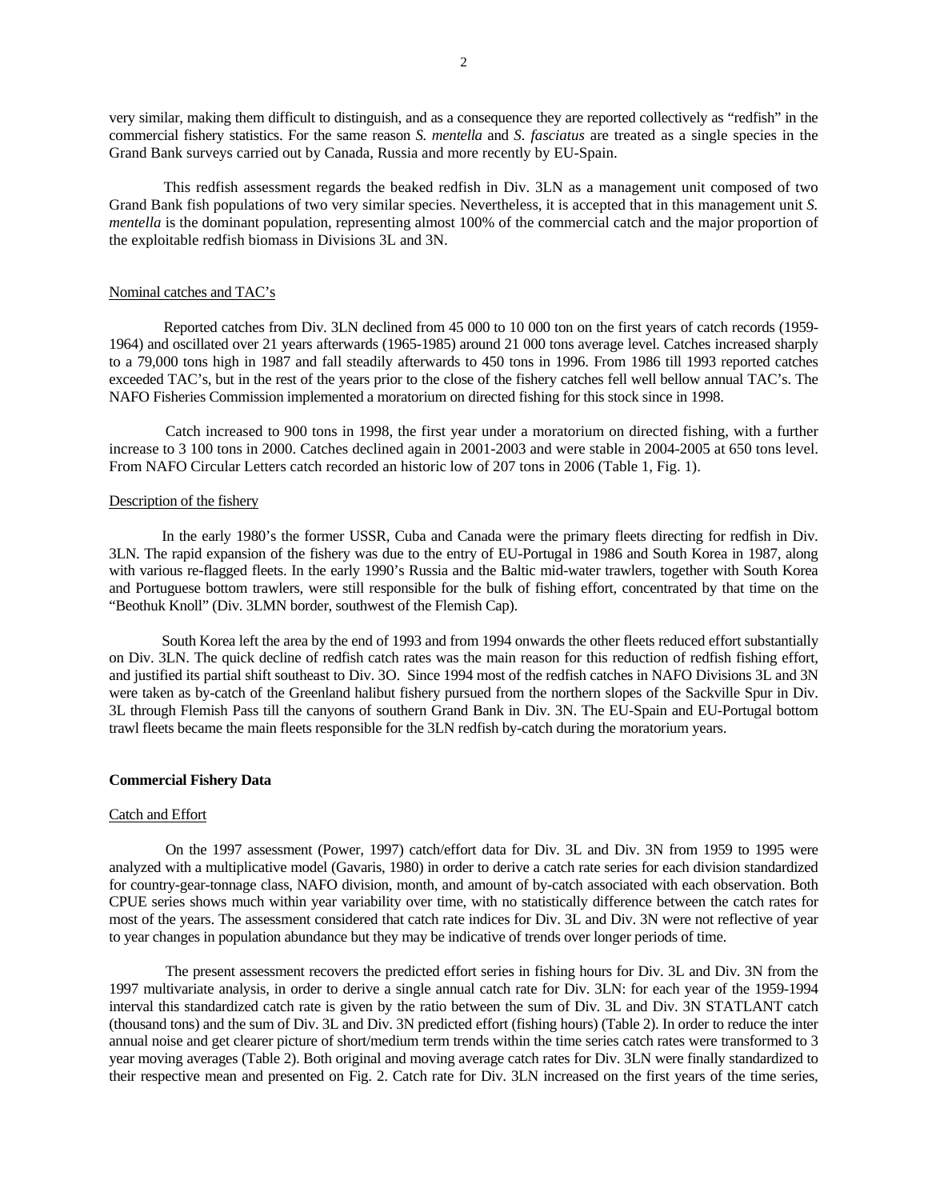very similar, making them difficult to distinguish, and as a consequence they are reported collectively as "redfish" in the commercial fishery statistics. For the same reason *S. mentella* and *S. fasciatus* are treated as a single species in the Grand Bank surveys carried out by Canada, Russia and more recently by EU-Spain.

This redfish assessment regards the beaked redfish in Div. 3LN as a management unit composed of two Grand Bank fish populations of two very similar species. Nevertheless, it is accepted that in this management unit *S. mentella* is the dominant population, representing almost 100% of the commercial catch and the major proportion of the exploitable redfish biomass in Divisions 3L and 3N.

Nominal catches and TAC's

Reported catches from Div. 3LN declined from 45 000 to 10 000 ton on the first years of catch records (1959-1964) and oscillated over 21 years afterwards (1965-1985) around 21 000 tons average level. Catches increased sharply to a 79,000 tons high in 1987 and fall steadily afterwards to 450 tons in 1996. From 1986 till 1993 reported catches exceeded TAC's, but in the rest of the years prior to the close of the fishery catches fell well bellow annual TAC's. The NAFO Fisheries Commission implemented a moratorium on directed fishing for this stock since in 1998.

Catch increased to 900 tons in 1998, the first year under a moratorium on directed fishing, with a further increase to 3 100 tons in 2000. Catches declined again in 2001-2003 and were stable in 2004-2005 at 650 tons level. From NAFO Circular Letters catch recorded an historic low of 207 tons in 2006 (Table 1, Fig. 1).

Description of the fishery

In the early 1980's the former USSR, Cuba and Canada were the primary fleets directing for redfish in Div. 3LN. The rapid expansion of the fishery was due to the entry of EU-Portugal in 1986 and South Korea in 1987, along with various re-flagged fleets. In the early 1990's Russia and the Baltic mid-water trawlers, together with South Korea and Portuguese bottom trawlers, were still responsible for the bulk of fishing effort, concentrated by that time on the "Beothuk Knoll" (Div. 3LMN border, southwest of the Flemish Cap).

South Korea left the area by the end of 1993 and from 1994 onwards the other fleets reduced effort substantially on Div. 3LN. The quick decline of redfish catch rates was the main reason for this reduction of redfish fishing effort, and justified its partial shift southeast to Div. 3O. Since 1994 most of the redfish catches in NAFO Divisions 3L and 3N were taken as by-catch of the Greenland halibut fishery pursued from the northern slopes of the Sackville Spur in Div. 3L through Flemish Pass till the canyons of southern Grand Bank in Div. 3N. The EU-Spain and EU-Portugal bottom trawl fleets became the main fleets responsible for the 3LN redfish by-catch during the moratorium years.

**Commercial Fishery Data**

Catch and Effort

On the 1997 assessment (Power, 1997) catch/effort data for Div. 3L and Div. 3N from 1959 to 1995 were analyzed with a multiplicative model (Gavaris, 1980) in order to derive a catch rate series for each division standardized for country-gear-tonnage class, NAFO division, month, and amount of by-catch associated with each observation. Both CPUE series shows much within year variability over time, with no statistically difference between the catch rates for most of the years. The assessment considered that catch rate indices for Div. 3L and Div. 3N were not reflective of year to year changes in population abundance but they may be indicative of trends over longer periods of time.

The present assessment recovers the predicted effort series in fishing hours for Div. 3L and Div. 3N from the 1997 multivariate analysis, in order to derive a single annual catch rate for Div. 3LN: for each year of the 1959-1994 interval this standardized catch rate is given by the ratio between the sum of Div. 3L and Div. 3N STATLANT catch (thousand tons) and the sum of Div. 3L and Div. 3N predicted effort (fishing hours) (Table 2). In order to reduce the inter annual noise and get clearer picture of short/medium term trends within the time series catch rates were transformed to 3 year moving averages (Table 2). Both original and moving average catch rates for Div. 3LN were finally standardized to their respective mean and presented on Fig. 2. Catch rate for Div. 3LN increased on the first years of the time series,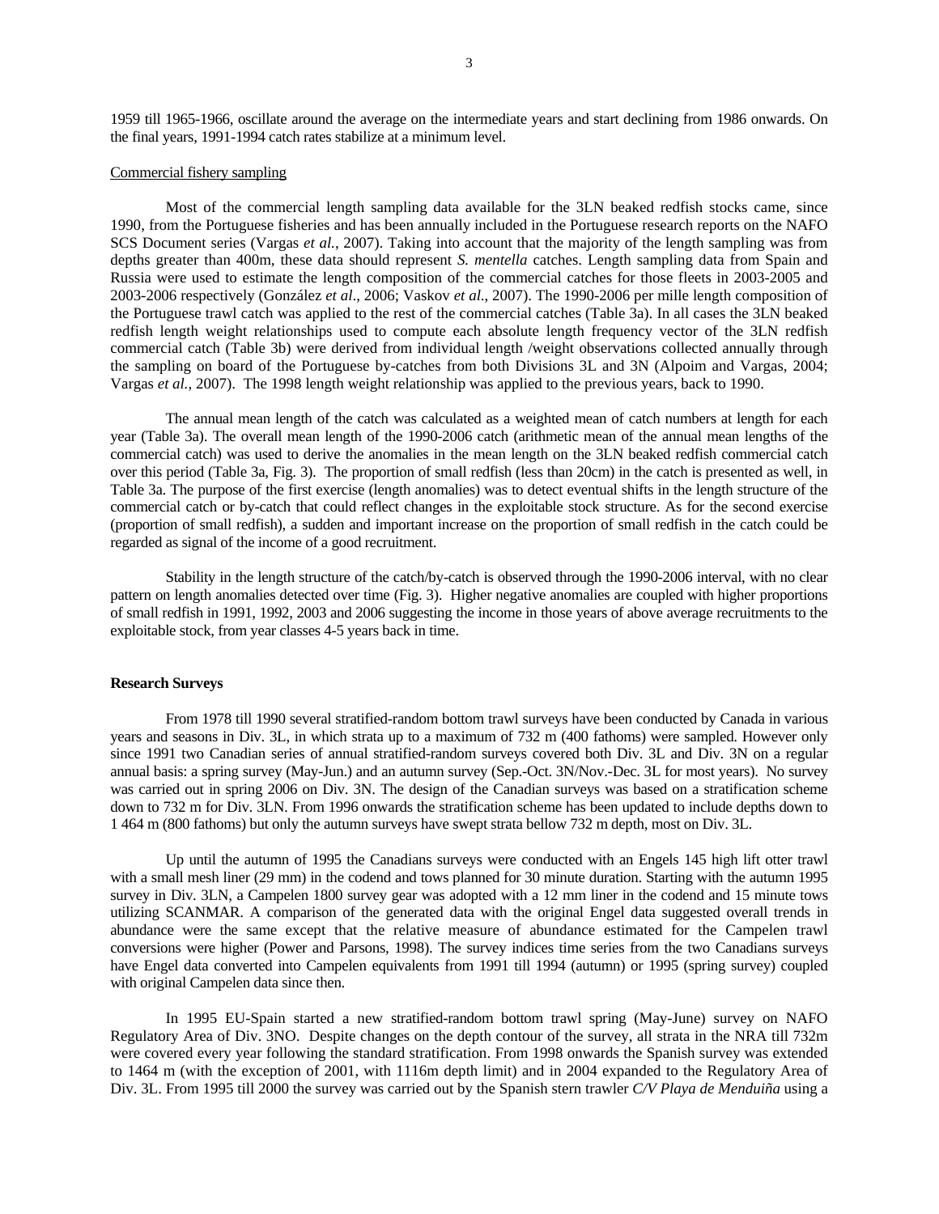1959 till 1965-1966, oscillate around the average on the intermediate years and start declining from 1986 onwards. On the final years, 1991-1994 catch rates stabilize at a minimum level.

Commercial fishery sampling

Most of the commercial length sampling data available for the 3LN beaked redfish stocks came, since 1990, from the Portuguese fisheries and has been annually included in the Portuguese research reports on the NAFO SCS Document series (Vargas *et al.*, 2007). Taking into account that the majority of the length sampling was from depths greater than 400m, these data should represent *S. mentella* catches. Length sampling data from Spain and Russia were used to estimate the length composition of the commercial catches for those fleets in 2003-2005 and 2003-2006 respectively (González *et al*., 2006; Vaskov *et al*., 2007). The 1990-2006 per mille length composition of the Portuguese trawl catch was applied to the rest of the commercial catches (Table 3a). In all cases the 3LN beaked redfish length weight relationships used to compute each absolute length frequency vector of the 3LN redfish commercial catch (Table 3b) were derived from individual length /weight observations collected annually through the sampling on board of the Portuguese by-catches from both Divisions 3L and 3N (Alpoim and Vargas, 2004; Vargas *et al.*, 2007). The 1998 length weight relationship was applied to the previous years, back to 1990.

The annual mean length of the catch was calculated as a weighted mean of catch numbers at length for each year (Table 3a). The overall mean length of the 1990-2006 catch (arithmetic mean of the annual mean lengths of the commercial catch) was used to derive the anomalies in the mean length on the 3LN beaked redfish commercial catch over this period (Table 3a, Fig. 3). The proportion of small redfish (less than 20cm) in the catch is presented as well, in Table 3a. The purpose of the first exercise (length anomalies) was to detect eventual shifts in the length structure of the commercial catch or by-catch that could reflect changes in the exploitable stock structure. As for the second exercise (proportion of small redfish), a sudden and important increase on the proportion of small redfish in the catch could be regarded as signal of the income of a good recruitment.

Stability in the length structure of the catch/by-catch is observed through the 1990-2006 interval, with no clear pattern on length anomalies detected over time (Fig. 3). Higher negative anomalies are coupled with higher proportions of small redfish in 1991, 1992, 2003 and 2006 suggesting the income in those years of above average recruitments to the exploitable stock, from year classes 4-5 years back in time.

**Research Surveys**

From 1978 till 1990 several stratified-random bottom trawl surveys have been conducted by Canada in various years and seasons in Div. 3L, in which strata up to a maximum of 732 m (400 fathoms) were sampled. However only since 1991 two Canadian series of annual stratified-random surveys covered both Div. 3L and Div. 3N on a regular annual basis: a spring survey (May-Jun.) and an autumn survey (Sep.-Oct. 3N/Nov.-Dec. 3L for most years). No survey was carried out in spring 2006 on Div. 3N. The design of the Canadian surveys was based on a stratification scheme down to 732 m for Div. 3LN. From 1996 onwards the stratification scheme has been updated to include depths down to 1 464 m (800 fathoms) but only the autumn surveys have swept strata bellow 732 m depth, most on Div. 3L.

Up until the autumn of 1995 the Canadians surveys were conducted with an Engels 145 high lift otter trawl with a small mesh liner (29 mm) in the codend and tows planned for 30 minute duration. Starting with the autumn 1995 survey in Div. 3LN, a Campelen 1800 survey gear was adopted with a 12 mm liner in the codend and 15 minute tows utilizing SCANMAR. A comparison of the generated data with the original Engel data suggested overall trends in abundance were the same except that the relative measure of abundance estimated for the Campelen trawl conversions were higher (Power and Parsons, 1998). The survey indices time series from the two Canadians surveys have Engel data converted into Campelen equivalents from 1991 till 1994 (autumn) or 1995 (spring survey) coupled with original Campelen data since then.

In 1995 EU-Spain started a new stratified-random bottom trawl spring (May-June) survey on NAFO Regulatory Area of Div. 3NO. Despite changes on the depth contour of the survey, all strata in the NRA till 732m were covered every year following the standard stratification. From 1998 onwards the Spanish survey was extended to 1464 m (with the exception of 2001, with 1116m depth limit) and in 2004 expanded to the Regulatory Area of Div. 3L. From 1995 till 2000 the survey was carried out by the Spanish stern trawler *C/V Playa de Menduiña* using a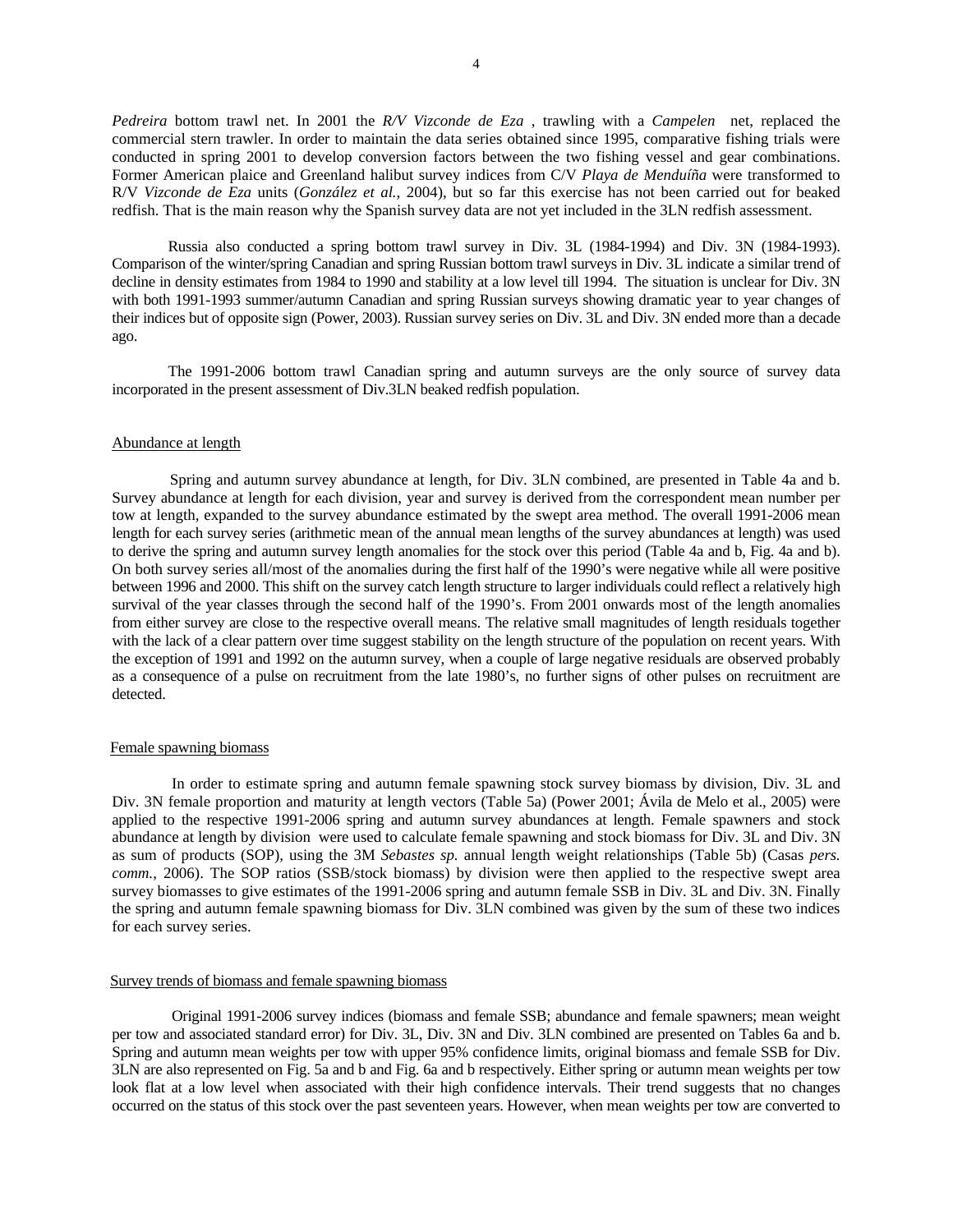*Pedreira* bottom trawl net. In 2001 the *R/V Vizconde de Eza* , trawling with a *Campelen* net, replaced the commercial stern trawler. In order to maintain the data series obtained since 1995, comparative fishing trials were conducted in spring 2001 to develop conversion factors between the two fishing vessel and gear combinations. Former American plaice and Greenland halibut survey indices from C/V *Playa de Menduíña* were transformed to R/V *Vizconde de Eza* units (*González et al.*, 2004), but so far this exercise has not been carried out for beaked redfish. That is the main reason why the Spanish survey data are not yet included in the 3LN redfish assessment.

Russia also conducted a spring bottom trawl survey in Div. 3L (1984-1994) and Div. 3N (1984-1993). Comparison of the winter/spring Canadian and spring Russian bottom trawl surveys in Div. 3L indicate a similar trend of decline in density estimates from 1984 to 1990 and stability at a low level till 1994. The situation is unclear for Div. 3N with both 1991-1993 summer/autumn Canadian and spring Russian surveys showing dramatic year to year changes of their indices but of opposite sign (Power, 2003). Russian survey series on Div. 3L and Div. 3N ended more than a decade ago.

The 1991-2006 bottom trawl Canadian spring and autumn surveys are the only source of survey data incorporated in the present assessment of Div.3LN beaked redfish population.

## Abundance at length

Spring and autumn survey abundance at length, for Div. 3LN combined, are presented in Table 4a and b. Survey abundance at length for each division, year and survey is derived from the correspondent mean number per tow at length, expanded to the survey abundance estimated by the swept area method. The overall 1991-2006 mean length for each survey series (arithmetic mean of the annual mean lengths of the survey abundances at length) was used to derive the spring and autumn survey length anomalies for the stock over this period (Table 4a and b, Fig. 4a and b). On both survey series all/most of the anomalies during the first half of the 1990's were negative while all were positive between 1996 and 2000. This shift on the survey catch length structure to larger individuals could reflect a relatively high survival of the year classes through the second half of the 1990's. From 2001 onwards most of the length anomalies from either survey are close to the respective overall means. The relative small magnitudes of length residuals together with the lack of a clear pattern over time suggest stability on the length structure of the population on recent years. With the exception of 1991 and 1992 on the autumn survey, when a couple of large negative residuals are observed probably as a consequence of a pulse on recruitment from the late 1980's, no further signs of other pulses on recruitment are detected.

## Female spawning biomass

In order to estimate spring and autumn female spawning stock survey biomass by division, Div. 3L and Div. 3N female proportion and maturity at length vectors (Table 5a) (Power 2001; Ávila de Melo et al., 2005) were applied to the respective 1991-2006 spring and autumn survey abundances at length. Female spawners and stock abundance at length by division were used to calculate female spawning and stock biomass for Div. 3L and Div. 3N as sum of products (SOP), using the 3M *Sebastes sp.* annual length weight relationships (Table 5b) (Casas *pers. comm.*, 2006). The SOP ratios (SSB/stock biomass) by division were then applied to the respective swept area survey biomasses to give estimates of the 1991-2006 spring and autumn female SSB in Div. 3L and Div. 3N. Finally the spring and autumn female spawning biomass for Div. 3LN combined was given by the sum of these two indices for each survey series.

## Survey trends of biomass and female spawning biomass

Original 1991-2006 survey indices (biomass and female SSB; abundance and female spawners; mean weight per tow and associated standard error) for Div. 3L, Div. 3N and Div. 3LN combined are presented on Tables 6a and b. Spring and autumn mean weights per tow with upper 95% confidence limits, original biomass and female SSB for Div. 3LN are also represented on Fig. 5a and b and Fig. 6a and b respectively. Either spring or autumn mean weights per tow look flat at a low level when associated with their high confidence intervals. Their trend suggests that no changes occurred on the status of this stock over the past seventeen years. However, when mean weights per tow are converted to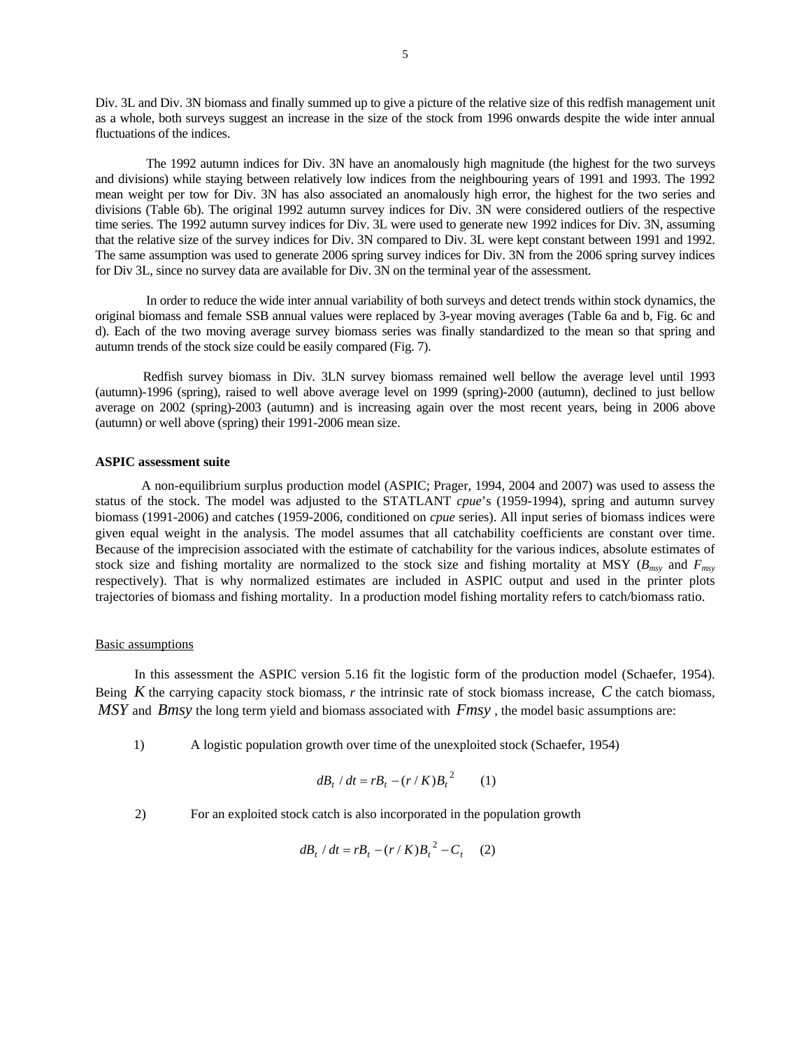Div. 3L and Div. 3N biomass and finally summed up to give a picture of the relative size of this redfish management unit as a whole, both surveys suggest an increase in the size of the stock from 1996 onwards despite the wide inter annual fluctuations of the indices.

The 1992 autumn indices for Div. 3N have an anomalously high magnitude (the highest for the two surveys and divisions) while staying between relatively low indices from the neighbouring years of 1991 and 1993. The 1992 mean weight per tow for Div. 3N has also associated an anomalously high error, the highest for the two series and divisions (Table 6b). The original 1992 autumn survey indices for Div. 3N were considered outliers of the respective time series. The 1992 autumn survey indices for Div. 3L were used to generate new 1992 indices for Div. 3N, assuming that the relative size of the survey indices for Div. 3N compared to Div. 3L were kept constant between 1991 and 1992. The same assumption was used to generate 2006 spring survey indices for Div. 3N from the 2006 spring survey indices for Div 3L, since no survey data are available for Div. 3N on the terminal year of the assessment.

In order to reduce the wide inter annual variability of both surveys and detect trends within stock dynamics, the original biomass and female SSB annual values were replaced by 3-year moving averages (Table 6a and b, Fig. 6c and d). Each of the two moving average survey biomass series was finally standardized to the mean so that spring and autumn trends of the stock size could be easily compared (Fig. 7).

Redfish survey biomass in Div. 3LN survey biomass remained well bellow the average level until 1993 (autumn)-1996 (spring), raised to well above average level on 1999 (spring)-2000 (autumn), declined to just bellow average on 2002 (spring)-2003 (autumn) and is increasing again over the most recent years, being in 2006 above (autumn) or well above (spring) their 1991-2006 mean size.

**ASPIC assessment suite**

A non-equilibrium surplus production model (ASPIC; Prager, 1994, 2004 and 2007) was used to assess the status of the stock. The model was adjusted to the STATLANT *cpue*'s (1959-1994), spring and autumn survey biomass (1991-2006) and catches (1959-2006, conditioned on *cpue* series). All input series of biomass indices were given equal weight in the analysis. The model assumes that all catchability coefficients are constant over time. Because of the imprecision associated with the estimate of catchability for the various indices, absolute estimates of stock size and fishing mortality are normalized to the stock size and fishing mortality at MSY ($B_{msy}$ and $F_{msy}$ respectively). That is why normalized estimates are included in ASPIC output and used in the printer plots trajectories of biomass and fishing mortality. In a production model fishing mortality refers to catch/biomass ratio.

Basic assumptions

In this assessment the ASPIC version 5.16 fit the logistic form of the production model (Schaefer, 1954). Being $K$ the carrying capacity stock biomass, $r$ the intrinsic rate of stock biomass increase, $C$ the catch biomass, $MSY$ and $Bmsy$ the long term yield and biomass associated with $Fmsy$, the model basic assumptions are:

1) A logistic population growth over time of the unexploited stock (Schaefer, 1954)

$$dB_t / dt = rB_t - (r/K)B_t^2 \qquad (1)$$

2) For an exploited stock catch is also incorporated in the population growth

$$dB_t / dt = rB_t - (r/K)B_t^2 - C_t \qquad (2)$$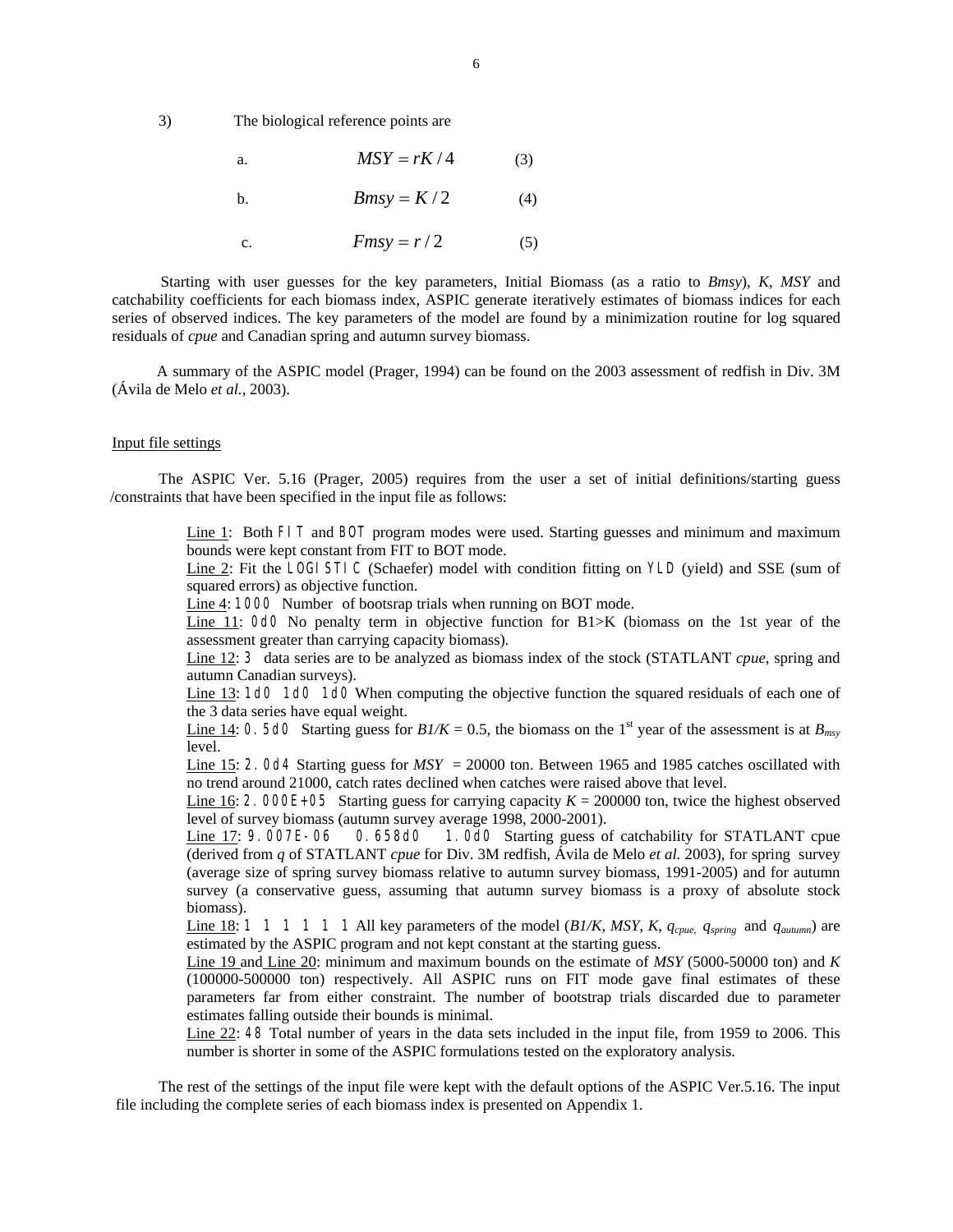3) The biological reference points are

a. $$MSY = rK/4 \qquad (3)$$

b. $$Bmsy = K/2 \qquad (4)$$

c. $$Fmsy = r/2 \qquad (5)$$

Starting with user guesses for the key parameters, Initial Biomass (as a ratio to *Bmsy*), *K*, *MSY* and catchability coefficients for each biomass index, ASPIC generate iteratively estimates of biomass indices for each series of observed indices. The key parameters of the model are found by a minimization routine for log squared residuals of *cpue* and Canadian spring and autumn survey biomass.

A summary of the ASPIC model (Prager, 1994) can be found on the 2003 assessment of redfish in Div. 3M (Ávila de Melo *et al.*, 2003).

Input file settings

The ASPIC Ver. 5.16 (Prager, 2005) requires from the user a set of initial definitions/starting guess /constraints that have been specified in the input file as follows:

Line 1: Both `FIT` and `BOT` program modes were used. Starting guesses and minimum and maximum bounds were kept constant from FIT to BOT mode.
Line 2: Fit the `LOGISTIC` (Schaefer) model with condition fitting on `YLD` (yield) and SSE (sum of squared errors) as objective function.
Line 4: `1000` Number of bootsrap trials when running on BOT mode.
Line 11: `0d0` No penalty term in objective function for B1>K (biomass on the 1st year of the assessment greater than carrying capacity biomass).
Line 12: `3` data series are to be analyzed as biomass index of the stock (STATLANT *cpue*, spring and autumn Canadian surveys).
Line 13: `1d0 1d0 1d0` When computing the objective function the squared residuals of each one of the 3 data series have equal weight.
Line 14: `0.5d0` Starting guess for $B1/K = 0.5$, the biomass on the 1st year of the assessment is at $B_{msy}$ level.
Line 15: `2.0d4` Starting guess for $MSY = 20000$ ton. Between 1965 and 1985 catches oscillated with no trend around 21000, catch rates declined when catches were raised above that level.
Line 16: `2.000E+05` Starting guess for carrying capacity $K = 200000$ ton, twice the highest observed level of survey biomass (autumn survey average 1998, 2000-2001).
Line 17: `9.007E-06 0.658d0 1.0d0` Starting guess of catchability for STATLANT cpue (derived from *q* of STATLANT *cpue* for Div. 3M redfish, Ávila de Melo *et al.* 2003), for spring survey (average size of spring survey biomass relative to autumn survey biomass, 1991-2005) and for autumn survey (a conservative guess, assuming that autumn survey biomass is a proxy of absolute stock biomass).
Line 18: `1 1 1 1 1 1` All key parameters of the model ($B1/K$, $MSY$, $K$, $q_{cpue}$, $q_{spring}$ and $q_{autumn}$) are estimated by the ASPIC program and not kept constant at the starting guess.
Line 19 and Line 20: minimum and maximum bounds on the estimate of *MSY* (5000-50000 ton) and *K* (100000-500000 ton) respectively. All ASPIC runs on FIT mode gave final estimates of these parameters far from either constraint. The number of bootstrap trials discarded due to parameter estimates falling outside their bounds is minimal.
Line 22: `48` Total number of years in the data sets included in the input file, from 1959 to 2006. This number is shorter in some of the ASPIC formulations tested on the exploratory analysis.

The rest of the settings of the input file were kept with the default options of the ASPIC Ver.5.16. The input file including the complete series of each biomass index is presented on Appendix 1.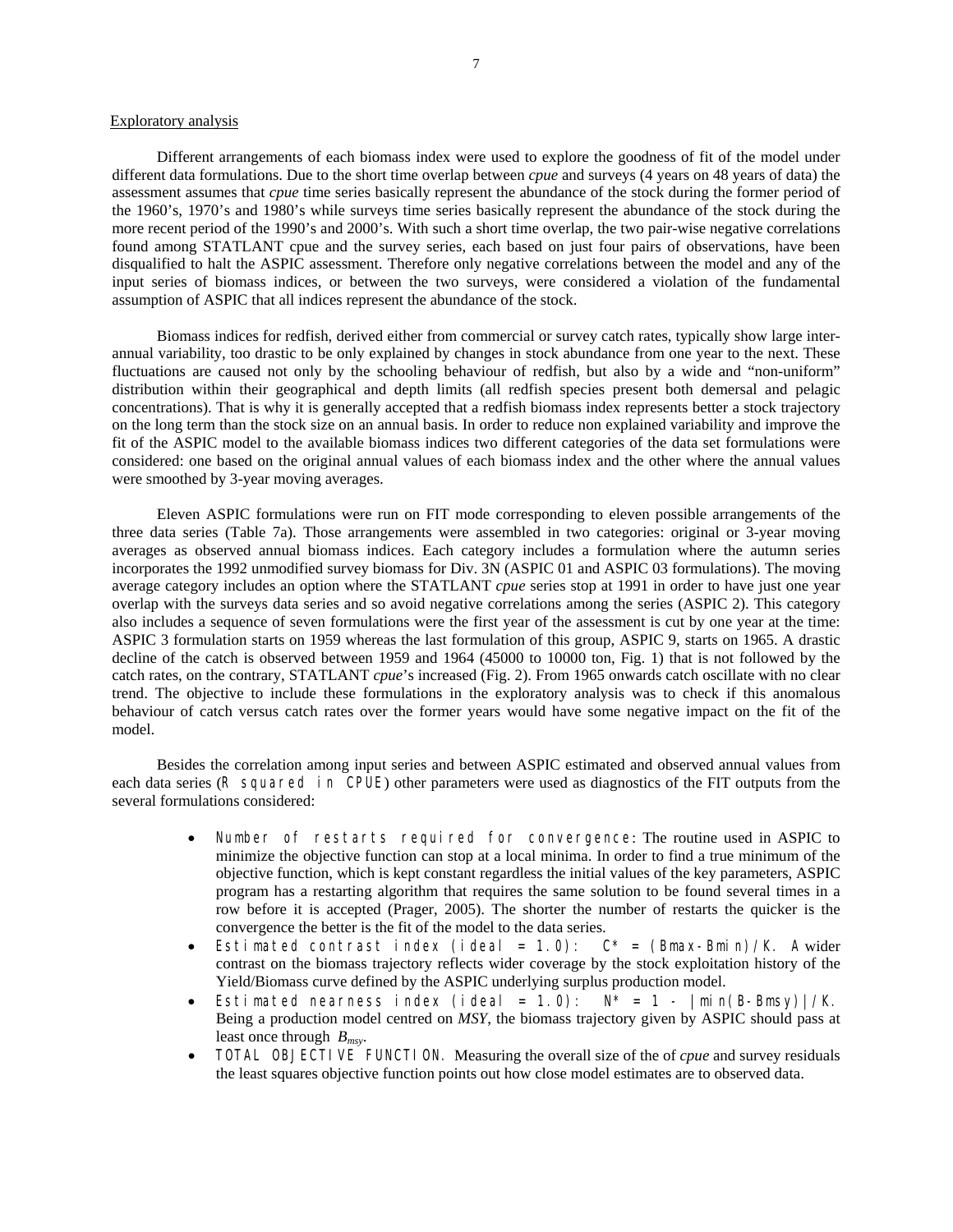Exploratory analysis

Different arrangements of each biomass index were used to explore the goodness of fit of the model under different data formulations. Due to the short time overlap between *cpue* and surveys (4 years on 48 years of data) the assessment assumes that *cpue* time series basically represent the abundance of the stock during the former period of the 1960's, 1970's and 1980's while surveys time series basically represent the abundance of the stock during the more recent period of the 1990's and 2000's. With such a short time overlap, the two pair-wise negative correlations found among STATLANT cpue and the survey series, each based on just four pairs of observations, have been disqualified to halt the ASPIC assessment. Therefore only negative correlations between the model and any of the input series of biomass indices, or between the two surveys, were considered a violation of the fundamental assumption of ASPIC that all indices represent the abundance of the stock.

Biomass indices for redfish, derived either from commercial or survey catch rates, typically show large inter-annual variability, too drastic to be only explained by changes in stock abundance from one year to the next. These fluctuations are caused not only by the schooling behaviour of redfish, but also by a wide and "non-uniform" distribution within their geographical and depth limits (all redfish species present both demersal and pelagic concentrations). That is why it is generally accepted that a redfish biomass index represents better a stock trajectory on the long term than the stock size on an annual basis. In order to reduce non explained variability and improve the fit of the ASPIC model to the available biomass indices two different categories of the data set formulations were considered: one based on the original annual values of each biomass index and the other where the annual values were smoothed by 3-year moving averages.

Eleven ASPIC formulations were run on FIT mode corresponding to eleven possible arrangements of the three data series (Table 7a). Those arrangements were assembled in two categories: original or 3-year moving averages as observed annual biomass indices. Each category includes a formulation where the autumn series incorporates the 1992 unmodified survey biomass for Div. 3N (ASPIC 01 and ASPIC 03 formulations). The moving average category includes an option where the STATLANT *cpue* series stop at 1991 in order to have just one year overlap with the surveys data series and so avoid negative correlations among the series (ASPIC 2). This category also includes a sequence of seven formulations were the first year of the assessment is cut by one year at the time: ASPIC 3 formulation starts on 1959 whereas the last formulation of this group, ASPIC 9, starts on 1965. A drastic decline of the catch is observed between 1959 and 1964 (45000 to 10000 ton, Fig. 1) that is not followed by the catch rates, on the contrary, STATLANT *cpue*'s increased (Fig. 2). From 1965 onwards catch oscillate with no clear trend. The objective to include these formulations in the exploratory analysis was to check if this anomalous behaviour of catch versus catch rates over the former years would have some negative impact on the fit of the model.

Besides the correlation among input series and between ASPIC estimated and observed annual values from each data series (R squared in CPUE) other parameters were used as diagnostics of the FIT outputs from the several formulations considered:

- Number of restarts required for convergence: The routine used in ASPIC to minimize the objective function can stop at a local minima. In order to find a true minimum of the objective function, which is kept constant regardless the initial values of the key parameters, ASPIC program has a restarting algorithm that requires the same solution to be found several times in a row before it is accepted (Prager, 2005). The shorter the number of restarts the quicker is the convergence the better is the fit of the model to the data series.
- Estimated contrast index (ideal = 1.0): $C^* = (Bmax-Bmin)/K$. A wider contrast on the biomass trajectory reflects wider coverage by the stock exploitation history of the Yield/Biomass curve defined by the ASPIC underlying surplus production model.
- Estimated nearness index (ideal = 1.0): $N^* = 1 - |min(B-Bmsy)|/K$. Being a production model centred on *MSY*, the biomass trajectory given by ASPIC should pass at least once through $B_{msy}$.
- TOTAL OBJECTIVE FUNCTION. Measuring the overall size of the of *cpue* and survey residuals the least squares objective function points out how close model estimates are to observed data.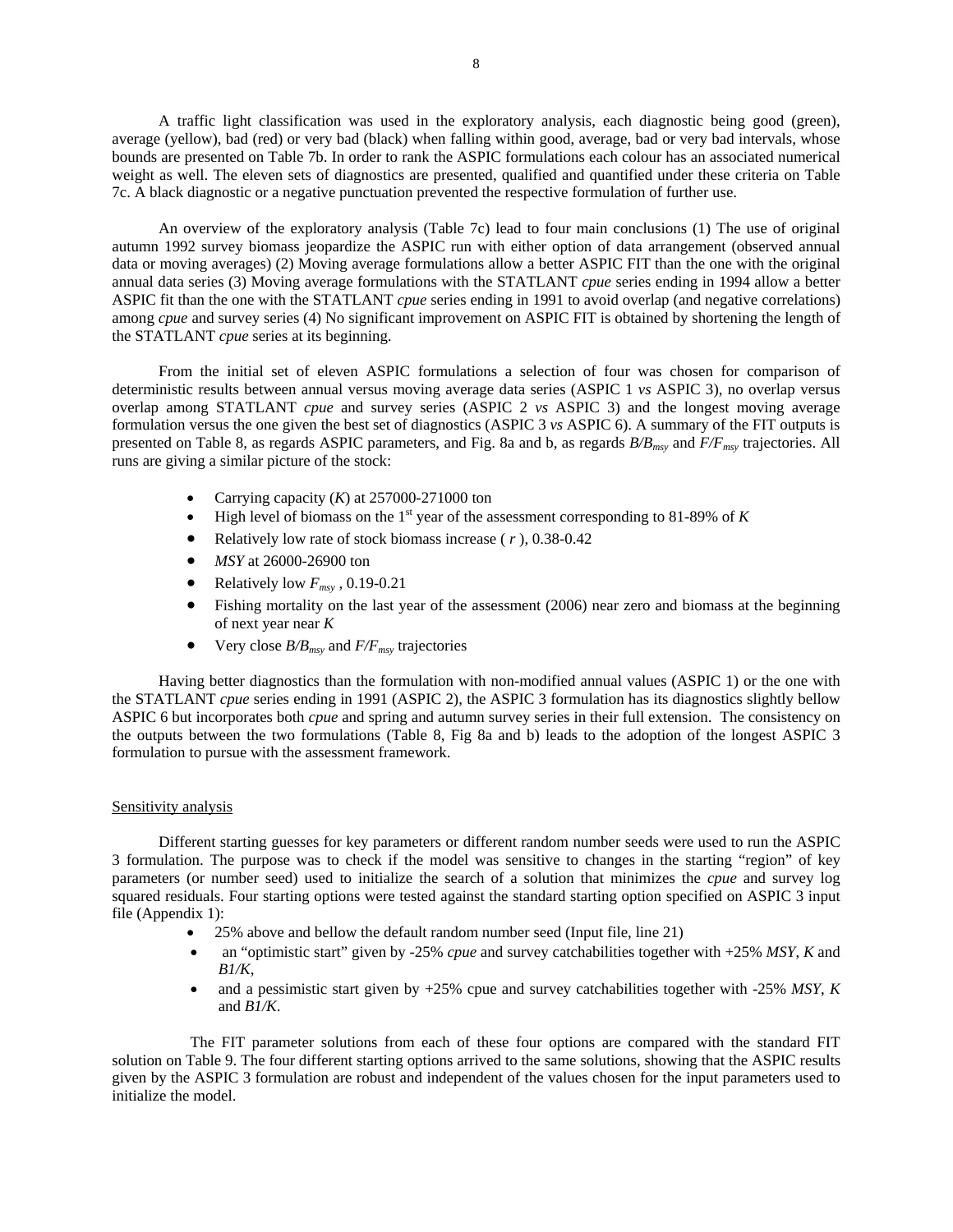A traffic light classification was used in the exploratory analysis, each diagnostic being good (green), average (yellow), bad (red) or very bad (black) when falling within good, average, bad or very bad intervals, whose bounds are presented on Table 7b. In order to rank the ASPIC formulations each colour has an associated numerical weight as well. The eleven sets of diagnostics are presented, qualified and quantified under these criteria on Table 7c. A black diagnostic or a negative punctuation prevented the respective formulation of further use.

An overview of the exploratory analysis (Table 7c) lead to four main conclusions (1) The use of original autumn 1992 survey biomass jeopardize the ASPIC run with either option of data arrangement (observed annual data or moving averages) (2) Moving average formulations allow a better ASPIC FIT than the one with the original annual data series (3) Moving average formulations with the STATLANT *cpue* series ending in 1994 allow a better ASPIC fit than the one with the STATLANT *cpue* series ending in 1991 to avoid overlap (and negative correlations) among *cpue* and survey series (4) No significant improvement on ASPIC FIT is obtained by shortening the length of the STATLANT *cpue* series at its beginning.

From the initial set of eleven ASPIC formulations a selection of four was chosen for comparison of deterministic results between annual versus moving average data series (ASPIC 1 *vs* ASPIC 3), no overlap versus overlap among STATLANT *cpue* and survey series (ASPIC 2 *vs* ASPIC 3) and the longest moving average formulation versus the one given the best set of diagnostics (ASPIC 3 *vs* ASPIC 6). A summary of the FIT outputs is presented on Table 8, as regards ASPIC parameters, and Fig. 8a and b, as regards $B/B_{msy}$ and $F/F_{msy}$ trajectories. All runs are giving a similar picture of the stock:

- Carrying capacity ($K$) at 257000-271000 ton
- High level of biomass on the 1st year of the assessment corresponding to 81-89% of $K$
- Relatively low rate of stock biomass increase ( $r$ ), 0.38-0.42
- *MSY* at 26000-26900 ton
- Relatively low $F_{msy}$ , 0.19-0.21
- Fishing mortality on the last year of the assessment (2006) near zero and biomass at the beginning of next year near $K$
- Very close $B/B_{msy}$ and $F/F_{msy}$ trajectories

Having better diagnostics than the formulation with non-modified annual values (ASPIC 1) or the one with the STATLANT *cpue* series ending in 1991 (ASPIC 2), the ASPIC 3 formulation has its diagnostics slightly bellow ASPIC 6 but incorporates both *cpue* and spring and autumn survey series in their full extension. The consistency on the outputs between the two formulations (Table 8, Fig 8a and b) leads to the adoption of the longest ASPIC 3 formulation to pursue with the assessment framework.

## Sensitivity analysis

Different starting guesses for key parameters or different random number seeds were used to run the ASPIC 3 formulation. The purpose was to check if the model was sensitive to changes in the starting "region" of key parameters (or number seed) used to initialize the search of a solution that minimizes the *cpue* and survey log squared residuals. Four starting options were tested against the standard starting option specified on ASPIC 3 input file (Appendix 1):

- 25% above and bellow the default random number seed (Input file, line 21)
- an "optimistic start" given by -25% *cpue* and survey catchabilities together with +25% *MSY*, *K* and *B1/K*,
- and a pessimistic start given by +25% cpue and survey catchabilities together with -25% *MSY*, *K* and *B1/K*.

The FIT parameter solutions from each of these four options are compared with the standard FIT solution on Table 9. The four different starting options arrived to the same solutions, showing that the ASPIC results given by the ASPIC 3 formulation are robust and independent of the values chosen for the input parameters used to initialize the model.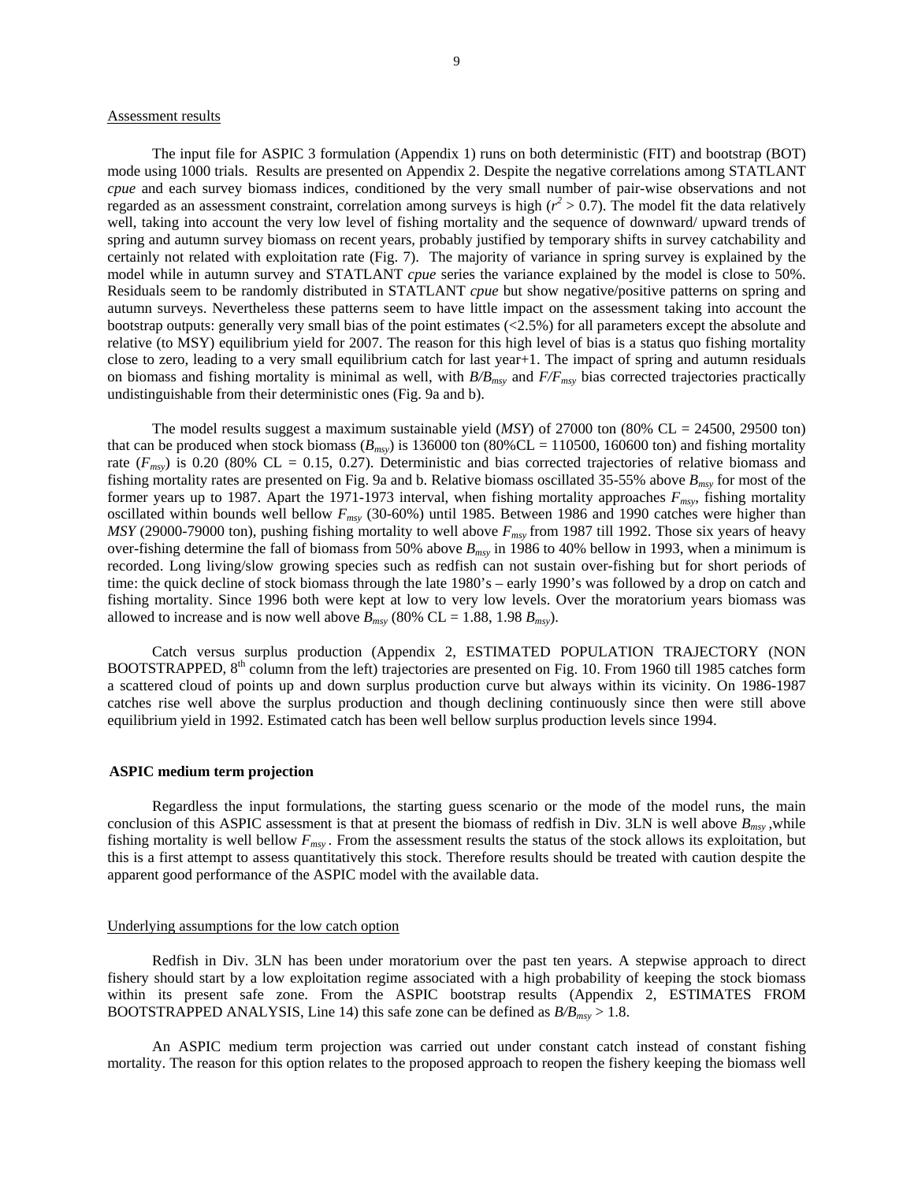Assessment results

The input file for ASPIC 3 formulation (Appendix 1) runs on both deterministic (FIT) and bootstrap (BOT) mode using 1000 trials. Results are presented on Appendix 2. Despite the negative correlations among STATLANT *cpue* and each survey biomass indices, conditioned by the very small number of pair-wise observations and not regarded as an assessment constraint, correlation among surveys is high ($r^2 > 0.7$). The model fit the data relatively well, taking into account the very low level of fishing mortality and the sequence of downward/ upward trends of spring and autumn survey biomass on recent years, probably justified by temporary shifts in survey catchability and certainly not related with exploitation rate (Fig. 7). The majority of variance in spring survey is explained by the model while in autumn survey and STATLANT *cpue* series the variance explained by the model is close to 50%. Residuals seem to be randomly distributed in STATLANT *cpue* but show negative/positive patterns on spring and autumn surveys. Nevertheless these patterns seem to have little impact on the assessment taking into account the bootstrap outputs: generally very small bias of the point estimates (<2.5%) for all parameters except the absolute and relative (to MSY) equilibrium yield for 2007. The reason for this high level of bias is a status quo fishing mortality close to zero, leading to a very small equilibrium catch for last year+1. The impact of spring and autumn residuals on biomass and fishing mortality is minimal as well, with $B/B_{msy}$ and $F/F_{msy}$ bias corrected trajectories practically undistinguishable from their deterministic ones (Fig. 9a and b).

The model results suggest a maximum sustainable yield (*MSY*) of 27000 ton (80% CL = 24500, 29500 ton) that can be produced when stock biomass ($B_{msy}$) is 136000 ton (80%CL = 110500, 160600 ton) and fishing mortality rate ($F_{msy}$) is 0.20 (80% CL = 0.15, 0.27). Deterministic and bias corrected trajectories of relative biomass and fishing mortality rates are presented on Fig. 9a and b. Relative biomass oscillated 35-55% above $B_{msy}$ for most of the former years up to 1987. Apart the 1971-1973 interval, when fishing mortality approaches $F_{msy}$, fishing mortality oscillated within bounds well bellow $F_{msy}$ (30-60%) until 1985. Between 1986 and 1990 catches were higher than *MSY* (29000-79000 ton), pushing fishing mortality to well above $F_{msy}$ from 1987 till 1992. Those six years of heavy over-fishing determine the fall of biomass from 50% above $B_{msy}$ in 1986 to 40% bellow in 1993, when a minimum is recorded. Long living/slow growing species such as redfish can not sustain over-fishing but for short periods of time: the quick decline of stock biomass through the late 1980's – early 1990's was followed by a drop on catch and fishing mortality. Since 1996 both were kept at low to very low levels. Over the moratorium years biomass was allowed to increase and is now well above $B_{msy}$ (80% CL = 1.88, 1.98 $B_{msy}$).

Catch versus surplus production (Appendix 2, ESTIMATED POPULATION TRAJECTORY (NON BOOTSTRAPPED, 8th column from the left) trajectories are presented on Fig. 10. From 1960 till 1985 catches form a scattered cloud of points up and down surplus production curve but always within its vicinity. On 1986-1987 catches rise well above the surplus production and though declining continuously since then were still above equilibrium yield in 1992. Estimated catch has been well bellow surplus production levels since 1994.

**ASPIC medium term projection**

Regardless the input formulations, the starting guess scenario or the mode of the model runs, the main conclusion of this ASPIC assessment is that at present the biomass of redfish in Div. 3LN is well above $B_{msy}$ ,while fishing mortality is well bellow $F_{msy}$ . From the assessment results the status of the stock allows its exploitation, but this is a first attempt to assess quantitatively this stock. Therefore results should be treated with caution despite the apparent good performance of the ASPIC model with the available data.

Underlying assumptions for the low catch option

Redfish in Div. 3LN has been under moratorium over the past ten years. A stepwise approach to direct fishery should start by a low exploitation regime associated with a high probability of keeping the stock biomass within its present safe zone. From the ASPIC bootstrap results (Appendix 2, ESTIMATES FROM BOOTSTRAPPED ANALYSIS, Line 14) this safe zone can be defined as $B/B_{msy} > 1.8$.

An ASPIC medium term projection was carried out under constant catch instead of constant fishing mortality. The reason for this option relates to the proposed approach to reopen the fishery keeping the biomass well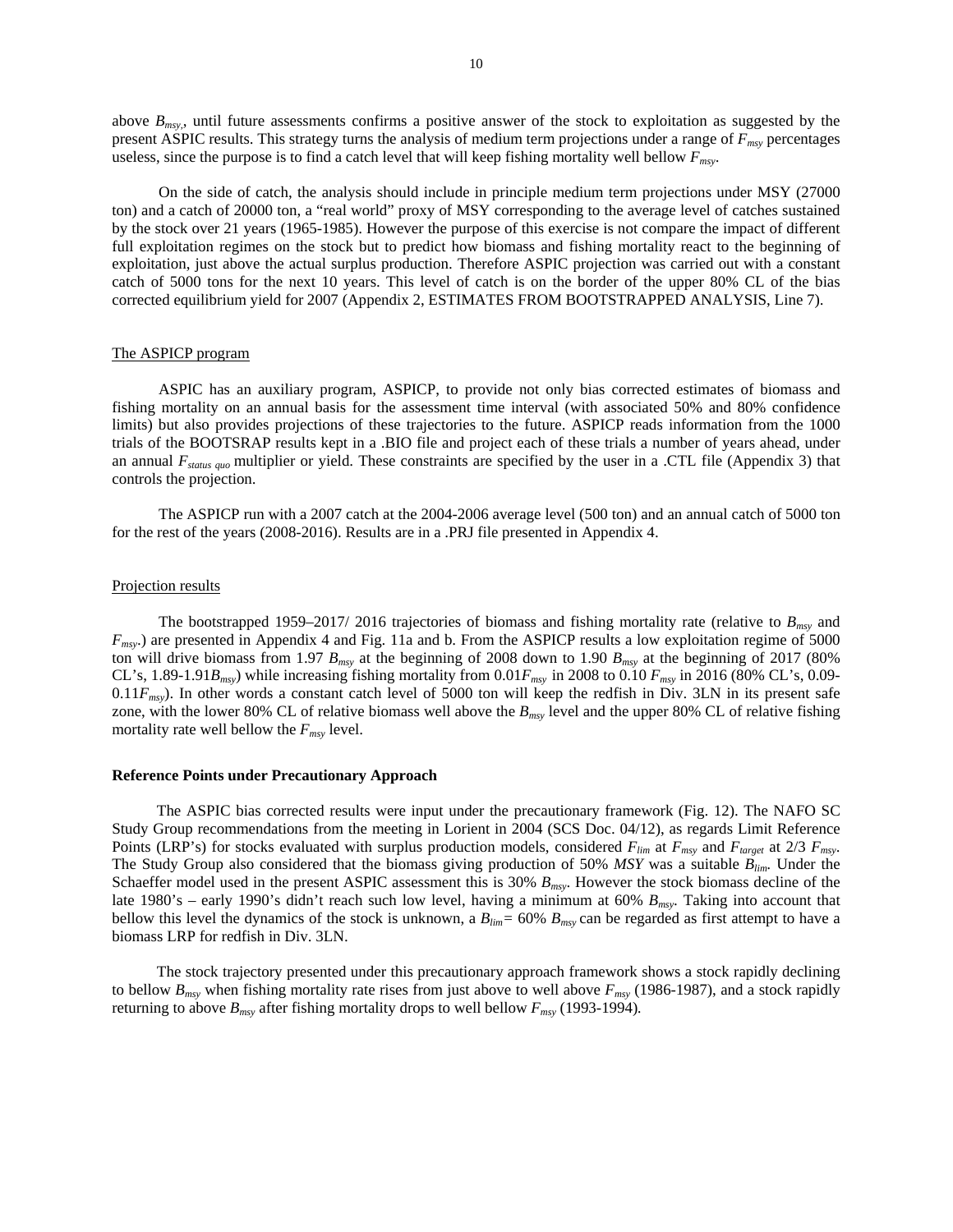above $B_{msy}$, until future assessments confirms a positive answer of the stock to exploitation as suggested by the present ASPIC results. This strategy turns the analysis of medium term projections under a range of $F_{msy}$ percentages useless, since the purpose is to find a catch level that will keep fishing mortality well bellow $F_{msy}$.

On the side of catch, the analysis should include in principle medium term projections under MSY (27000 ton) and a catch of 20000 ton, a "real world" proxy of MSY corresponding to the average level of catches sustained by the stock over 21 years (1965-1985). However the purpose of this exercise is not compare the impact of different full exploitation regimes on the stock but to predict how biomass and fishing mortality react to the beginning of exploitation, just above the actual surplus production. Therefore ASPIC projection was carried out with a constant catch of 5000 tons for the next 10 years. This level of catch is on the border of the upper 80% CL of the bias corrected equilibrium yield for 2007 (Appendix 2, ESTIMATES FROM BOOTSTRAPPED ANALYSIS, Line 7).

## The ASPICP program

ASPIC has an auxiliary program, ASPICP, to provide not only bias corrected estimates of biomass and fishing mortality on an annual basis for the assessment time interval (with associated 50% and 80% confidence limits) but also provides projections of these trajectories to the future. ASPICP reads information from the 1000 trials of the BOOTSRAP results kept in a .BIO file and project each of these trials a number of years ahead, under an annual $F_{status\ quo}$ multiplier or yield. These constraints are specified by the user in a .CTL file (Appendix 3) that controls the projection.

The ASPICP run with a 2007 catch at the 2004-2006 average level (500 ton) and an annual catch of 5000 ton for the rest of the years (2008-2016). Results are in a .PRJ file presented in Appendix 4.

## Projection results

The bootstrapped 1959–2017/ 2016 trajectories of biomass and fishing mortality rate (relative to $B_{msy}$ and $F_{msy}$.) are presented in Appendix 4 and Fig. 11a and b. From the ASPICP results a low exploitation regime of 5000 ton will drive biomass from 1.97 $B_{msy}$ at the beginning of 2008 down to 1.90 $B_{msy}$ at the beginning of 2017 (80% CL's, 1.89-1.91$B_{msy}$) while increasing fishing mortality from 0.01$F_{msy}$ in 2008 to 0.10 $F_{msy}$ in 2016 (80% CL's, 0.09-0.11$F_{msy}$). In other words a constant catch level of 5000 ton will keep the redfish in Div. 3LN in its present safe zone, with the lower 80% CL of relative biomass well above the $B_{msy}$ level and the upper 80% CL of relative fishing mortality rate well bellow the $F_{msy}$ level.

## Reference Points under Precautionary Approach

The ASPIC bias corrected results were input under the precautionary framework (Fig. 12). The NAFO SC Study Group recommendations from the meeting in Lorient in 2004 (SCS Doc. 04/12), as regards Limit Reference Points (LRP's) for stocks evaluated with surplus production models, considered $F_{lim}$ at $F_{msy}$ and $F_{target}$ at 2/3 $F_{msy}$. The Study Group also considered that the biomass giving production of 50% *MSY* was a suitable $B_{lim}$. Under the Schaeffer model used in the present ASPIC assessment this is 30% $B_{msy}$. However the stock biomass decline of the late 1980's – early 1990's didn't reach such low level, having a minimum at 60% $B_{msy}$. Taking into account that bellow this level the dynamics of the stock is unknown, a $B_{lim}$= 60% $B_{msy}$ can be regarded as first attempt to have a biomass LRP for redfish in Div. 3LN.

The stock trajectory presented under this precautionary approach framework shows a stock rapidly declining to bellow $B_{msy}$ when fishing mortality rate rises from just above to well above $F_{msy}$ (1986-1987), and a stock rapidly returning to above $B_{msy}$ after fishing mortality drops to well bellow $F_{msy}$ (1993-1994).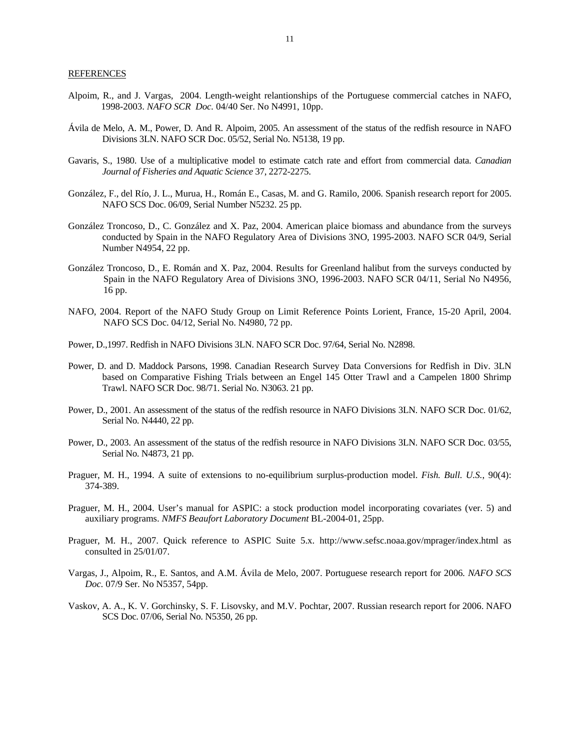## REFERENCES

Alpoim, R., and J. Vargas, 2004. Length-weight relantionships of the Portuguese commercial catches in NAFO, 1998-2003. *NAFO SCR Doc.* 04/40 Ser. No N4991, 10pp.

Ávila de Melo, A. M., Power, D. And R. Alpoim, 2005. An assessment of the status of the redfish resource in NAFO Divisions 3LN. NAFO SCR Doc. 05/52, Serial No. N5138, 19 pp.

Gavaris, S., 1980. Use of a multiplicative model to estimate catch rate and effort from commercial data. *Canadian Journal of Fisheries and Aquatic Science* 37, 2272-2275.

González, F., del Río, J. L., Murua, H., Román E., Casas, M. and G. Ramilo, 2006. Spanish research report for 2005. NAFO SCS Doc. 06/09, Serial Number N5232. 25 pp.

González Troncoso, D., C. González and X. Paz, 2004. American plaice biomass and abundance from the surveys conducted by Spain in the NAFO Regulatory Area of Divisions 3NO, 1995-2003. NAFO SCR 04/9, Serial Number N4954, 22 pp.

González Troncoso, D., E. Román and X. Paz, 2004. Results for Greenland halibut from the surveys conducted by Spain in the NAFO Regulatory Area of Divisions 3NO, 1996-2003. NAFO SCR 04/11, Serial No N4956, 16 pp.

NAFO, 2004. Report of the NAFO Study Group on Limit Reference Points Lorient, France, 15-20 April, 2004. NAFO SCS Doc. 04/12, Serial No. N4980, 72 pp.

Power, D.,1997. Redfish in NAFO Divisions 3LN. NAFO SCR Doc. 97/64, Serial No. N2898.

Power, D. and D. Maddock Parsons, 1998. Canadian Research Survey Data Conversions for Redfish in Div. 3LN based on Comparative Fishing Trials between an Engel 145 Otter Trawl and a Campelen 1800 Shrimp Trawl. NAFO SCR Doc. 98/71. Serial No. N3063. 21 pp.

Power, D., 2001. An assessment of the status of the redfish resource in NAFO Divisions 3LN. NAFO SCR Doc. 01/62, Serial No. N4440, 22 pp.

Power, D., 2003. An assessment of the status of the redfish resource in NAFO Divisions 3LN. NAFO SCR Doc. 03/55, Serial No. N4873, 21 pp.

Praguer, M. H., 1994. A suite of extensions to no-equilibrium surplus-production model. *Fish. Bull. U.S.*, 90(4): 374-389.

Praguer, M. H., 2004. User's manual for ASPIC: a stock production model incorporating covariates (ver. 5) and auxiliary programs. *NMFS Beaufort Laboratory Document* BL-2004-01, 25pp.

Praguer, M. H., 2007. Quick reference to ASPIC Suite 5.x. http://www.sefsc.noaa.gov/mprager/index.html as consulted in 25/01/07.

Vargas, J., Alpoim, R., E. Santos, and A.M. Ávila de Melo, 2007. Portuguese research report for 2006. *NAFO SCS Doc.* 07/9 Ser. No N5357, 54pp.

Vaskov, A. A., K. V. Gorchinsky, S. F. Lisovsky, and M.V. Pochtar, 2007. Russian research report for 2006. NAFO SCS Doc. 07/06, Serial No. N5350, 26 pp.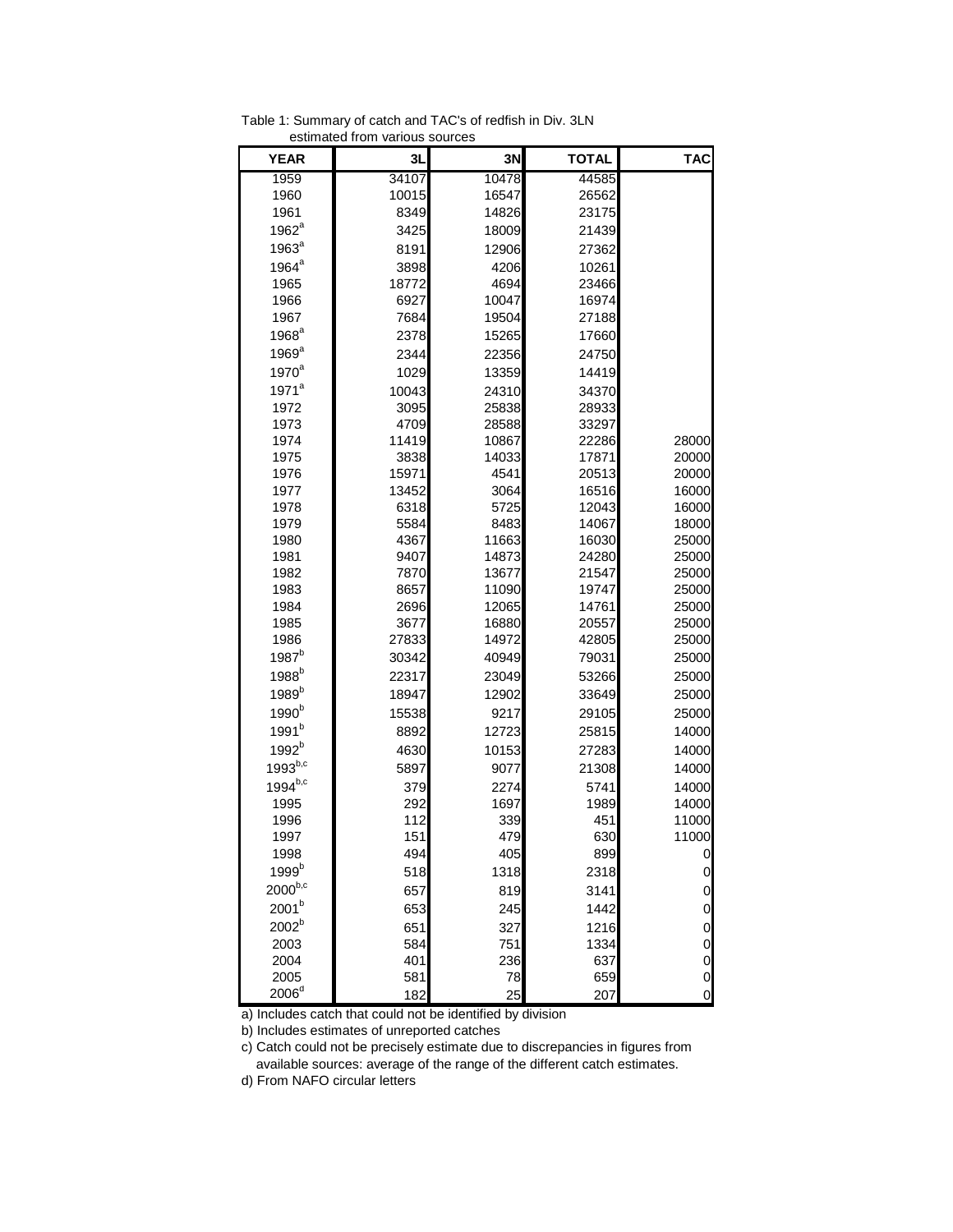Table 1: Summary of catch and TAC's of redfish in Div. 3LN estimated from various sources

| YEAR | 3L | 3N | TOTAL | TAC |
|---|---|---|---|---|
| 1959 | 34107 | 10478 | 44585 | |
| 1960 | 10015 | 16547 | 26562 | |
| 1961 | 8349 | 14826 | 23175 | |
| 1962[a] | 3425 | 18009 | 21439 | |
| 1963[a] | 8191 | 12906 | 27362 | |
| 1964[a] | 3898 | 4206 | 10261 | |
| 1965 | 18772 | 4694 | 23466 | |
| 1966 | 6927 | 10047 | 16974 | |
| 1967 | 7684 | 19504 | 27188 | |
| 1968[a] | 2378 | 15265 | 17660 | |
| 1969[a] | 2344 | 22356 | 24750 | |
| 1970[a] | 1029 | 13359 | 14419 | |
| 1971[a] | 10043 | 24310 | 34370 | |
| 1972 | 3095 | 25838 | 28933 | |
| 1973 | 4709 | 28588 | 33297 | |
| 1974 | 11419 | 10867 | 22286 | 28000 |
| 1975 | 3838 | 14033 | 17871 | 20000 |
| 1976 | 15971 | 4541 | 20513 | 20000 |
| 1977 | 13452 | 3064 | 16516 | 16000 |
| 1978 | 6318 | 5725 | 12043 | 16000 |
| 1979 | 5584 | 8483 | 14067 | 18000 |
| 1980 | 4367 | 11663 | 16030 | 25000 |
| 1981 | 9407 | 14873 | 24280 | 25000 |
| 1982 | 7870 | 13677 | 21547 | 25000 |
| 1983 | 8657 | 11090 | 19747 | 25000 |
| 1984 | 2696 | 12065 | 14761 | 25000 |
| 1985 | 3677 | 16880 | 20557 | 25000 |
| 1986 | 27833 | 14972 | 42805 | 25000 |
| 1987[b] | 30342 | 40949 | 79031 | 25000 |
| 1988[b] | 22317 | 23049 | 53266 | 25000 |
| 1989[b] | 18947 | 12902 | 33649 | 25000 |
| 1990[b] | 15538 | 9217 | 29105 | 25000 |
| 1991[b] | 8892 | 12723 | 25815 | 14000 |
| 1992[b] | 4630 | 10153 | 27283 | 14000 |
| 1993[b,c] | 5897 | 9077 | 21308 | 14000 |
| 1994[b,c] | 379 | 2274 | 5741 | 14000 |
| 1995 | 292 | 1697 | 1989 | 14000 |
| 1996 | 112 | 339 | 451 | 11000 |
| 1997 | 151 | 479 | 630 | 11000 |
| 1998 | 494 | 405 | 899 | 0 |
| 1999[b] | 518 | 1318 | 2318 | 0 |
| 2000[b,c] | 657 | 819 | 3141 | 0 |
| 2001[b] | 653 | 245 | 1442 | 0 |
| 2002[b] | 651 | 327 | 1216 | 0 |
| 2003 | 584 | 751 | 1334 | 0 |
| 2004 | 401 | 236 | 637 | 0 |
| 2005 | 581 | 78 | 659 | 0 |
| 2006[d] | 182 | 25 | 207 | 0 |

a) Includes catch that could not be identified by division

b) Includes estimates of unreported catches

c) Catch could not be precisely estimate due to discrepancies in figures from available sources: average of the range of the different catch estimates.

d) From NAFO circular letters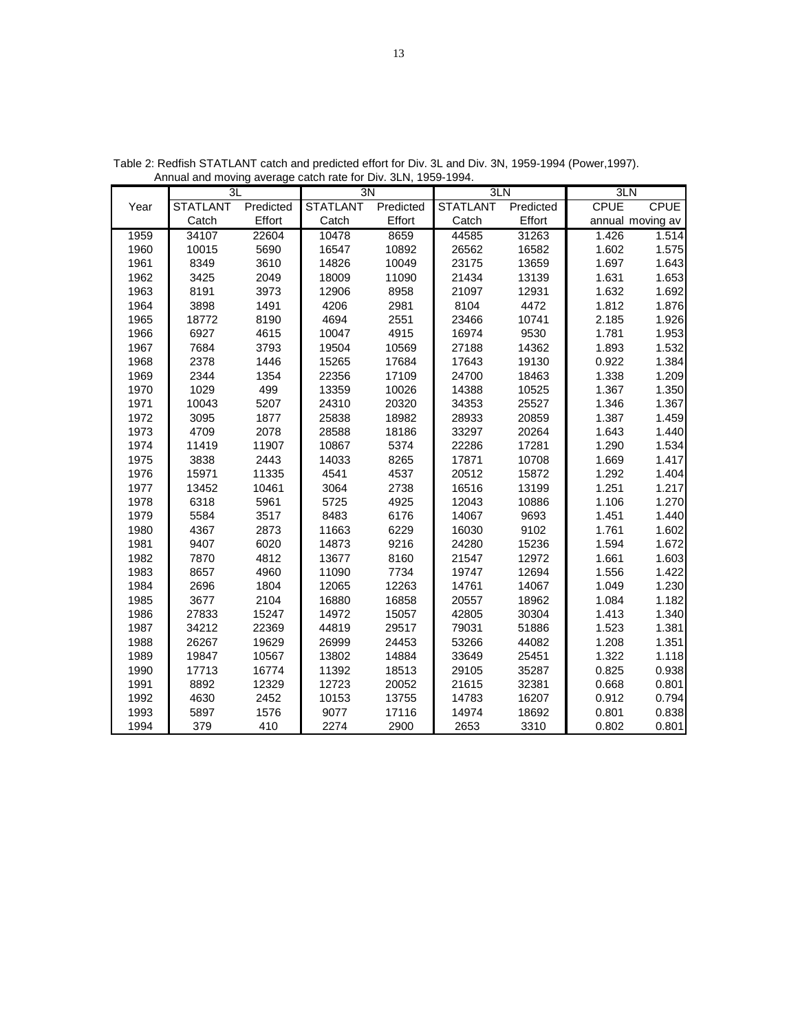Table 2: Redfish STATLANT catch and predicted effort for Div. 3L and Div. 3N, 1959-1994 (Power,1997). Annual and moving average catch rate for Div. 3LN, 1959-1994.

| | 3L | | 3N | | 3LN | | 3LN | |
|---|---|---|---|---|---|---|---|---|
| Year | STATLANT Catch | Predicted Effort | STATLANT Catch | Predicted Effort | STATLANT Catch | Predicted Effort | CPUE annual | CPUE moving av |
| 1959 | 34107 | 22604 | 10478 | 8659 | 44585 | 31263 | 1.426 | 1.514 |
| 1960 | 10015 | 5690 | 16547 | 10892 | 26562 | 16582 | 1.602 | 1.575 |
| 1961 | 8349 | 3610 | 14826 | 10049 | 23175 | 13659 | 1.697 | 1.643 |
| 1962 | 3425 | 2049 | 18009 | 11090 | 21434 | 13139 | 1.631 | 1.653 |
| 1963 | 8191 | 3973 | 12906 | 8958 | 21097 | 12931 | 1.632 | 1.692 |
| 1964 | 3898 | 1491 | 4206 | 2981 | 8104 | 4472 | 1.812 | 1.876 |
| 1965 | 18772 | 8190 | 4694 | 2551 | 23466 | 10741 | 2.185 | 1.926 |
| 1966 | 6927 | 4615 | 10047 | 4915 | 16974 | 9530 | 1.781 | 1.953 |
| 1967 | 7684 | 3793 | 19504 | 10569 | 27188 | 14362 | 1.893 | 1.532 |
| 1968 | 2378 | 1446 | 15265 | 17684 | 17643 | 19130 | 0.922 | 1.384 |
| 1969 | 2344 | 1354 | 22356 | 17109 | 24700 | 18463 | 1.338 | 1.209 |
| 1970 | 1029 | 499 | 13359 | 10026 | 14388 | 10525 | 1.367 | 1.350 |
| 1971 | 10043 | 5207 | 24310 | 20320 | 34353 | 25527 | 1.346 | 1.367 |
| 1972 | 3095 | 1877 | 25838 | 18982 | 28933 | 20859 | 1.387 | 1.459 |
| 1973 | 4709 | 2078 | 28588 | 18186 | 33297 | 20264 | 1.643 | 1.440 |
| 1974 | 11419 | 11907 | 10867 | 5374 | 22286 | 17281 | 1.290 | 1.534 |
| 1975 | 3838 | 2443 | 14033 | 8265 | 17871 | 10708 | 1.669 | 1.417 |
| 1976 | 15971 | 11335 | 4541 | 4537 | 20512 | 15872 | 1.292 | 1.404 |
| 1977 | 13452 | 10461 | 3064 | 2738 | 16516 | 13199 | 1.251 | 1.217 |
| 1978 | 6318 | 5961 | 5725 | 4925 | 12043 | 10886 | 1.106 | 1.270 |
| 1979 | 5584 | 3517 | 8483 | 6176 | 14067 | 9693 | 1.451 | 1.440 |
| 1980 | 4367 | 2873 | 11663 | 6229 | 16030 | 9102 | 1.761 | 1.602 |
| 1981 | 9407 | 6020 | 14873 | 9216 | 24280 | 15236 | 1.594 | 1.672 |
| 1982 | 7870 | 4812 | 13677 | 8160 | 21547 | 12972 | 1.661 | 1.603 |
| 1983 | 8657 | 4960 | 11090 | 7734 | 19747 | 12694 | 1.556 | 1.422 |
| 1984 | 2696 | 1804 | 12065 | 12263 | 14761 | 14067 | 1.049 | 1.230 |
| 1985 | 3677 | 2104 | 16880 | 16858 | 20557 | 18962 | 1.084 | 1.182 |
| 1986 | 27833 | 15247 | 14972 | 15057 | 42805 | 30304 | 1.413 | 1.340 |
| 1987 | 34212 | 22369 | 44819 | 29517 | 79031 | 51886 | 1.523 | 1.381 |
| 1988 | 26267 | 19629 | 26999 | 24453 | 53266 | 44082 | 1.208 | 1.351 |
| 1989 | 19847 | 10567 | 13802 | 14884 | 33649 | 25451 | 1.322 | 1.118 |
| 1990 | 17713 | 16774 | 11392 | 18513 | 29105 | 35287 | 0.825 | 0.938 |
| 1991 | 8892 | 12329 | 12723 | 20052 | 21615 | 32381 | 0.668 | 0.801 |
| 1992 | 4630 | 2452 | 10153 | 13755 | 14783 | 16207 | 0.912 | 0.794 |
| 1993 | 5897 | 1576 | 9077 | 17116 | 14974 | 18692 | 0.801 | 0.838 |
| 1994 | 379 | 410 | 2274 | 2900 | 2653 | 3310 | 0.802 | 0.801 |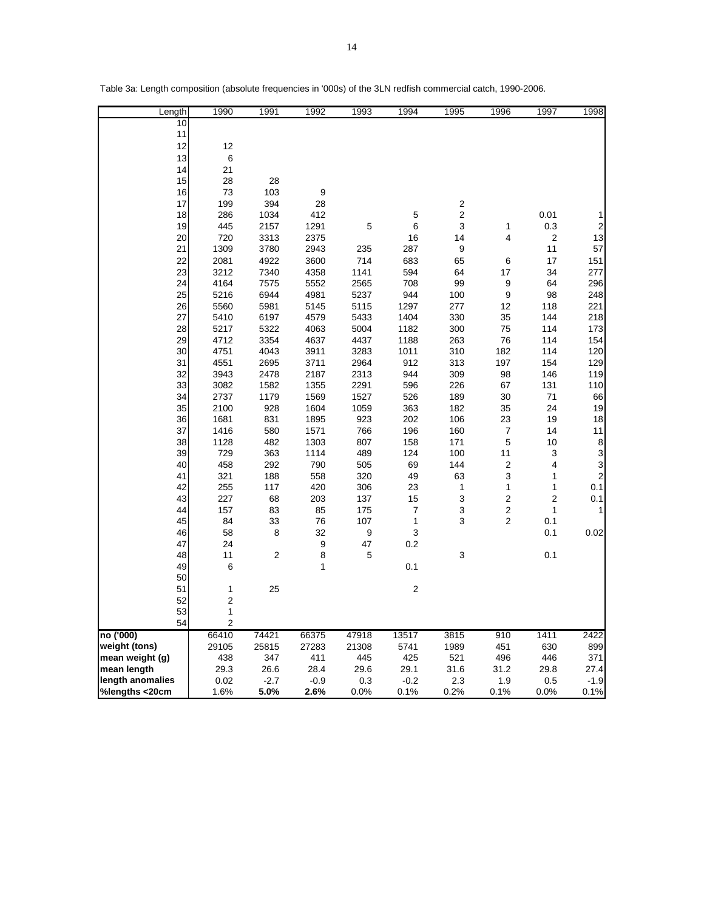Table 3a: Length composition (absolute frequencies in '000s) of the 3LN redfish commercial catch, 1990-2006.

| Length | 1990 | 1991 | 1992 | 1993 | 1994 | 1995 | 1996 | 1997 | 1998 |
|---|---|---|---|---|---|---|---|---|---|
| 10 | | | | | | | | | |
| 11 | | | | | | | | | |
| 12 | 12 | | | | | | | | |
| 13 | 6 | | | | | | | | |
| 14 | 21 | | | | | | | | |
| 15 | 28 | 28 | | | | | | | |
| 16 | 73 | 103 | 9 | | | | | | |
| 17 | 199 | 394 | 28 | | | 2 | | | 1 |
| 18 | 286 | 1034 | 412 | | 5 | 2 | | 0.01 | 1 |
| 19 | 445 | 2157 | 1291 | 5 | 6 | 3 | 1 | 0.3 | 2 |
| 20 | 720 | 3313 | 2375 | | 16 | 14 | 4 | 2 | 13 |
| 21 | 1309 | 3780 | 2943 | 235 | 287 | 9 | | 11 | 57 |
| 22 | 2081 | 4922 | 3600 | 714 | 683 | 65 | 6 | 17 | 151 |
| 23 | 3212 | 7340 | 4358 | 1141 | 594 | 64 | 17 | 34 | 277 |
| 24 | 4164 | 7575 | 5552 | 2565 | 708 | 99 | 9 | 64 | 296 |
| 25 | 5216 | 6944 | 4981 | 5237 | 944 | 100 | 9 | 98 | 248 |
| 26 | 5560 | 5981 | 5145 | 5115 | 1297 | 277 | 12 | 118 | 221 |
| 27 | 5410 | 6197 | 4579 | 5433 | 1404 | 330 | 35 | 144 | 218 |
| 28 | 5217 | 5322 | 4063 | 5004 | 1182 | 300 | 75 | 114 | 173 |
| 29 | 4712 | 3354 | 4637 | 4437 | 1188 | 263 | 76 | 114 | 154 |
| 30 | 4751 | 4043 | 3911 | 3283 | 1011 | 310 | 182 | 114 | 120 |
| 31 | 4551 | 2695 | 3711 | 2964 | 912 | 313 | 197 | 154 | 129 |
| 32 | 3943 | 2478 | 2187 | 2313 | 944 | 309 | 98 | 146 | 119 |
| 33 | 3082 | 1582 | 1355 | 2291 | 596 | 226 | 67 | 131 | 110 |
| 34 | 2737 | 1179 | 1569 | 1527 | 526 | 189 | 30 | 71 | 66 |
| 35 | 2100 | 928 | 1604 | 1059 | 363 | 182 | 35 | 24 | 19 |
| 36 | 1681 | 831 | 1895 | 923 | 202 | 106 | 23 | 19 | 18 |
| 37 | 1416 | 580 | 1571 | 766 | 196 | 160 | 7 | 14 | 11 |
| 38 | 1128 | 482 | 1303 | 807 | 158 | 171 | 5 | 10 | 8 |
| 39 | 729 | 363 | 1114 | 489 | 124 | 100 | 11 | 3 | 3 |
| 40 | 458 | 292 | 790 | 505 | 69 | 144 | 2 | 4 | 3 |
| 41 | 321 | 188 | 558 | 320 | 49 | 63 | 3 | 1 | 2 |
| 42 | 255 | 117 | 420 | 306 | 23 | 1 | 1 | 1 | 0.1 |
| 43 | 227 | 68 | 203 | 137 | 15 | 3 | 2 | 2 | 0.1 |
| 44 | 157 | 83 | 85 | 175 | 7 | 3 | 2 | 1 | 1 |
| 45 | 84 | 33 | 76 | 107 | 1 | 3 | 2 | 0.1 | |
| 46 | 58 | 8 | 32 | 9 | 3 | | | 0.1 | 0.02 |
| 47 | 24 | | 9 | 47 | 0.2 | | | | |
| 48 | 11 | 2 | 8 | 5 | | 3 | | 0.1 | |
| 49 | 6 | | 1 | | 0.1 | | | | |
| 50 | | | | | | | | | |
| 51 | 1 | 25 | | | 2 | | | | |
| 52 | 2 | | | | | | | | |
| 53 | 1 | | | | | | | | |
| 54 | 2 | | | | | | | | |
| **no ('000)** | 66410 | 74421 | 66375 | 47918 | 13517 | 3815 | 910 | 1411 | 2422 |
| **weight (tons)** | 29105 | 25815 | 27283 | 21308 | 5741 | 1989 | 451 | 630 | 899 |
| **mean weight (g)** | 438 | 347 | 411 | 445 | 425 | 521 | 496 | 446 | 371 |
| **mean length** | 29.3 | 26.6 | 28.4 | 29.6 | 29.1 | 31.6 | 31.2 | 29.8 | 27.4 |
| **length anomalies** | 0.02 | -2.7 | -0.9 | 0.3 | -0.2 | 2.3 | 1.9 | 0.5 | -1.9 |
| **%lengths <20cm** | 1.6% | **5.0%** | **2.6%** | 0.0% | 0.1% | 0.2% | 0.1% | 0.0% | 0.1% |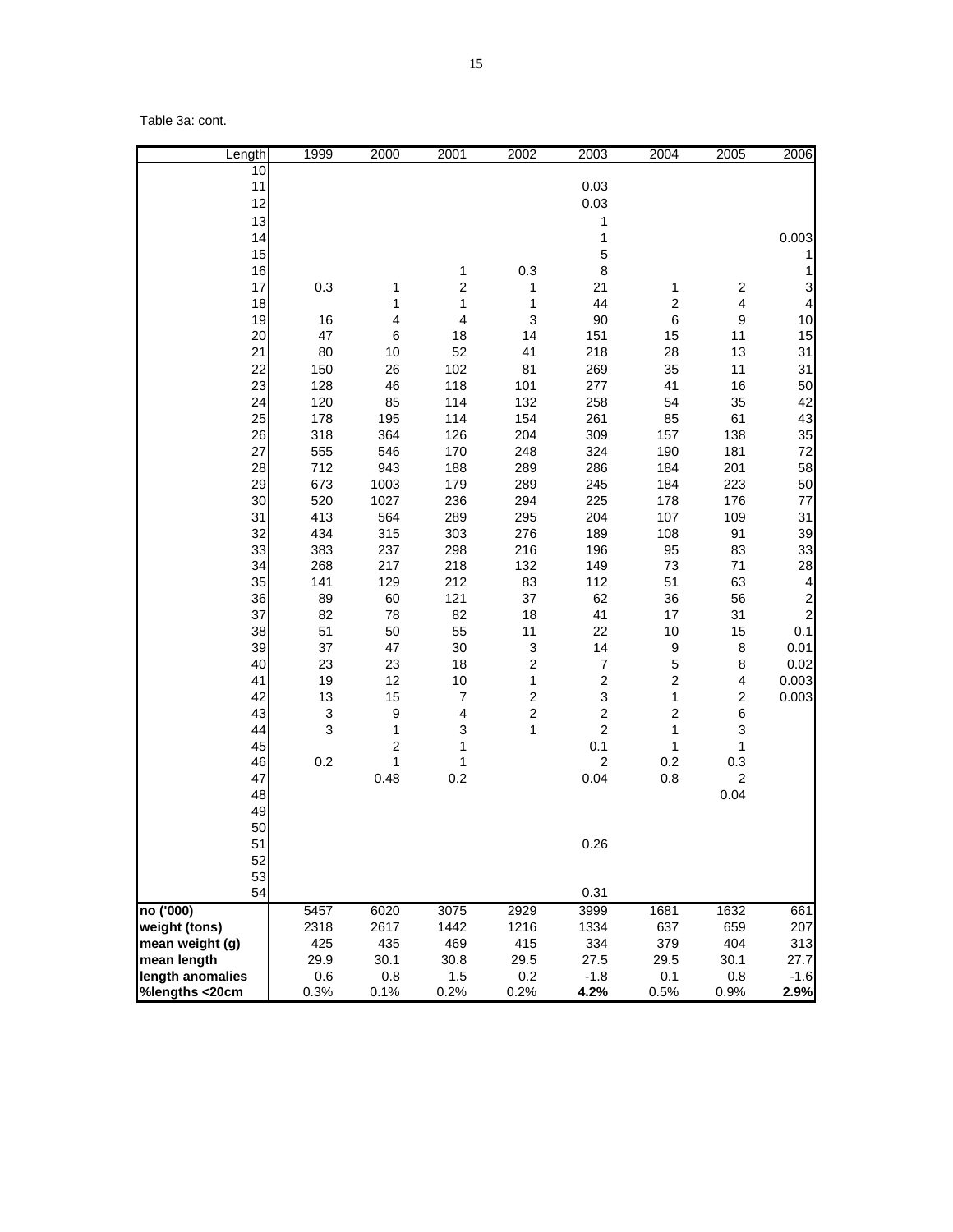Table 3a: cont.

| Length | 1999 | 2000 | 2001 | 2002 | 2003 | 2004 | 2005 | 2006 |
|---|---|---|---|---|---|---|---|---|
| 10 | | | | | | | | |
| 11 | | | | | 0.03 | | | |
| 12 | | | | | 0.03 | | | |
| 13 | | | | | 1 | | | |
| 14 | | | | | 1 | | | 0.003 |
| 15 | | | | | 5 | | | 1 |
| 16 | | | 1 | 0.3 | 8 | | | 1 |
| 17 | 0.3 | 1 | 2 | 1 | 21 | 1 | 2 | 3 |
| 18 | | 1 | 1 | 1 | 44 | 2 | 4 | 4 |
| 19 | 16 | 4 | 4 | 3 | 90 | 6 | 9 | 10 |
| 20 | 47 | 6 | 18 | 14 | 151 | 15 | 11 | 15 |
| 21 | 80 | 10 | 52 | 41 | 218 | 28 | 13 | 31 |
| 22 | 150 | 26 | 102 | 81 | 269 | 35 | 11 | 31 |
| 23 | 128 | 46 | 118 | 101 | 277 | 41 | 16 | 50 |
| 24 | 120 | 85 | 114 | 132 | 258 | 54 | 35 | 42 |
| 25 | 178 | 195 | 114 | 154 | 261 | 85 | 61 | 43 |
| 26 | 318 | 364 | 126 | 204 | 309 | 157 | 138 | 35 |
| 27 | 555 | 546 | 170 | 248 | 324 | 190 | 181 | 72 |
| 28 | 712 | 943 | 188 | 289 | 286 | 184 | 201 | 58 |
| 29 | 673 | 1003 | 179 | 289 | 245 | 184 | 223 | 50 |
| 30 | 520 | 1027 | 236 | 294 | 225 | 178 | 176 | 77 |
| 31 | 413 | 564 | 289 | 295 | 204 | 107 | 109 | 31 |
| 32 | 434 | 315 | 303 | 276 | 189 | 108 | 91 | 39 |
| 33 | 383 | 237 | 298 | 216 | 196 | 95 | 83 | 33 |
| 34 | 268 | 217 | 218 | 132 | 149 | 73 | 71 | 28 |
| 35 | 141 | 129 | 212 | 83 | 112 | 51 | 63 | 4 |
| 36 | 89 | 60 | 121 | 37 | 62 | 36 | 56 | 2 |
| 37 | 82 | 78 | 82 | 18 | 41 | 17 | 31 | 2 |
| 38 | 51 | 50 | 55 | 11 | 22 | 10 | 15 | 0.1 |
| 39 | 37 | 47 | 30 | 3 | 14 | 9 | 8 | 0.01 |
| 40 | 23 | 23 | 18 | 2 | 7 | 5 | 8 | 0.02 |
| 41 | 19 | 12 | 10 | 1 | 2 | 2 | 4 | 0.003 |
| 42 | 13 | 15 | 7 | 2 | 3 | 1 | 2 | 0.003 |
| 43 | 3 | 9 | 4 | 2 | 2 | 2 | 6 | |
| 44 | 3 | 1 | 3 | 1 | 2 | 1 | 3 | |
| 45 | | 2 | 1 | | 0.1 | 1 | 1 | |
| 46 | 0.2 | 1 | 1 | | 2 | 0.2 | 0.3 | |
| 47 | | 0.48 | 0.2 | | 0.04 | 0.8 | 2 | |
| 48 | | | | | | | 0.04 | |
| 49 | | | | | | | | |
| 50 | | | | | | | | |
| 51 | | | | | 0.26 | | | |
| 52 | | | | | | | | |
| 53 | | | | | | | | |
| 54 | | | | | 0.31 | | | |
| **no ('000)** | 5457 | 6020 | 3075 | 2929 | 3999 | 1681 | 1632 | 661 |
| **weight (tons)** | 2318 | 2617 | 1442 | 1216 | 1334 | 637 | 659 | 207 |
| **mean weight (g)** | 425 | 435 | 469 | 415 | 334 | 379 | 404 | 313 |
| **mean length** | 29.9 | 30.1 | 30.8 | 29.5 | 27.5 | 29.5 | 30.1 | 27.7 |
| **length anomalies** | 0.6 | 0.8 | 1.5 | 0.2 | -1.8 | 0.1 | 0.8 | -1.6 |
| **%lengths <20cm** | 0.3% | 0.1% | 0.2% | 0.2% | **4.2%** | 0.5% | 0.9% | **2.9%** |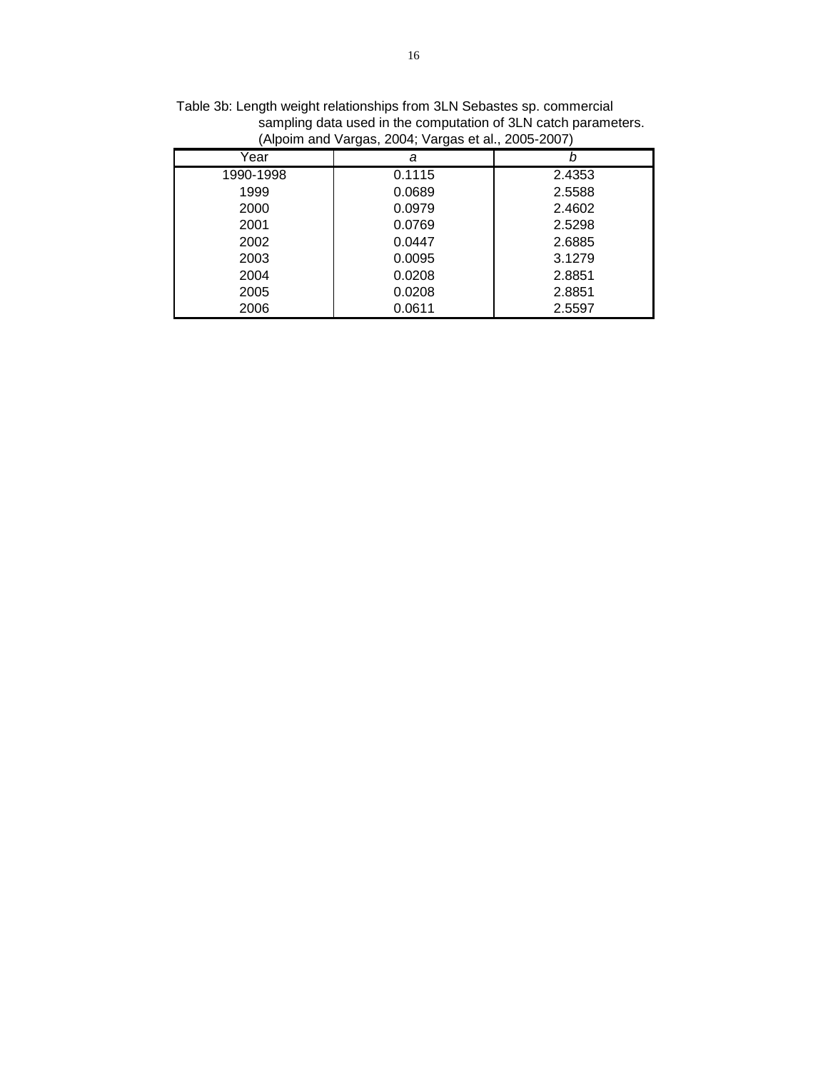Table 3b: Length weight relationships from 3LN Sebastes sp. commercial sampling data used in the computation of 3LN catch parameters. (Alpoim and Vargas, 2004; Vargas et al., 2005-2007)

| Year | *a* | *b* |
|---|---|---|
| 1990-1998 | 0.1115 | 2.4353 |
| 1999 | 0.0689 | 2.5588 |
| 2000 | 0.0979 | 2.4602 |
| 2001 | 0.0769 | 2.5298 |
| 2002 | 0.0447 | 2.6885 |
| 2003 | 0.0095 | 3.1279 |
| 2004 | 0.0208 | 2.8851 |
| 2005 | 0.0208 | 2.8851 |
| 2006 | 0.0611 | 2.5597 |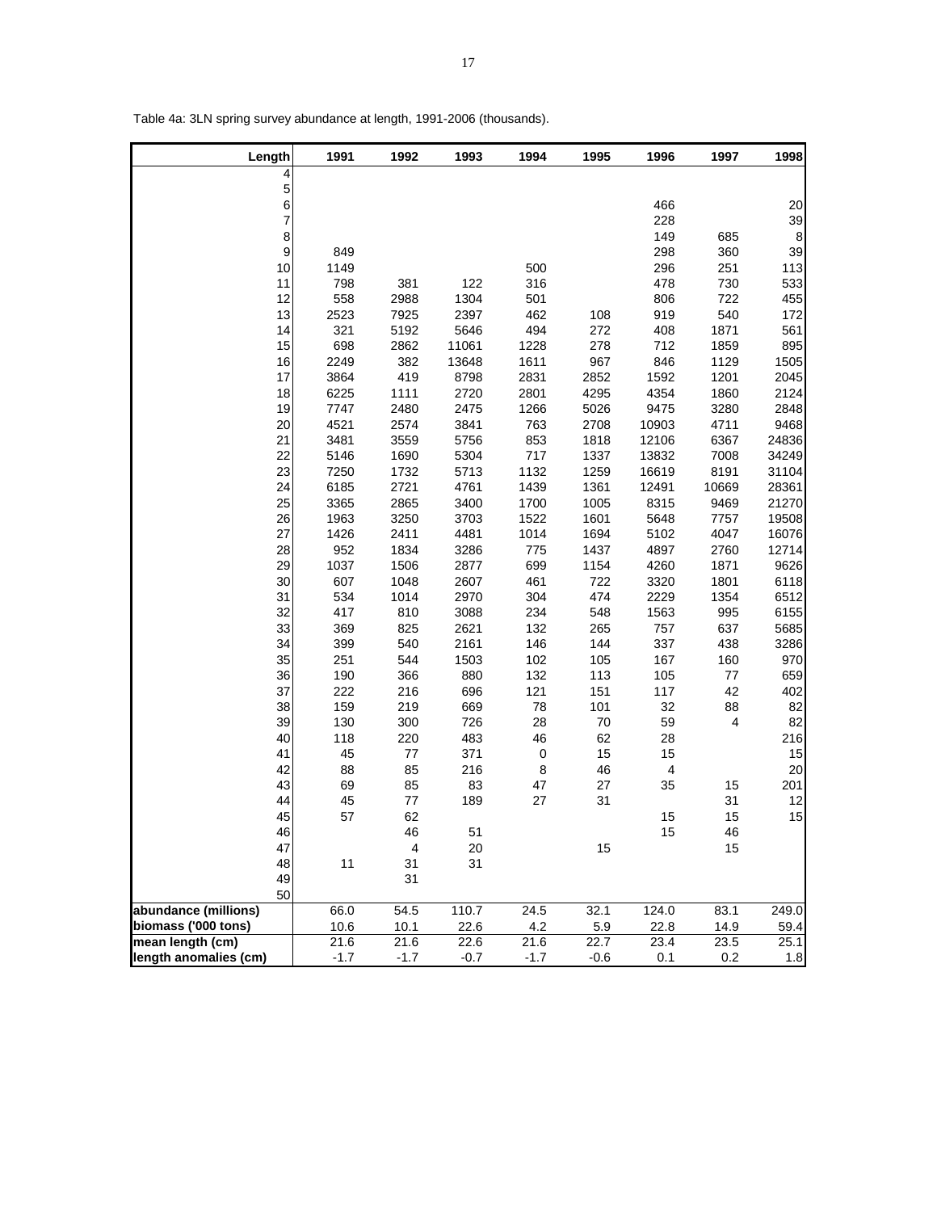Table 4a: 3LN spring survey abundance at length, 1991-2006 (thousands).

| Length | 1991 | 1992 | 1993 | 1994 | 1995 | 1996 | 1997 | 1998 |
|---|---|---|---|---|---|---|---|---|
| 4 | | | | | | | | |
| 5 | | | | | | | | |
| 6 | | | | | | 466 | | 20 |
| 7 | | | | | | 228 | | 39 |
| 8 | | | | | | 149 | 685 | 8 |
| 9 | 849 | | | | | 298 | 360 | 39 |
| 10 | 1149 | | | 500 | | 296 | 251 | 113 |
| 11 | 798 | 381 | 122 | 316 | | 478 | 730 | 533 |
| 12 | 558 | 2988 | 1304 | 501 | | 806 | 722 | 455 |
| 13 | 2523 | 7925 | 2397 | 462 | 108 | 919 | 540 | 172 |
| 14 | 321 | 5192 | 5646 | 494 | 272 | 408 | 1871 | 561 |
| 15 | 698 | 2862 | 11061 | 1228 | 278 | 712 | 1859 | 895 |
| 16 | 2249 | 382 | 13648 | 1611 | 967 | 846 | 1129 | 1505 |
| 17 | 3864 | 419 | 8798 | 2831 | 2852 | 1592 | 1201 | 2045 |
| 18 | 6225 | 1111 | 2720 | 2801 | 4295 | 4354 | 1860 | 2124 |
| 19 | 7747 | 2480 | 2475 | 1266 | 5026 | 9475 | 3280 | 2848 |
| 20 | 4521 | 2574 | 3841 | 763 | 2708 | 10903 | 4711 | 9468 |
| 21 | 3481 | 3559 | 5756 | 853 | 1818 | 12106 | 6367 | 24836 |
| 22 | 5146 | 1690 | 5304 | 717 | 1337 | 13832 | 7008 | 34249 |
| 23 | 7250 | 1732 | 5713 | 1132 | 1259 | 16619 | 8191 | 31104 |
| 24 | 6185 | 2721 | 4761 | 1439 | 1361 | 12491 | 10669 | 28361 |
| 25 | 3365 | 2865 | 3400 | 1700 | 1005 | 8315 | 9469 | 21270 |
| 26 | 1963 | 3250 | 3703 | 1522 | 1601 | 5648 | 7757 | 19508 |
| 27 | 1426 | 2411 | 4481 | 1014 | 1694 | 5102 | 4047 | 16076 |
| 28 | 952 | 1834 | 3286 | 775 | 1437 | 4897 | 2760 | 12714 |
| 29 | 1037 | 1506 | 2877 | 699 | 1154 | 4260 | 1871 | 9626 |
| 30 | 607 | 1048 | 2607 | 461 | 722 | 3320 | 1801 | 6118 |
| 31 | 534 | 1014 | 2970 | 304 | 474 | 2229 | 1354 | 6512 |
| 32 | 417 | 810 | 3088 | 234 | 548 | 1563 | 995 | 6155 |
| 33 | 369 | 825 | 2621 | 132 | 265 | 757 | 637 | 5685 |
| 34 | 399 | 540 | 2161 | 146 | 144 | 337 | 438 | 3286 |
| 35 | 251 | 544 | 1503 | 102 | 105 | 167 | 160 | 970 |
| 36 | 190 | 366 | 880 | 132 | 113 | 105 | 77 | 659 |
| 37 | 222 | 216 | 696 | 121 | 151 | 117 | 42 | 402 |
| 38 | 159 | 219 | 669 | 78 | 101 | 32 | 88 | 82 |
| 39 | 130 | 300 | 726 | 28 | 70 | 59 | 4 | 82 |
| 40 | 118 | 220 | 483 | 46 | 62 | 28 | | 216 |
| 41 | 45 | 77 | 371 | 0 | 15 | 15 | | 15 |
| 42 | 88 | 85 | 216 | 8 | 46 | 4 | | 20 |
| 43 | 69 | 85 | 83 | 47 | 27 | 35 | 15 | 201 |
| 44 | 45 | 77 | 189 | 27 | 31 | | 31 | 12 |
| 45 | 57 | 62 | | | | 15 | 15 | 15 |
| 46 | | 46 | 51 | | | 15 | 46 | |
| 47 | | 4 | 20 | | 15 | | 15 | |
| 48 | 11 | 31 | 31 | | | | | |
| 49 | | 31 | | | | | | |
| 50 | | | | | | | | |
| **abundance (millions)** | 66.0 | 54.5 | 110.7 | 24.5 | 32.1 | 124.0 | 83.1 | 249.0 |
| **biomass ('000 tons)** | 10.6 | 10.1 | 22.6 | 4.2 | 5.9 | 22.8 | 14.9 | 59.4 |
| **mean length (cm)** | 21.6 | 21.6 | 22.6 | 21.6 | 22.7 | 23.4 | 23.5 | 25.1 |
| **length anomalies (cm)** | -1.7 | -1.7 | -0.7 | -1.7 | -0.6 | 0.1 | 0.2 | 1.8 |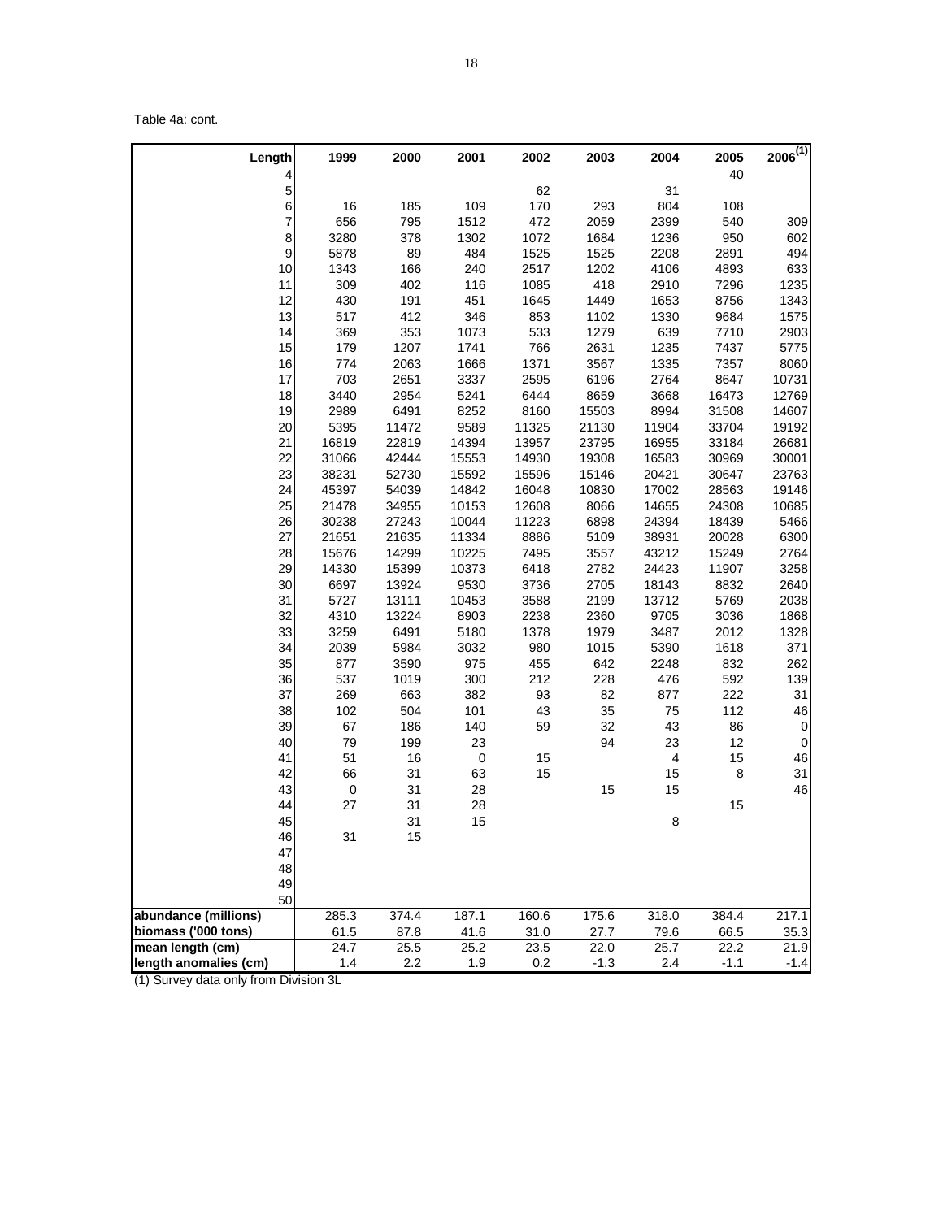Table 4a: cont.

| Length | 1999 | 2000 | 2001 | 2002 | 2003 | 2004 | 2005 | 2006 (1) |
|---|---|---|---|---|---|---|---|---|
| 4 | | | | | | | 40 | |
| 5 | | | | 62 | | 31 | | |
| 6 | 16 | 185 | 109 | 170 | 293 | 804 | 108 | |
| 7 | 656 | 795 | 1512 | 472 | 2059 | 2399 | 540 | 309 |
| 8 | 3280 | 378 | 1302 | 1072 | 1684 | 1236 | 950 | 602 |
| 9 | 5878 | 89 | 484 | 1525 | 1525 | 2208 | 2891 | 494 |
| 10 | 1343 | 166 | 240 | 2517 | 1202 | 4106 | 4893 | 633 |
| 11 | 309 | 402 | 116 | 1085 | 418 | 2910 | 7296 | 1235 |
| 12 | 430 | 191 | 451 | 1645 | 1449 | 1653 | 8756 | 1343 |
| 13 | 517 | 412 | 346 | 853 | 1102 | 1330 | 9684 | 1575 |
| 14 | 369 | 353 | 1073 | 533 | 1279 | 639 | 7710 | 2903 |
| 15 | 179 | 1207 | 1741 | 766 | 2631 | 1235 | 7437 | 5775 |
| 16 | 774 | 2063 | 1666 | 1371 | 3567 | 1335 | 7357 | 8060 |
| 17 | 703 | 2651 | 3337 | 2595 | 6196 | 2764 | 8647 | 10731 |
| 18 | 3440 | 2954 | 5241 | 6444 | 8659 | 3668 | 16473 | 12769 |
| 19 | 2989 | 6491 | 8252 | 8160 | 15503 | 8994 | 31508 | 14607 |
| 20 | 5395 | 11472 | 9589 | 11325 | 21130 | 11904 | 33704 | 19192 |
| 21 | 16819 | 22819 | 14394 | 13957 | 23795 | 16955 | 33184 | 26681 |
| 22 | 31066 | 42444 | 15553 | 14930 | 19308 | 16583 | 30969 | 30001 |
| 23 | 38231 | 52730 | 15592 | 15596 | 15146 | 20421 | 30647 | 23763 |
| 24 | 45397 | 54039 | 14842 | 16048 | 10830 | 17002 | 28563 | 19146 |
| 25 | 21478 | 34955 | 10153 | 12608 | 8066 | 14655 | 24308 | 10685 |
| 26 | 30238 | 27243 | 10044 | 11223 | 6898 | 24394 | 18439 | 5466 |
| 27 | 21651 | 21635 | 11334 | 8886 | 5109 | 38931 | 20028 | 6300 |
| 28 | 15676 | 14299 | 10225 | 7495 | 3557 | 43212 | 15249 | 2764 |
| 29 | 14330 | 15399 | 10373 | 6418 | 2782 | 24423 | 11907 | 3258 |
| 30 | 6697 | 13924 | 9530 | 3736 | 2705 | 18143 | 8832 | 2640 |
| 31 | 5727 | 13111 | 10453 | 3588 | 2199 | 13712 | 5769 | 2038 |
| 32 | 4310 | 13224 | 8903 | 2238 | 2360 | 9705 | 3036 | 1868 |
| 33 | 3259 | 6491 | 5180 | 1378 | 1979 | 3487 | 2012 | 1328 |
| 34 | 2039 | 5984 | 3032 | 980 | 1015 | 5390 | 1618 | 371 |
| 35 | 877 | 3590 | 975 | 455 | 642 | 2248 | 832 | 262 |
| 36 | 537 | 1019 | 300 | 212 | 228 | 476 | 592 | 139 |
| 37 | 269 | 663 | 382 | 93 | 82 | 877 | 222 | 31 |
| 38 | 102 | 504 | 101 | 43 | 35 | 75 | 112 | 46 |
| 39 | 67 | 186 | 140 | 59 | 32 | 43 | 86 | 0 |
| 40 | 79 | 199 | 23 | | 94 | 23 | 12 | 0 |
| 41 | 51 | 16 | 0 | 15 | | 4 | 15 | 46 |
| 42 | 66 | 31 | 63 | 15 | | 15 | 8 | 31 |
| 43 | 0 | 31 | 28 | | 15 | 15 | | 46 |
| 44 | 27 | 31 | 28 | | | | 15 | |
| 45 | | 31 | 15 | | | 8 | | |
| 46 | 31 | 15 | | | | | | |
| 47 | | | | | | | | |
| 48 | | | | | | | | |
| 49 | | | | | | | | |
| 50 | | | | | | | | |
| **abundance (millions)** | 285.3 | 374.4 | 187.1 | 160.6 | 175.6 | 318.0 | 384.4 | 217.1 |
| **biomass ('000 tons)** | 61.5 | 87.8 | 41.6 | 31.0 | 27.7 | 79.6 | 66.5 | 35.3 |
| **mean length (cm)** | 24.7 | 25.5 | 25.2 | 23.5 | 22.0 | 25.7 | 22.2 | 21.9 |
| **length anomalies (cm)** | 1.4 | 2.2 | 1.9 | 0.2 | -1.3 | 2.4 | -1.1 | -1.4 |

(1) Survey data only from Division 3L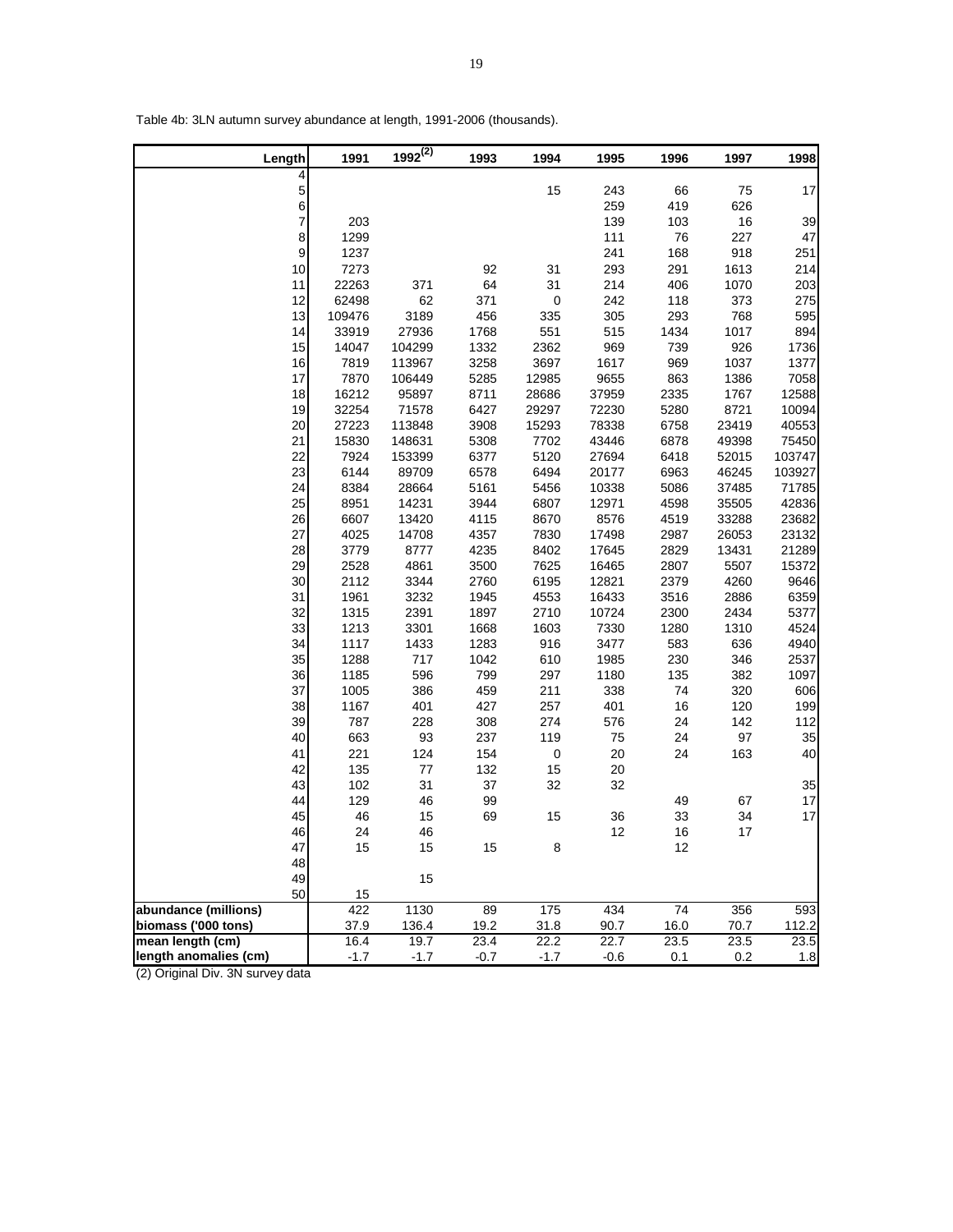Table 4b: 3LN autumn survey abundance at length, 1991-2006 (thousands).

| Length | 1991 | 1992[(2)] | 1993 | 1994 | 1995 | 1996 | 1997 | 1998 |
|---|---|---|---|---|---|---|---|---|
| 4 | | | | | | | | |
| 5 | | | | 15 | 243 | 66 | 75 | 17 |
| 6 | | | | | 259 | 419 | 626 | |
| 7 | 203 | | | | 139 | 103 | 16 | 39 |
| 8 | 1299 | | | | 111 | 76 | 227 | 47 |
| 9 | 1237 | | | | 241 | 168 | 918 | 251 |
| 10 | 7273 | | 92 | 31 | 293 | 291 | 1613 | 214 |
| 11 | 22263 | 371 | 64 | 31 | 214 | 406 | 1070 | 203 |
| 12 | 62498 | 62 | 371 | 0 | 242 | 118 | 373 | 275 |
| 13 | 109476 | 3189 | 456 | 335 | 305 | 293 | 768 | 595 |
| 14 | 33919 | 27936 | 1768 | 551 | 515 | 1434 | 1017 | 894 |
| 15 | 14047 | 104299 | 1332 | 2362 | 969 | 739 | 926 | 1736 |
| 16 | 7819 | 113967 | 3258 | 3697 | 1617 | 969 | 1037 | 1377 |
| 17 | 7870 | 106449 | 5285 | 12985 | 9655 | 863 | 1386 | 7058 |
| 18 | 16212 | 95897 | 8711 | 28686 | 37959 | 2335 | 1767 | 12588 |
| 19 | 32254 | 71578 | 6427 | 29297 | 72230 | 5280 | 8721 | 10094 |
| 20 | 27223 | 113848 | 3908 | 15293 | 78338 | 6758 | 23419 | 40553 |
| 21 | 15830 | 148631 | 5308 | 7702 | 43446 | 6878 | 49398 | 75450 |
| 22 | 7924 | 153399 | 6377 | 5120 | 27694 | 6418 | 52015 | 103747 |
| 23 | 6144 | 89709 | 6578 | 6494 | 20177 | 6963 | 46245 | 103927 |
| 24 | 8384 | 28664 | 5161 | 5456 | 10338 | 5086 | 37485 | 71785 |
| 25 | 8951 | 14231 | 3944 | 6807 | 12971 | 4598 | 35505 | 42836 |
| 26 | 6607 | 13420 | 4115 | 8670 | 8576 | 4519 | 33288 | 23682 |
| 27 | 4025 | 14708 | 4357 | 7830 | 17498 | 2987 | 26053 | 23132 |
| 28 | 3779 | 8777 | 4235 | 8402 | 17645 | 2829 | 13431 | 21289 |
| 29 | 2528 | 4861 | 3500 | 7625 | 16465 | 2807 | 5507 | 15372 |
| 30 | 2112 | 3344 | 2760 | 6195 | 12821 | 2379 | 4260 | 9646 |
| 31 | 1961 | 3232 | 1945 | 4553 | 16433 | 3516 | 2886 | 6359 |
| 32 | 1315 | 2391 | 1897 | 2710 | 10724 | 2300 | 2434 | 5377 |
| 33 | 1213 | 3301 | 1668 | 1603 | 7330 | 1280 | 1310 | 4524 |
| 34 | 1117 | 1433 | 1283 | 916 | 3477 | 583 | 636 | 4940 |
| 35 | 1288 | 717 | 1042 | 610 | 1985 | 230 | 346 | 2537 |
| 36 | 1185 | 596 | 799 | 297 | 1180 | 135 | 382 | 1097 |
| 37 | 1005 | 386 | 459 | 211 | 338 | 74 | 320 | 606 |
| 38 | 1167 | 401 | 427 | 257 | 401 | 16 | 120 | 199 |
| 39 | 787 | 228 | 308 | 274 | 576 | 24 | 142 | 112 |
| 40 | 663 | 93 | 237 | 119 | 75 | 24 | 97 | 35 |
| 41 | 221 | 124 | 154 | 0 | 20 | 24 | 163 | 40 |
| 42 | 135 | 77 | 132 | 15 | 20 | | | |
| 43 | 102 | 31 | 37 | 32 | 32 | | | 35 |
| 44 | 129 | 46 | 99 | | | 49 | 67 | 17 |
| 45 | 46 | 15 | 69 | 15 | 36 | 33 | 34 | 17 |
| 46 | 24 | 46 | | | 12 | 16 | 17 | |
| 47 | 15 | 15 | 15 | 8 | | 12 | | |
| 48 | | | | | | | | |
| 49 | | 15 | | | | | | |
| 50 | 15 | | | | | | | |
| **abundance (millions)** | 422 | 1130 | 89 | 175 | 434 | 74 | 356 | 593 |
| **biomass ('000 tons)** | 37.9 | 136.4 | 19.2 | 31.8 | 90.7 | 16.0 | 70.7 | 112.2 |
| **mean length (cm)** | 16.4 | 19.7 | 23.4 | 22.2 | 22.7 | 23.5 | 23.5 | 23.5 |
| **length anomalies (cm)** | -1.7 | -1.7 | -0.7 | -1.7 | -0.6 | 0.1 | 0.2 | 1.8 |

(2) Original Div. 3N survey data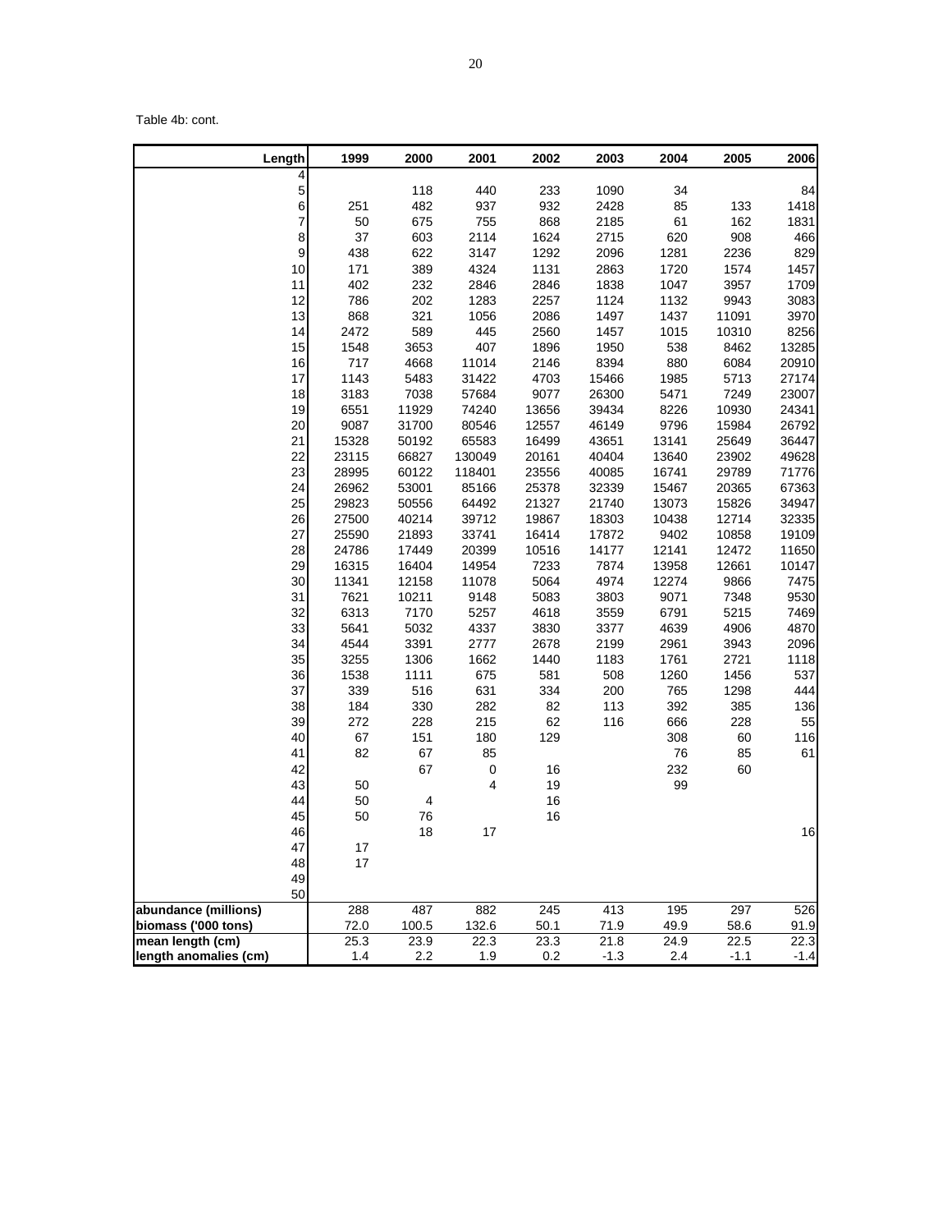Table 4b: cont.

| Length | 1999 | 2000 | 2001 | 2002 | 2003 | 2004 | 2005 | 2006 |
|---|---|---|---|---|---|---|---|---|
| 4 | | | | | | | | |
| 5 | | 118 | 440 | 233 | 1090 | 34 | | 84 |
| 6 | 251 | 482 | 937 | 932 | 2428 | 85 | 133 | 1418 |
| 7 | 50 | 675 | 755 | 868 | 2185 | 61 | 162 | 1831 |
| 8 | 37 | 603 | 2114 | 1624 | 2715 | 620 | 908 | 466 |
| 9 | 438 | 622 | 3147 | 1292 | 2096 | 1281 | 2236 | 829 |
| 10 | 171 | 389 | 4324 | 1131 | 2863 | 1720 | 1574 | 1457 |
| 11 | 402 | 232 | 2846 | 2846 | 1838 | 1047 | 3957 | 1709 |
| 12 | 786 | 202 | 1283 | 2257 | 1124 | 1132 | 9943 | 3083 |
| 13 | 868 | 321 | 1056 | 2086 | 1497 | 1437 | 11091 | 3970 |
| 14 | 2472 | 589 | 445 | 2560 | 1457 | 1015 | 10310 | 8256 |
| 15 | 1548 | 3653 | 407 | 1896 | 1950 | 538 | 8462 | 13285 |
| 16 | 717 | 4668 | 11014 | 2146 | 8394 | 880 | 6084 | 20910 |
| 17 | 1143 | 5483 | 31422 | 4703 | 15466 | 1985 | 5713 | 27174 |
| 18 | 3183 | 7038 | 57684 | 9077 | 26300 | 5471 | 7249 | 23007 |
| 19 | 6551 | 11929 | 74240 | 13656 | 39434 | 8226 | 10930 | 24341 |
| 20 | 9087 | 31700 | 80546 | 12557 | 46149 | 9796 | 15984 | 26792 |
| 21 | 15328 | 50192 | 65583 | 16499 | 43651 | 13141 | 25649 | 36447 |
| 22 | 23115 | 66827 | 130049 | 20161 | 40404 | 13640 | 23902 | 49628 |
| 23 | 28995 | 60122 | 118401 | 23556 | 40085 | 16741 | 29789 | 71776 |
| 24 | 26962 | 53001 | 85166 | 25378 | 32339 | 15467 | 20365 | 67363 |
| 25 | 29823 | 50556 | 64492 | 21327 | 21740 | 13073 | 15826 | 34947 |
| 26 | 27500 | 40214 | 39712 | 19867 | 18303 | 10438 | 12714 | 32335 |
| 27 | 25590 | 21893 | 33741 | 16414 | 17872 | 9402 | 10858 | 19109 |
| 28 | 24786 | 17449 | 20399 | 10516 | 14177 | 12141 | 12472 | 11650 |
| 29 | 16315 | 16404 | 14954 | 7233 | 7874 | 13958 | 12661 | 10147 |
| 30 | 11341 | 12158 | 11078 | 5064 | 4974 | 12274 | 9866 | 7475 |
| 31 | 7621 | 10211 | 9148 | 5083 | 3803 | 9071 | 7348 | 9530 |
| 32 | 6313 | 7170 | 5257 | 4618 | 3559 | 6791 | 5215 | 7469 |
| 33 | 5641 | 5032 | 4337 | 3830 | 3377 | 4639 | 4906 | 4870 |
| 34 | 4544 | 3391 | 2777 | 2678 | 2199 | 2961 | 3943 | 2096 |
| 35 | 3255 | 1306 | 1662 | 1440 | 1183 | 1761 | 2721 | 1118 |
| 36 | 1538 | 1111 | 675 | 581 | 508 | 1260 | 1456 | 537 |
| 37 | 339 | 516 | 631 | 334 | 200 | 765 | 1298 | 444 |
| 38 | 184 | 330 | 282 | 82 | 113 | 392 | 385 | 136 |
| 39 | 272 | 228 | 215 | 62 | 116 | 666 | 228 | 55 |
| 40 | 67 | 151 | 180 | 129 | | 308 | 60 | 116 |
| 41 | 82 | 67 | 85 | | | 76 | 85 | 61 |
| 42 | | 67 | 0 | 16 | | 232 | 60 | |
| 43 | 50 | | 4 | 19 | | 99 | | |
| 44 | 50 | 4 | | 16 | | | | |
| 45 | 50 | 76 | | 16 | | | | |
| 46 | | 18 | 17 | | | | | 16 |
| 47 | 17 | | | | | | | |
| 48 | 17 | | | | | | | |
| 49 | | | | | | | | |
| 50 | | | | | | | | |
| **abundance (millions)** | 288 | 487 | 882 | 245 | 413 | 195 | 297 | 526 |
| **biomass ('000 tons)** | 72.0 | 100.5 | 132.6 | 50.1 | 71.9 | 49.9 | 58.6 | 91.9 |
| **mean length (cm)** | 25.3 | 23.9 | 22.3 | 23.3 | 21.8 | 24.9 | 22.5 | 22.3 |
| **length anomalies (cm)** | 1.4 | 2.2 | 1.9 | 0.2 | -1.3 | 2.4 | -1.1 | -1.4 |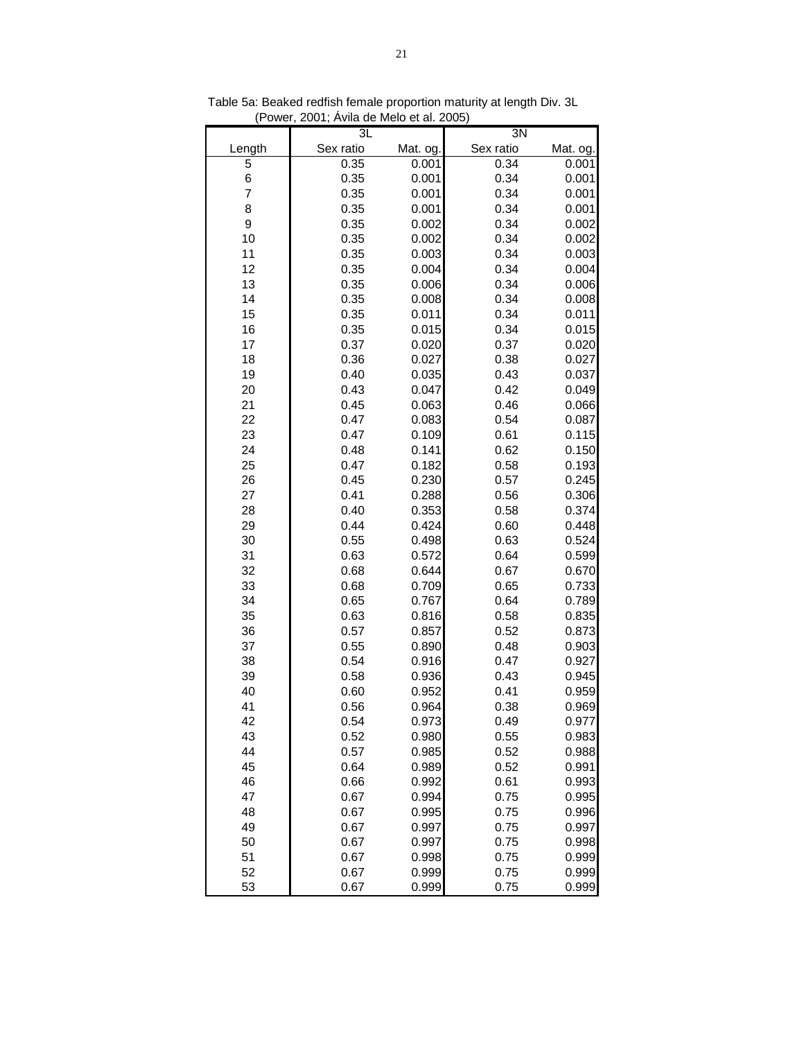Table 5a: Beaked redfish female proportion maturity at length Div. 3L (Power, 2001; Ávila de Melo et al. 2005)

| | 3L | | 3N | |
|---|---|---|---|---|
| Length | Sex ratio | Mat. og. | Sex ratio | Mat. og. |
| 5 | 0.35 | 0.001 | 0.34 | 0.001 |
| 6 | 0.35 | 0.001 | 0.34 | 0.001 |
| 7 | 0.35 | 0.001 | 0.34 | 0.001 |
| 8 | 0.35 | 0.001 | 0.34 | 0.001 |
| 9 | 0.35 | 0.002 | 0.34 | 0.002 |
| 10 | 0.35 | 0.002 | 0.34 | 0.002 |
| 11 | 0.35 | 0.003 | 0.34 | 0.003 |
| 12 | 0.35 | 0.004 | 0.34 | 0.004 |
| 13 | 0.35 | 0.006 | 0.34 | 0.006 |
| 14 | 0.35 | 0.008 | 0.34 | 0.008 |
| 15 | 0.35 | 0.011 | 0.34 | 0.011 |
| 16 | 0.35 | 0.015 | 0.34 | 0.015 |
| 17 | 0.37 | 0.020 | 0.37 | 0.020 |
| 18 | 0.36 | 0.027 | 0.38 | 0.027 |
| 19 | 0.40 | 0.035 | 0.43 | 0.037 |
| 20 | 0.43 | 0.047 | 0.42 | 0.049 |
| 21 | 0.45 | 0.063 | 0.46 | 0.066 |
| 22 | 0.47 | 0.083 | 0.54 | 0.087 |
| 23 | 0.47 | 0.109 | 0.61 | 0.115 |
| 24 | 0.48 | 0.141 | 0.62 | 0.150 |
| 25 | 0.47 | 0.182 | 0.58 | 0.193 |
| 26 | 0.45 | 0.230 | 0.57 | 0.245 |
| 27 | 0.41 | 0.288 | 0.56 | 0.306 |
| 28 | 0.40 | 0.353 | 0.58 | 0.374 |
| 29 | 0.44 | 0.424 | 0.60 | 0.448 |
| 30 | 0.55 | 0.498 | 0.63 | 0.524 |
| 31 | 0.63 | 0.572 | 0.64 | 0.599 |
| 32 | 0.68 | 0.644 | 0.67 | 0.670 |
| 33 | 0.68 | 0.709 | 0.65 | 0.733 |
| 34 | 0.65 | 0.767 | 0.64 | 0.789 |
| 35 | 0.63 | 0.816 | 0.58 | 0.835 |
| 36 | 0.57 | 0.857 | 0.52 | 0.873 |
| 37 | 0.55 | 0.890 | 0.48 | 0.903 |
| 38 | 0.54 | 0.916 | 0.47 | 0.927 |
| 39 | 0.58 | 0.936 | 0.43 | 0.945 |
| 40 | 0.60 | 0.952 | 0.41 | 0.959 |
| 41 | 0.56 | 0.964 | 0.38 | 0.969 |
| 42 | 0.54 | 0.973 | 0.49 | 0.977 |
| 43 | 0.52 | 0.980 | 0.55 | 0.983 |
| 44 | 0.57 | 0.985 | 0.52 | 0.988 |
| 45 | 0.64 | 0.989 | 0.52 | 0.991 |
| 46 | 0.66 | 0.992 | 0.61 | 0.993 |
| 47 | 0.67 | 0.994 | 0.75 | 0.995 |
| 48 | 0.67 | 0.995 | 0.75 | 0.996 |
| 49 | 0.67 | 0.997 | 0.75 | 0.997 |
| 50 | 0.67 | 0.997 | 0.75 | 0.998 |
| 51 | 0.67 | 0.998 | 0.75 | 0.999 |
| 52 | 0.67 | 0.999 | 0.75 | 0.999 |
| 53 | 0.67 | 0.999 | 0.75 | 0.999 |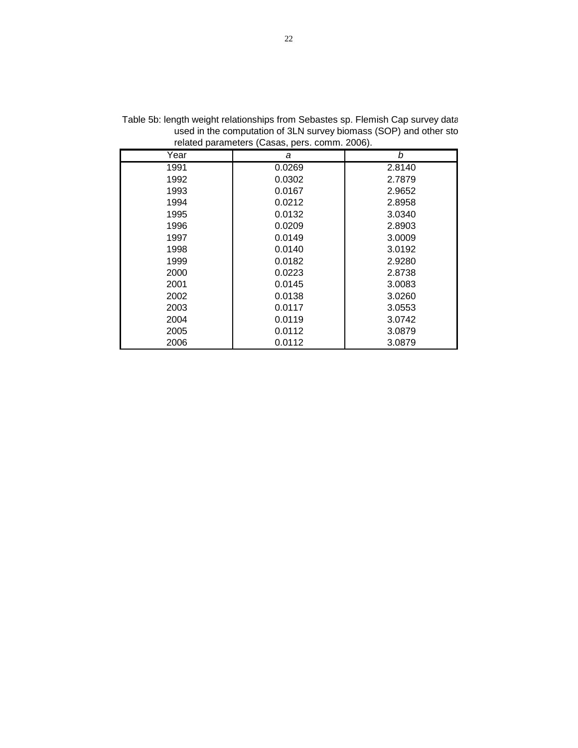Table 5b: length weight relationships from Sebastes sp. Flemish Cap survey data used in the computation of 3LN survey biomass (SOP) and other sto related parameters (Casas, pers. comm. 2006).

| Year | *a* | *b* |
|---|---|---|
| 1991 | 0.0269 | 2.8140 |
| 1992 | 0.0302 | 2.7879 |
| 1993 | 0.0167 | 2.9652 |
| 1994 | 0.0212 | 2.8958 |
| 1995 | 0.0132 | 3.0340 |
| 1996 | 0.0209 | 2.8903 |
| 1997 | 0.0149 | 3.0009 |
| 1998 | 0.0140 | 3.0192 |
| 1999 | 0.0182 | 2.9280 |
| 2000 | 0.0223 | 2.8738 |
| 2001 | 0.0145 | 3.0083 |
| 2002 | 0.0138 | 3.0260 |
| 2003 | 0.0117 | 3.0553 |
| 2004 | 0.0119 | 3.0742 |
| 2005 | 0.0112 | 3.0879 |
| 2006 | 0.0112 | 3.0879 |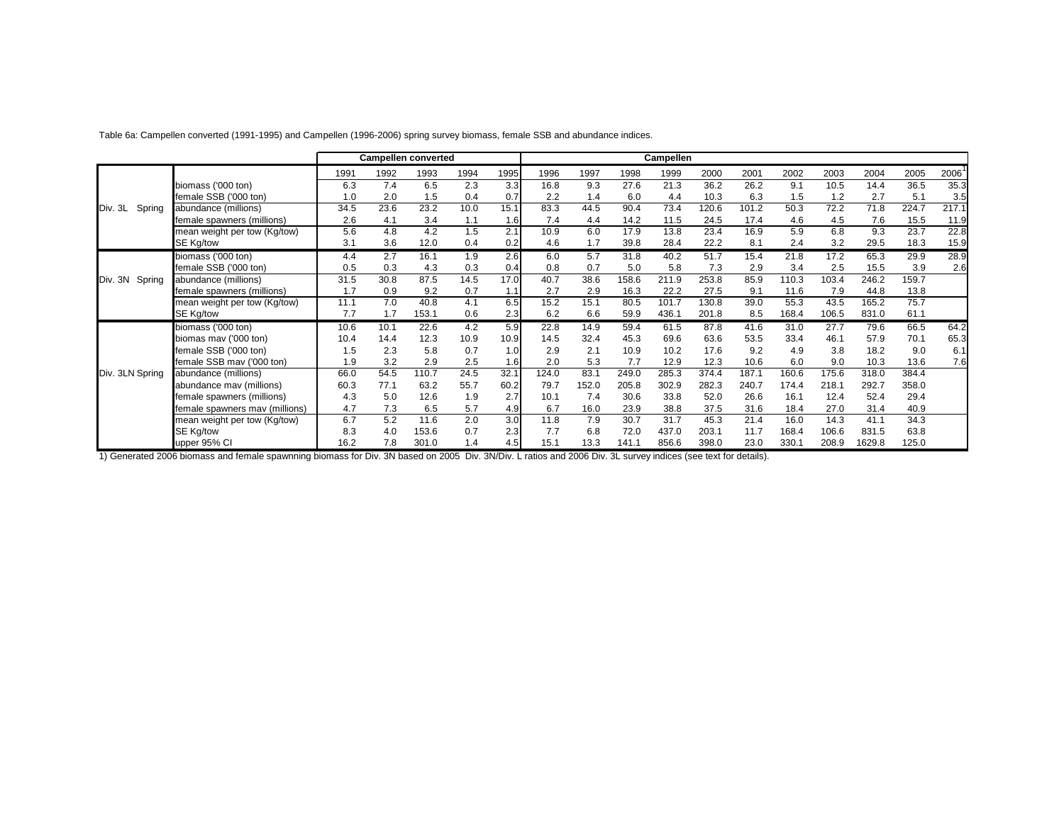Table 6a: Campellen converted (1991-1995) and Campellen (1996-2006) spring survey biomass, female SSB and abundance indices.

| | | Campellen converted | | | | | Campellen | | | | | | | | | | |
|---|---|---|---|---|---|---|---|---|---|---|---|---|---|---|---|---|---|
| | | 1991 | 1992 | 1993 | 1994 | 1995 | 1996 | 1997 | 1998 | 1999 | 2000 | 2001 | 2002 | 2003 | 2004 | 2005 | 2006[1] |
| Div. 3L Spring | biomass ('000 ton) | 6.3 | 7.4 | 6.5 | 2.3 | 3.3 | 16.8 | 9.3 | 27.6 | 21.3 | 36.2 | 26.2 | 9.1 | 10.5 | 14.4 | 36.5 | 35.3 |
| | female SSB ('000 ton) | 1.0 | 2.0 | 1.5 | 0.4 | 0.7 | 2.2 | 1.4 | 6.0 | 4.4 | 10.3 | 6.3 | 1.5 | 1.2 | 2.7 | 5.1 | 3.5 |
| | abundance (millions) | 34.5 | 23.6 | 23.2 | 10.0 | 15.1 | 83.3 | 44.5 | 90.4 | 73.4 | 120.6 | 101.2 | 50.3 | 72.2 | 71.8 | 224.7 | 217.1 |
| | female spawners (millions) | 2.6 | 4.1 | 3.4 | 1.1 | 1.6 | 7.4 | 4.4 | 14.2 | 11.5 | 24.5 | 17.4 | 4.6 | 4.5 | 7.6 | 15.5 | 11.9 |
| | mean weight per tow (Kg/tow) | 5.6 | 4.8 | 4.2 | 1.5 | 2.1 | 10.9 | 6.0 | 17.9 | 13.8 | 23.4 | 16.9 | 5.9 | 6.8 | 9.3 | 23.7 | 22.8 |
| | SE Kg/tow | 3.1 | 3.6 | 12.0 | 0.4 | 0.2 | 4.6 | 1.7 | 39.8 | 28.4 | 22.2 | 8.1 | 2.4 | 3.2 | 29.5 | 18.3 | 15.9 |
| Div. 3N Spring | biomass ('000 ton) | 4.4 | 2.7 | 16.1 | 1.9 | 2.6 | 6.0 | 5.7 | 31.8 | 40.2 | 51.7 | 15.4 | 21.8 | 17.2 | 65.3 | 29.9 | 28.9 |
| | female SSB ('000 ton) | 0.5 | 0.3 | 4.3 | 0.3 | 0.4 | 0.8 | 0.7 | 5.0 | 5.8 | 7.3 | 2.9 | 3.4 | 2.5 | 15.5 | 3.9 | 2.6 |
| | abundance (millions) | 31.5 | 30.8 | 87.5 | 14.5 | 17.0 | 40.7 | 38.6 | 158.6 | 211.9 | 253.8 | 85.9 | 110.3 | 103.4 | 246.2 | 159.7 | |
| | female spawners (millions) | 1.7 | 0.9 | 9.2 | 0.7 | 1.1 | 2.7 | 2.9 | 16.3 | 22.2 | 27.5 | 9.1 | 11.6 | 7.9 | 44.8 | 13.8 | |
| | mean weight per tow (Kg/tow) | 11.1 | 7.0 | 40.8 | 4.1 | 6.5 | 15.2 | 15.1 | 80.5 | 101.7 | 130.8 | 39.0 | 55.3 | 43.5 | 165.2 | 75.7 | |
| | SE Kg/tow | 7.7 | 1.7 | 153.1 | 0.6 | 2.3 | 6.2 | 6.6 | 59.9 | 436.1 | 201.8 | 8.5 | 168.4 | 106.5 | 831.0 | 61.1 | |
| Div. 3LN Spring | biomass ('000 ton) | 10.6 | 10.1 | 22.6 | 4.2 | 5.9 | 22.8 | 14.9 | 59.4 | 61.5 | 87.8 | 41.6 | 31.0 | 27.7 | 79.6 | 66.5 | 64.2 |
| | biomas mav ('000 ton) | 10.4 | 14.4 | 12.3 | 10.9 | 10.9 | 14.5 | 32.4 | 45.3 | 69.6 | 63.6 | 53.5 | 33.4 | 46.1 | 57.9 | 70.1 | 65.3 |
| | female SSB ('000 ton) | 1.5 | 2.3 | 5.8 | 0.7 | 1.0 | 2.9 | 2.1 | 10.9 | 10.2 | 17.6 | 9.2 | 4.9 | 3.8 | 18.2 | 9.0 | 6.1 |
| | female SSB mav ('000 ton) | 1.9 | 3.2 | 2.9 | 2.5 | 1.6 | 2.0 | 5.3 | 7.7 | 12.9 | 12.3 | 10.6 | 6.0 | 9.0 | 10.3 | 13.6 | 7.6 |
| | abundance (millions) | 66.0 | 54.5 | 110.7 | 24.5 | 32.1 | 124.0 | 83.1 | 249.0 | 285.3 | 374.4 | 187.1 | 160.6 | 175.6 | 318.0 | 384.4 | |
| | abundance mav (millions) | 60.3 | 77.1 | 63.2 | 55.7 | 60.2 | 79.7 | 152.0 | 205.8 | 302.9 | 282.3 | 240.7 | 174.4 | 218.1 | 292.7 | 358.0 | |
| | female spawners (millions) | 4.3 | 5.0 | 12.6 | 1.9 | 2.7 | 10.1 | 7.4 | 30.6 | 33.8 | 52.0 | 26.6 | 16.1 | 12.4 | 52.4 | 29.4 | |
| | female spawners mav (millions) | 4.7 | 7.3 | 6.5 | 5.7 | 4.9 | 6.7 | 16.0 | 23.9 | 38.8 | 37.5 | 31.6 | 18.4 | 27.0 | 31.4 | 40.9 | |
| | mean weight per tow (Kg/tow) | 6.7 | 5.2 | 11.6 | 2.0 | 3.0 | 11.8 | 7.9 | 30.7 | 31.7 | 45.3 | 21.4 | 16.0 | 14.3 | 41.1 | 34.3 | |
| | SE Kg/tow | 8.3 | 4.0 | 153.6 | 0.7 | 2.3 | 7.7 | 6.8 | 72.0 | 437.0 | 203.1 | 11.7 | 168.4 | 106.6 | 831.5 | 63.8 | |
| | upper 95% CI | 16.2 | 7.8 | 301.0 | 1.4 | 4.5 | 15.1 | 13.3 | 141.1 | 856.6 | 398.0 | 23.0 | 330.1 | 208.9 | 1629.8 | 125.0 | |

1) Generated 2006 biomass and female spawnning biomass for Div. 3N based on 2005 Div. 3N/Div. L ratios and 2006 Div. 3L survey indices (see text for details).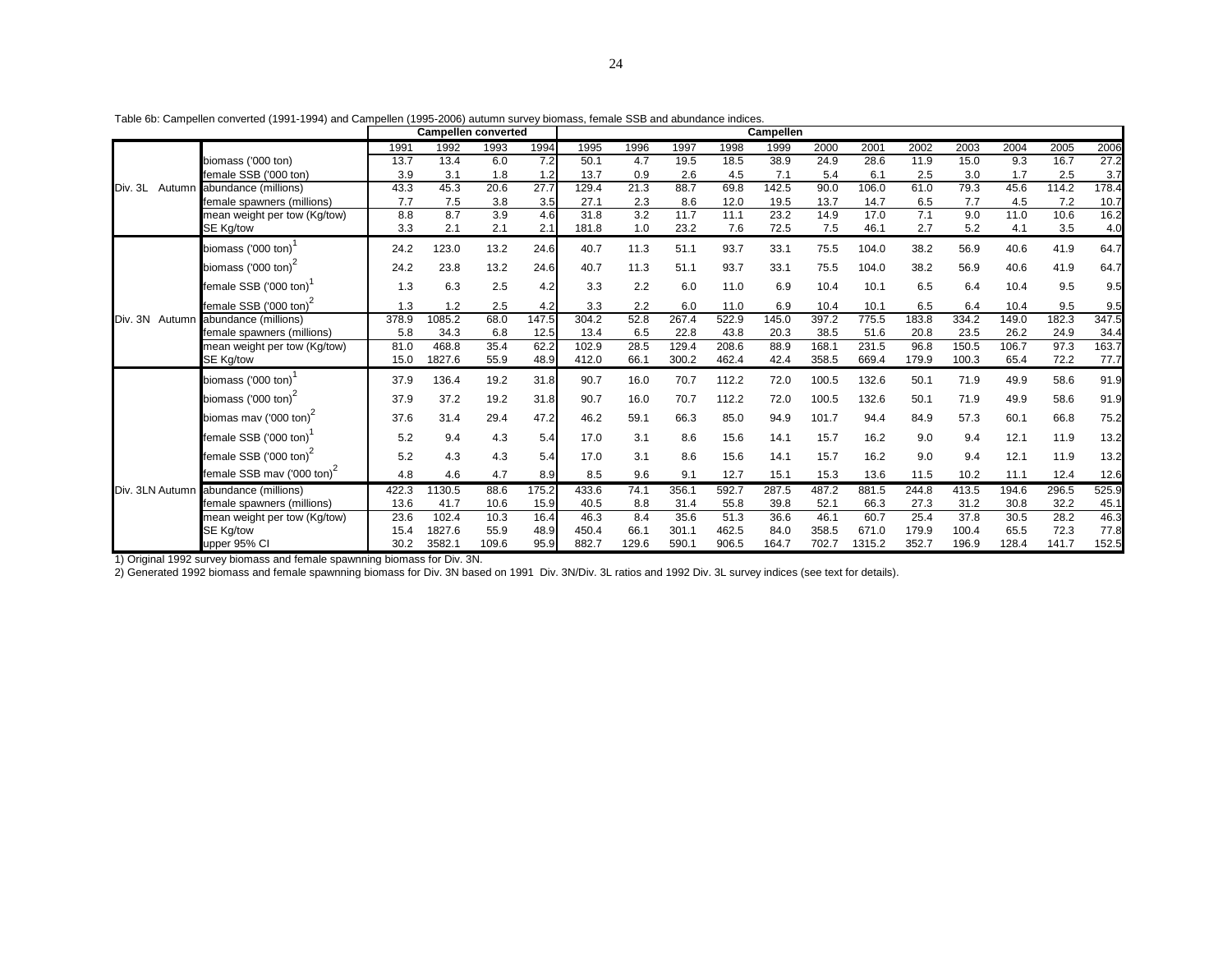Table 6b: Campellen converted (1991-1994) and Campellen (1995-2006) autumn survey biomass, female SSB and abundance indices.

| | | Campellen converted | | | | Campellen | | | | | | | | | | | |
|---|---|---|---|---|---|---|---|---|---|---|---|---|---|---|---|---|---|
| | | 1991 | 1992 | 1993 | 1994 | 1995 | 1996 | 1997 | 1998 | 1999 | 2000 | 2001 | 2002 | 2003 | 2004 | 2005 | 2006 |
| Div. 3L Autumn | biomass ('000 ton) | 13.7 | 13.4 | 6.0 | 7.2 | 50.1 | 4.7 | 19.5 | 18.5 | 38.9 | 24.9 | 28.6 | 11.9 | 15.0 | 9.3 | 16.7 | 27.2 |
| | female SSB ('000 ton) | 3.9 | 3.1 | 1.8 | 1.2 | 13.7 | 0.9 | 2.6 | 4.5 | 7.1 | 5.4 | 6.1 | 2.5 | 3.0 | 1.7 | 2.5 | 3.7 |
| | abundance (millions) | 43.3 | 45.3 | 20.6 | 27.7 | 129.4 | 21.3 | 88.7 | 69.8 | 142.5 | 90.0 | 106.0 | 61.0 | 79.3 | 45.6 | 114.2 | 178.4 |
| | female spawners (millions) | 7.7 | 7.5 | 3.8 | 3.5 | 27.1 | 2.3 | 8.6 | 12.0 | 19.5 | 13.7 | 14.7 | 6.5 | 7.7 | 4.5 | 7.2 | 10.7 |
| | mean weight per tow (Kg/tow) | 8.8 | 8.7 | 3.9 | 4.6 | 31.8 | 3.2 | 11.7 | 11.1 | 23.2 | 14.9 | 17.0 | 7.1 | 9.0 | 11.0 | 10.6 | 16.2 |
| | SE Kg/tow | 3.3 | 2.1 | 2.1 | 2.1 | 181.8 | 1.0 | 23.2 | 7.6 | 72.5 | 7.5 | 46.1 | 2.7 | 5.2 | 4.1 | 3.5 | 4.0 |
| Div. 3N Autumn | biomass ('000 ton)[1] | 24.2 | 123.0 | 13.2 | 24.6 | 40.7 | 11.3 | 51.1 | 93.7 | 33.1 | 75.5 | 104.0 | 38.2 | 56.9 | 40.6 | 41.9 | 64.7 |
| | biomass ('000 ton)[2] | 24.2 | 23.8 | 13.2 | 24.6 | 40.7 | 11.3 | 51.1 | 93.7 | 33.1 | 75.5 | 104.0 | 38.2 | 56.9 | 40.6 | 41.9 | 64.7 |
| | female SSB ('000 ton)[1] | 1.3 | 6.3 | 2.5 | 4.2 | 3.3 | 2.2 | 6.0 | 11.0 | 6.9 | 10.4 | 10.1 | 6.5 | 6.4 | 10.4 | 9.5 | 9.5 |
| | female SSB ('000 ton)[2] | 1.3 | 1.2 | 2.5 | 4.2 | 3.3 | 2.2 | 6.0 | 11.0 | 6.9 | 10.4 | 10.1 | 6.5 | 6.4 | 10.4 | 9.5 | 9.5 |
| | abundance (millions) | 378.9 | 1085.2 | 68.0 | 147.5 | 304.2 | 52.8 | 267.4 | 522.9 | 145.0 | 397.2 | 775.5 | 183.8 | 334.2 | 149.0 | 182.3 | 347.5 |
| | female spawners (millions) | 5.8 | 34.3 | 6.8 | 12.5 | 13.4 | 6.5 | 22.8 | 43.8 | 20.3 | 38.5 | 51.6 | 20.8 | 23.5 | 26.2 | 24.9 | 34.4 |
| | mean weight per tow (Kg/tow) | 81.0 | 468.8 | 35.4 | 62.2 | 102.9 | 28.5 | 129.4 | 208.6 | 88.9 | 168.1 | 231.5 | 96.8 | 150.5 | 106.7 | 97.3 | 163.7 |
| | SE Kg/tow | 15.0 | 1827.6 | 55.9 | 48.9 | 412.0 | 66.1 | 300.2 | 462.4 | 42.4 | 358.5 | 669.4 | 179.9 | 100.3 | 65.4 | 72.2 | 77.7 |
| Div. 3LN Autumn | biomass ('000 ton)[1] | 37.9 | 136.4 | 19.2 | 31.8 | 90.7 | 16.0 | 70.7 | 112.2 | 72.0 | 100.5 | 132.6 | 50.1 | 71.9 | 49.9 | 58.6 | 91.9 |
| | biomass ('000 ton)[2] | 37.9 | 37.2 | 19.2 | 31.8 | 90.7 | 16.0 | 70.7 | 112.2 | 72.0 | 100.5 | 132.6 | 50.1 | 71.9 | 49.9 | 58.6 | 91.9 |
| | biomas mav ('000 ton)[2] | 37.6 | 31.4 | 29.4 | 47.2 | 46.2 | 59.1 | 66.3 | 85.0 | 94.9 | 101.7 | 94.4 | 84.9 | 57.3 | 60.1 | 66.8 | 75.2 |
| | female SSB ('000 ton)[1] | 5.2 | 9.4 | 4.3 | 5.4 | 17.0 | 3.1 | 8.6 | 15.6 | 14.1 | 15.7 | 16.2 | 9.0 | 9.4 | 12.1 | 11.9 | 13.2 |
| | female SSB ('000 ton)[2] | 5.2 | 4.3 | 4.3 | 5.4 | 17.0 | 3.1 | 8.6 | 15.6 | 14.1 | 15.7 | 16.2 | 9.0 | 9.4 | 12.1 | 11.9 | 13.2 |
| | female SSB mav ('000 ton)[2] | 4.8 | 4.6 | 4.7 | 8.9 | 8.5 | 9.6 | 9.1 | 12.7 | 15.1 | 15.3 | 13.6 | 11.5 | 10.2 | 11.1 | 12.4 | 12.6 |
| | abundance (millions) | 422.3 | 1130.5 | 88.6 | 175.2 | 433.6 | 74.1 | 356.1 | 592.7 | 287.5 | 487.2 | 881.5 | 244.8 | 413.5 | 194.6 | 296.5 | 525.9 |
| | female spawners (millions) | 13.6 | 41.7 | 10.6 | 15.9 | 40.5 | 8.8 | 31.4 | 55.8 | 39.8 | 52.1 | 66.3 | 27.3 | 31.2 | 30.8 | 32.2 | 45.1 |
| | mean weight per tow (Kg/tow) | 23.6 | 102.4 | 10.3 | 16.4 | 46.3 | 8.4 | 35.6 | 51.3 | 36.6 | 46.1 | 60.7 | 25.4 | 37.8 | 30.5 | 28.2 | 46.3 |
| | SE Kg/tow | 15.4 | 1827.6 | 55.9 | 48.9 | 450.4 | 66.1 | 301.1 | 462.5 | 84.0 | 358.5 | 671.0 | 179.9 | 100.4 | 65.5 | 72.3 | 77.8 |
| | upper 95% CI | 30.2 | 3582.1 | 109.6 | 95.9 | 882.7 | 129.6 | 590.1 | 906.5 | 164.7 | 702.7 | 1315.2 | 352.7 | 196.9 | 128.4 | 141.7 | 152.5 |

1) Original 1992 survey biomass and female spawnning biomass for Div. 3N.

2) Generated 1992 biomass and female spawnning biomass for Div. 3N based on 1991 Div. 3N/Div. 3L ratios and 1992 Div. 3L survey indices (see text for details).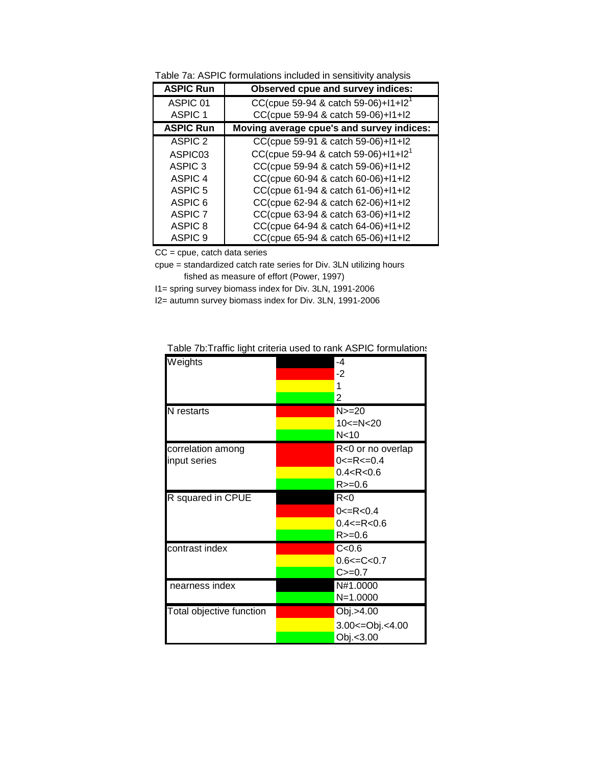Table 7a: ASPIC formulations included in sensitivity analysis

| ASPIC Run | Observed cpue and survey indices: |
| --- | --- |
| ASPIC 01 | CC(cpue 59-94 & catch 59-06)+I1+I2[1] |
| ASPIC 1 | CC(cpue 59-94 & catch 59-06)+I1+I2 |
| **ASPIC Run** | **Moving average cpue's and survey indices:** |
| ASPIC 2 | CC(cpue 59-91 & catch 59-06)+I1+I2 |
| ASPIC03 | CC(cpue 59-94 & catch 59-06)+I1+I2[1] |
| ASPIC 3 | CC(cpue 59-94 & catch 59-06)+I1+I2 |
| ASPIC 4 | CC(cpue 60-94 & catch 60-06)+I1+I2 |
| ASPIC 5 | CC(cpue 61-94 & catch 61-06)+I1+I2 |
| ASPIC 6 | CC(cpue 62-94 & catch 62-06)+I1+I2 |
| ASPIC 7 | CC(cpue 63-94 & catch 63-06)+I1+I2 |
| ASPIC 8 | CC(cpue 64-94 & catch 64-06)+I1+I2 |
| ASPIC 9 | CC(cpue 65-94 & catch 65-06)+I1+I2 |

CC = cpue, catch data series

cpue = standardized catch rate series for Div. 3LN utilizing hours fished as measure of effort (Power, 1997)

I1= spring survey biomass index for Div. 3LN, 1991-2006

I2= autumn survey biomass index for Div. 3LN, 1991-2006

Table 7b:Traffic light criteria used to rank ASPIC formulations

| Criterion | Colour | Value |
| --- | --- | --- |
| Weights | Black | -4 |
| | Red | -2 |
| | Yellow | 1 |
| | Green | 2 |
| N restarts | Red | N>=20 |
| | Yellow | 10<=N<20 |
| | Green | N<10 |
| correlation among input series | Red | R<0 or no overlap |
| | Red | 0<=R<=0.4 |
| | Yellow | 0.4<R<0.6 |
| | Green | R>=0.6 |
| R squared in CPUE | Black | R<0 |
| | Red | 0<=R<0.4 |
| | Yellow | 0.4<=R<0.6 |
| | Green | R>=0.6 |
| contrast index | Red | C<0.6 |
| | Yellow | 0.6<=C<0.7 |
| | Green | C>=0.7 |
| nearness index | Black | N#1.0000 |
| | Green | N=1.0000 |
| Total objective function | Red | Obj.>4.00 |
| | Yellow | 3.00<=Obj.<4.00 |
| | Green | Obj.<3.00 |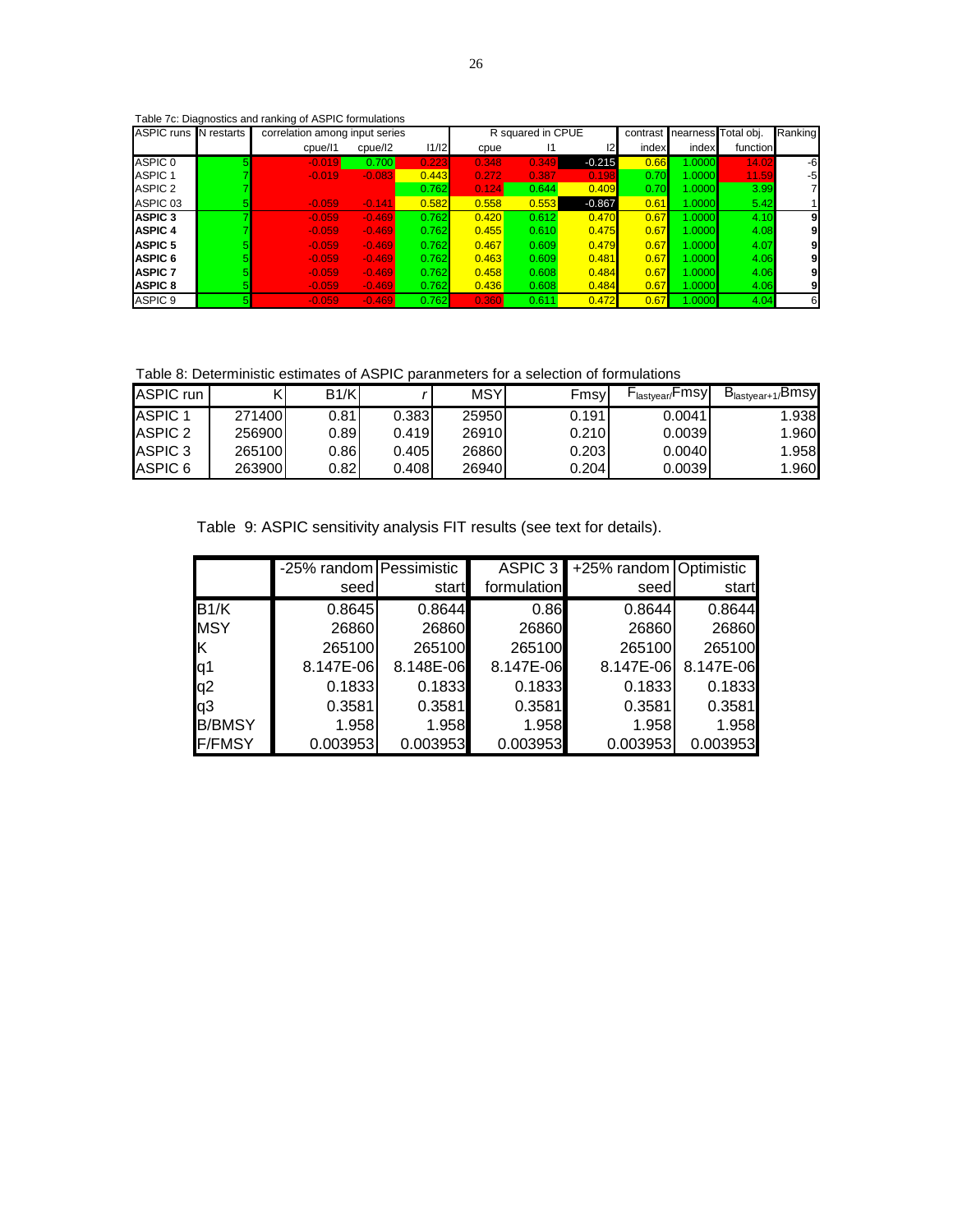Table 7c: Diagnostics and ranking of ASPIC formulations

| ASPIC runs | N restarts | correlation among input series | | | R squared in CPUE | | | contrast | nearness | Total obj. | Ranking |
|---|---|---|---|---|---|---|---|---|---|---|---|
| | | cpue/I1 | cpue/I2 | I1/I2 | cpue | I1 | I2 | index | index | function | |
| ASPIC 0 | 5 | -0.019 | 0.700 | 0.223 | 0.348 | 0.349 | -0.215 | 0.66 | 1.0000 | 14.02 | -6 |
| ASPIC 1 | 7 | -0.019 | -0.083 | 0.443 | 0.272 | 0.387 | 0.198 | 0.70 | 1.0000 | 11.59 | -5 |
| ASPIC 2 | 7 | | | 0.762 | 0.124 | 0.644 | 0.409 | 0.70 | 1.0000 | 3.99 | 7 |
| ASPIC 03 | 5 | -0.059 | -0.141 | 0.582 | 0.558 | 0.553 | -0.867 | 0.61 | 1.0000 | 5.42 | 1 |
| **ASPIC 3** | 7 | -0.059 | -0.469 | 0.762 | 0.420 | 0.612 | 0.470 | 0.67 | 1.0000 | 4.10 | **9** |
| **ASPIC 4** | 7 | -0.059 | -0.469 | 0.762 | 0.455 | 0.610 | 0.475 | 0.67 | 1.0000 | 4.08 | **9** |
| **ASPIC 5** | 5 | -0.059 | -0.469 | 0.762 | 0.467 | 0.609 | 0.479 | 0.67 | 1.0000 | 4.07 | **9** |
| **ASPIC 6** | 5 | -0.059 | -0.469 | 0.762 | 0.463 | 0.609 | 0.481 | 0.67 | 1.0000 | 4.06 | **9** |
| **ASPIC 7** | 5 | -0.059 | -0.469 | 0.762 | 0.458 | 0.608 | 0.484 | 0.67 | 1.0000 | 4.06 | **9** |
| **ASPIC 8** | 5 | -0.059 | -0.469 | 0.762 | 0.436 | 0.608 | 0.484 | 0.67 | 1.0000 | 4.06 | **9** |
| ASPIC 9 | 5 | -0.059 | -0.469 | 0.762 | 0.360 | 0.611 | 0.472 | 0.67 | 1.0000 | 4.04 | 6 |

Table 8: Deterministic estimates of ASPIC paranmeters for a selection of formulations

| ASPIC run | K | B1/K | r | MSY | Fmsy | $F_{lastyear}$/Fmsy | $B_{lastyear+1}$/Bmsy |
|---|---|---|---|---|---|---|---|
| ASPIC 1 | 271400 | 0.81 | 0.383 | 25950 | 0.191 | 0.0041 | 1.938 |
| ASPIC 2 | 256900 | 0.89 | 0.419 | 26910 | 0.210 | 0.0039 | 1.960 |
| ASPIC 3 | 265100 | 0.86 | 0.405 | 26860 | 0.203 | 0.0040 | 1.958 |
| ASPIC 6 | 263900 | 0.82 | 0.408 | 26940 | 0.204 | 0.0039 | 1.960 |

Table 9: ASPIC sensitivity analysis FIT results (see text for details).

| | -25% random seed | Pessimistic start | ASPIC 3 formulation | +25% random seed | Optimistic start |
|---|---|---|---|---|---|
| B1/K | 0.8645 | 0.8644 | 0.86 | 0.8644 | 0.8644 |
| MSY | 26860 | 26860 | 26860 | 26860 | 26860 |
| K | 265100 | 265100 | 265100 | 265100 | 265100 |
| q1 | 8.147E-06 | 8.148E-06 | 8.147E-06 | 8.147E-06 | 8.147E-06 |
| q2 | 0.1833 | 0.1833 | 0.1833 | 0.1833 | 0.1833 |
| q3 | 0.3581 | 0.3581 | 0.3581 | 0.3581 | 0.3581 |
| B/BMSY | 1.958 | 1.958 | 1.958 | 1.958 | 1.958 |
| F/FMSY | 0.003953 | 0.003953 | 0.003953 | 0.003953 | 0.003953 |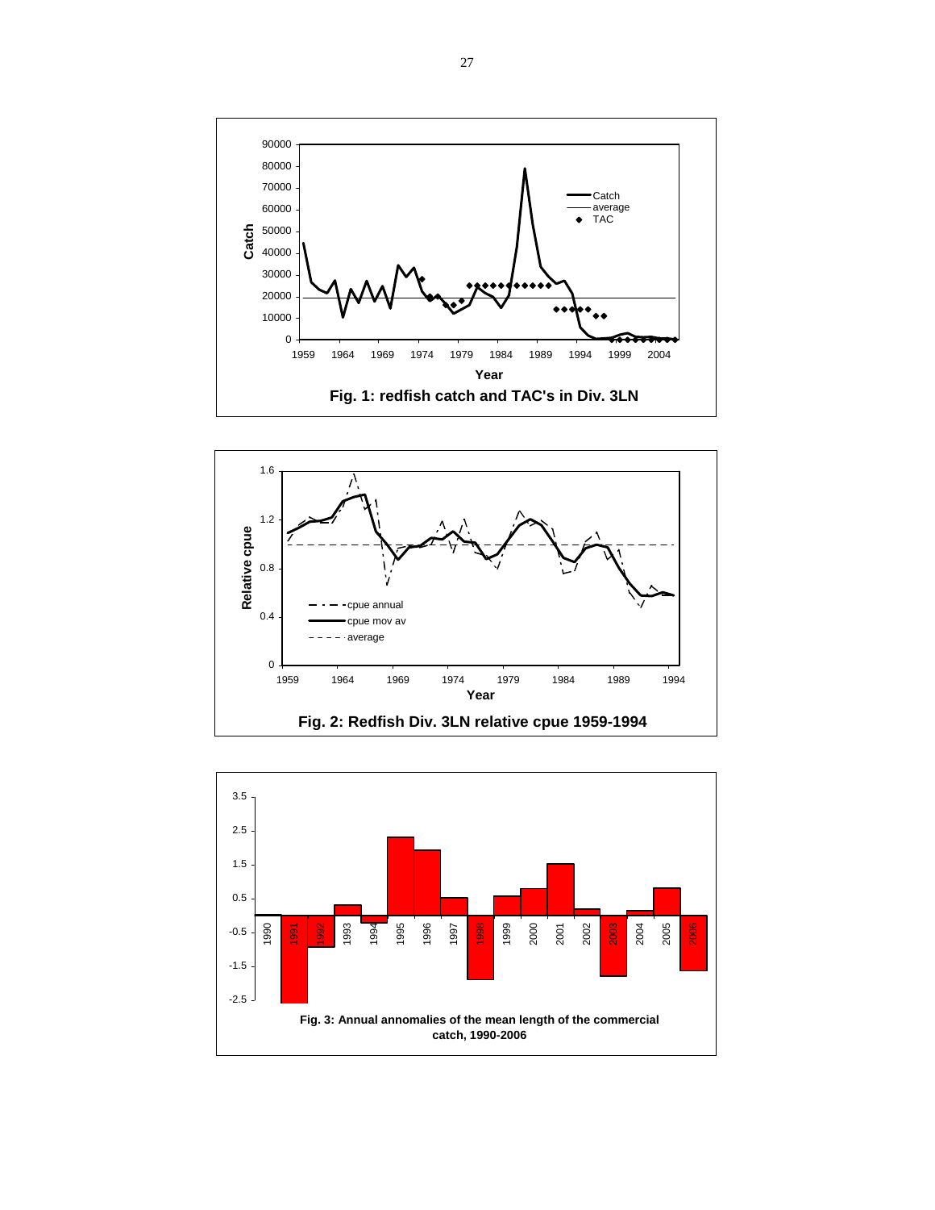Fig. 1: redfish catch and TAC's in Div. 3LN

Fig. 2: Redfish Div. 3LN relative cpue 1959-1994

Fig. 3: Annual annomalies of the mean length of the commercial catch, 1990-2006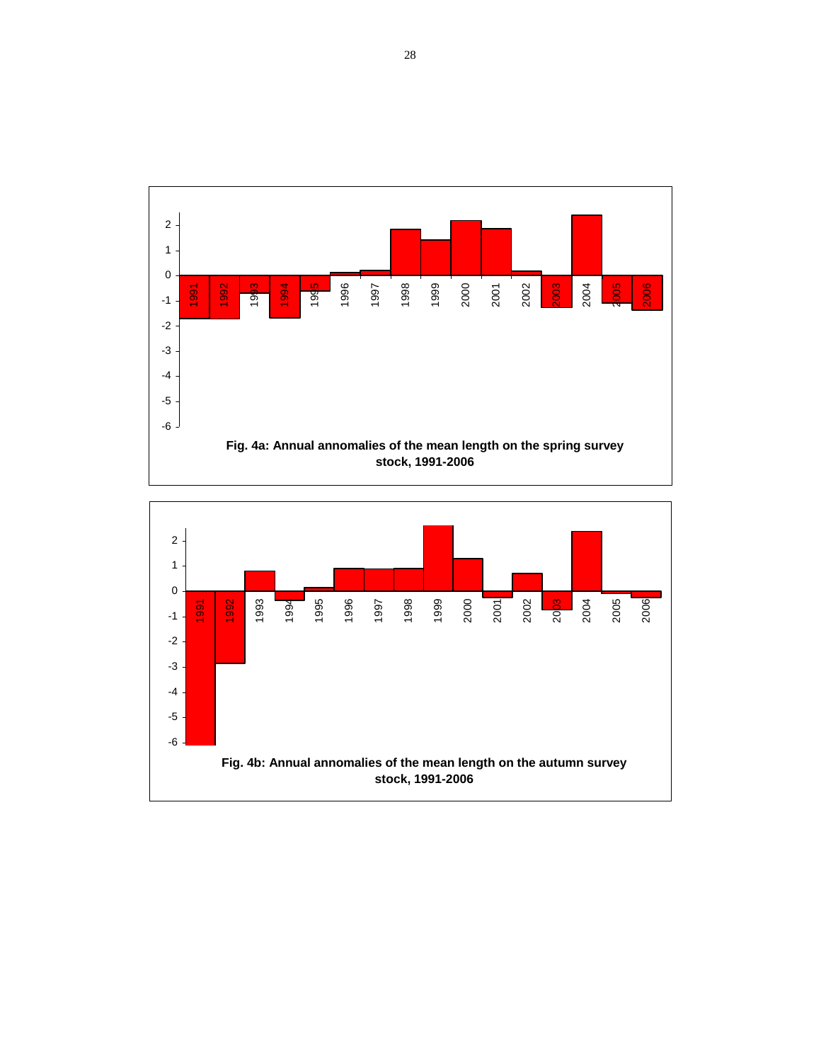Fig. 4a: Annual annomalies of the mean length on the spring survey stock, 1991-2006

Fig. 4b: Annual annomalies of the mean length on the autumn survey stock, 1991-2006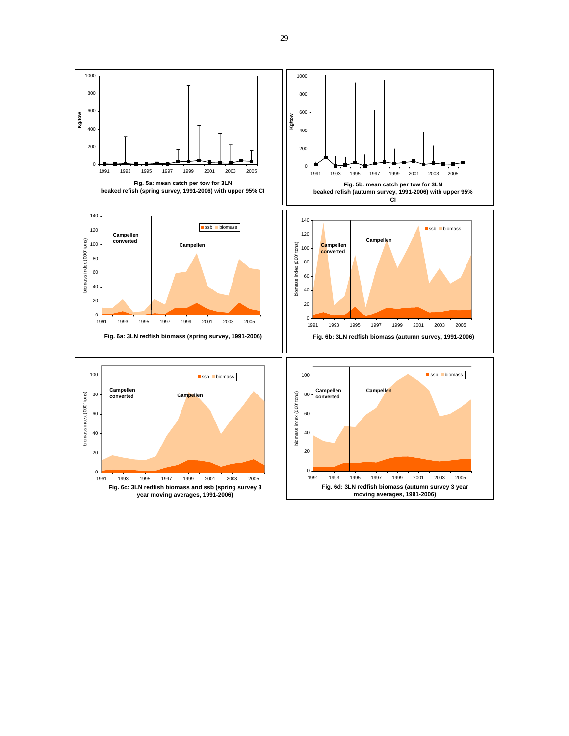Fig. 5a: mean catch per tow for 3LN beaked refish (spring survey, 1991-2006) with upper 95% CI

Fig. 5b: mean catch per tow for 3LN beaked refish (autumn survey, 1991-2006) with upper 95% CI

Fig. 6a: 3LN redfish biomass (spring survey, 1991-2006)

Fig. 6b: 3LN redfish biomass (autumn survey, 1991-2006)

Fig. 6c: 3LN redfish biomass and ssb (spring survey 3 year moving averages, 1991-2006)

Fig. 6d: 3LN redfish biomass (autumn survey 3 year moving averages, 1991-2006)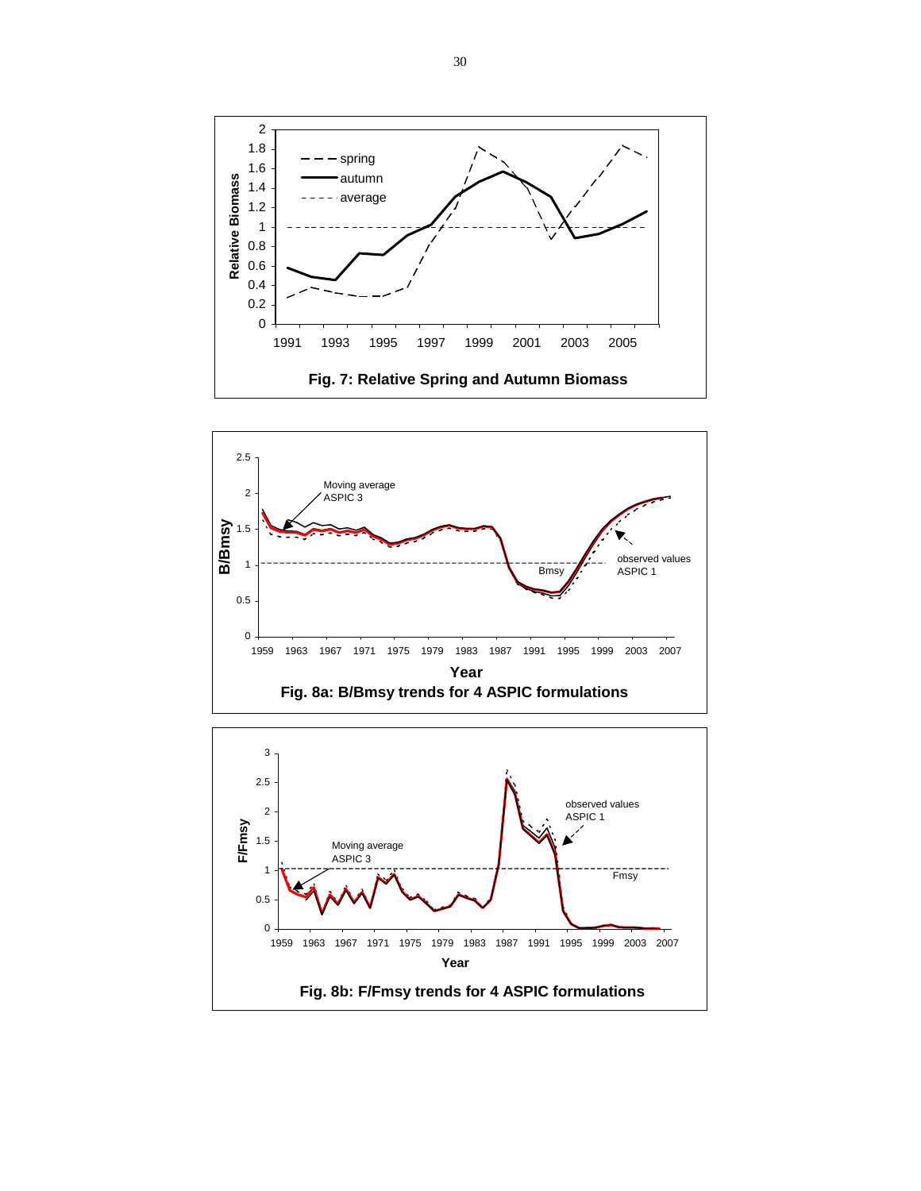**Fig. 7: Relative Spring and Autumn Biomass**

**Fig. 8a: B/Bmsy trends for 4 ASPIC formulations**

**Fig. 8b: F/Fmsy trends for 4 ASPIC formulations**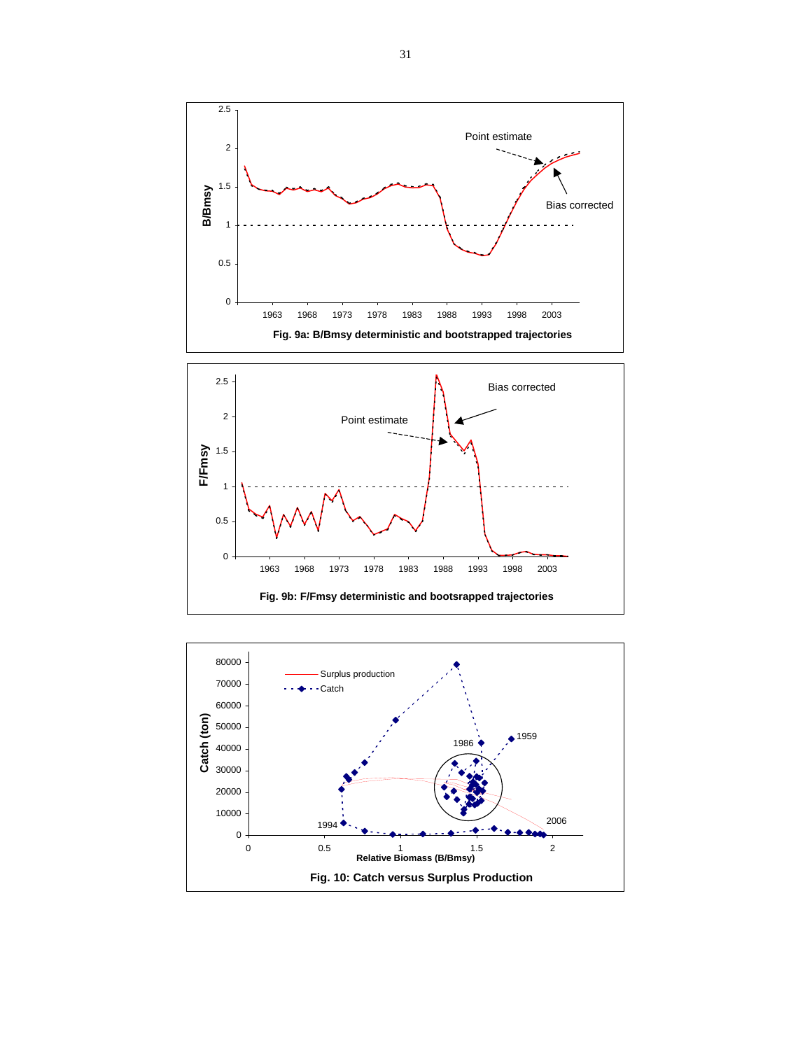Fig. 9a: B/Bmsy deterministic and bootstrapped trajectories

Fig. 9b: F/Fmsy deterministic and bootsrapped trajectories

Fig. 10: Catch versus Surplus Production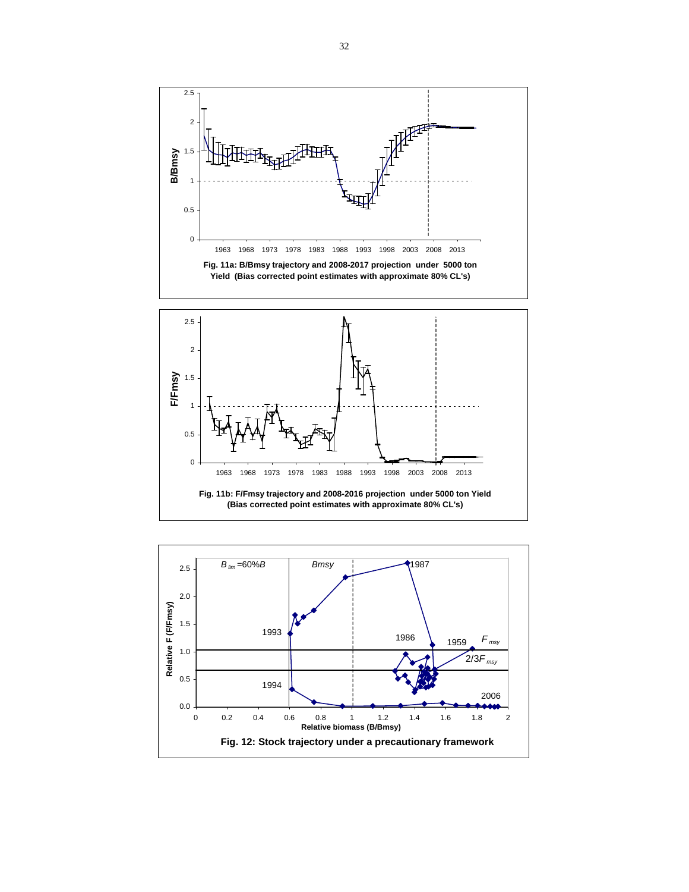Fig. 11a: B/Bmsy trajectory and 2008-2017 projection under 5000 ton Yield (Bias corrected point estimates with approximate 80% CL's)

Fig. 11b: F/Fmsy trajectory and 2008-2016 projection under 5000 ton Yield (Bias corrected point estimates with approximate 80% CL's)

Fig. 12: Stock trajectory under a precautionary framework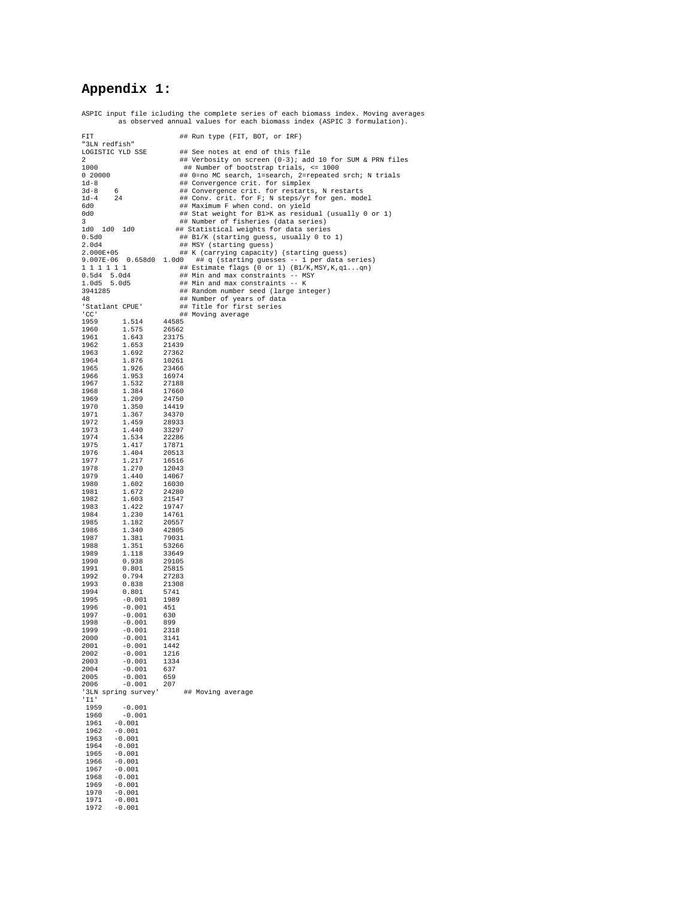# Appendix 1:

ASPIC input file icluding the complete series of each biomass index. Moving averages as observed annual values for each biomass index (ASPIC 3 formulation).

```
FIT                     ## Run type (FIT, BOT, or IRF)
"3LN redfish"
LOGISTIC YLD SSE        ## See notes at end of this file
2                       ## Verbosity on screen (0-3); add 10 for SUM & PRN files
1000                     ## Number of bootstrap trials, <= 1000
0 20000                 ## 0=no MC search, 1=search, 2=repeated srch; N trials
1d-8                    ## Convergence crit. for simplex
3d-8    6               ## Convergence crit. for restarts, N restarts
1d-4    24              ## Conv. crit. for F; N steps/yr for gen. model
6d0                     ## Maximum F when cond. on yield
0d0                     ## Stat weight for B1>K as residual (usually 0 or 1)
3                       ## Number of fisheries (data series)
1d0  1d0  1d0          ## Statistical weights for data series
0.5d0                   ## B1/K (starting guess, usually 0 to 1)
2.0d4                   ## MSY (starting guess)
2.000E+05               ## K (carrying capacity) (starting guess)
9.007E-06  0.658d0  1.0d0   ## q (starting guesses -- 1 per data series)
1 1 1 1 1 1             ## Estimate flags (0 or 1) (B1/K,MSY,K,q1...qn)
0.5d4  5.0d4            ## Min and max constraints -- MSY
1.0d5  5.0d5            ## Min and max constraints -- K
3941285                 ## Random number seed (large integer)
48                      ## Number of years of data
'Statlant CPUE'         ## Title for first series
'CC'                    ## Moving average
1959      1.514    44585
1960      1.575    26562
1961      1.643    23175
1962      1.653    21439
1963      1.692    27362
1964      1.876    10261
1965      1.926    23466
1966      1.953    16974
1967      1.532    27188
1968      1.384    17660
1969      1.209    24750
1970      1.350    14419
1971      1.367    34370
1972      1.459    28933
1973      1.440    33297
1974      1.534    22286
1975      1.417    17871
1976      1.404    20513
1977      1.217    16516
1978      1.270    12043
1979      1.440    14067
1980      1.602    16030
1981      1.672    24280
1982      1.603    21547
1983      1.422    19747
1984      1.230    14761
1985      1.182    20557
1986      1.340    42805
1987      1.381    79031
1988      1.351    53266
1989      1.118    33649
1990      0.938    29105
1991      0.801    25815
1992      0.794    27283
1993      0.838    21308
1994      0.801    5741
1995      -0.001   1989
1996      -0.001   451
1997      -0.001   630
1998      -0.001   899
1999      -0.001   2318
2000      -0.001   3141
2001      -0.001   1442
2002      -0.001   1216
2003      -0.001   1334
2004      -0.001   637
2005      -0.001   659
2006      -0.001   207
'3LN spring survey'      ## Moving average
'I1'
 1959     -0.001
 1960     -0.001
 1961   -0.001
 1962   -0.001
 1963   -0.001
 1964   -0.001
 1965   -0.001
 1966   -0.001
 1967   -0.001
 1968   -0.001
 1969   -0.001
 1970   -0.001
 1971   -0.001
 1972   -0.001
```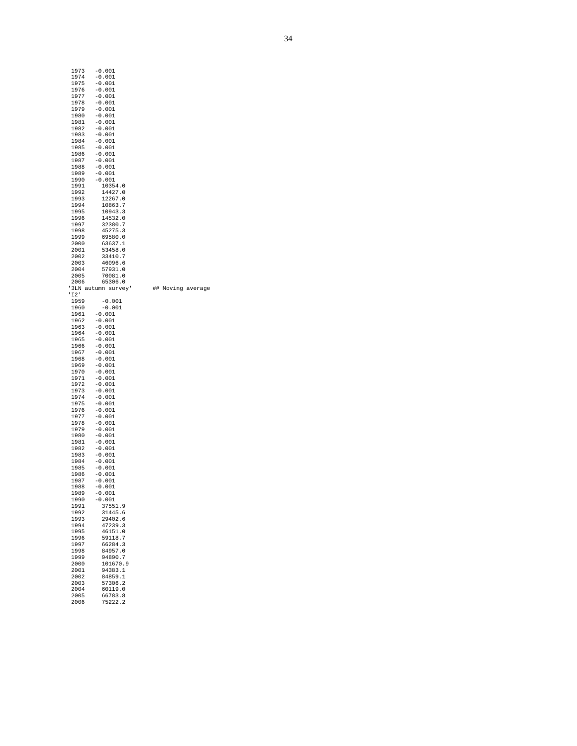```
 1973   -0.001
 1974   -0.001
 1975   -0.001
 1976   -0.001
 1977   -0.001
 1978   -0.001
 1979   -0.001
 1980   -0.001
 1981   -0.001
 1982   -0.001
 1983   -0.001
 1984   -0.001
 1985   -0.001
 1986   -0.001
 1987   -0.001
 1988   -0.001
 1989   -0.001
 1990   -0.001
 1991     10354.0
 1992     14427.0
 1993     12267.0
 1994     10863.7
 1995     10943.3
 1996     14532.0
 1997     32380.7
 1998     45275.3
 1999     69580.0
 2000     63637.1
 2001     53458.0
 2002     33410.7
 2003     46096.6
 2004     57931.0
 2005     70081.0
 2006     65306.0
'3LN autumn survey'      ## Moving average
'I2'
 1959     -0.001
 1960     -0.001
 1961   -0.001
 1962   -0.001
 1963   -0.001
 1964   -0.001
 1965   -0.001
 1966   -0.001
 1967   -0.001
 1968   -0.001
 1969   -0.001
 1970   -0.001
 1971   -0.001
 1972   -0.001
 1973   -0.001
 1974   -0.001
 1975   -0.001
 1976   -0.001
 1977   -0.001
 1978   -0.001
 1979   -0.001
 1980   -0.001
 1981   -0.001
 1982   -0.001
 1983   -0.001
 1984   -0.001
 1985   -0.001
 1986   -0.001
 1987   -0.001
 1988   -0.001
 1989   -0.001
 1990   -0.001
 1991     37551.9
 1992     31445.6
 1993     29402.6
 1994     47239.3
 1995     46151.0
 1996     59118.7
 1997     66284.3
 1998     84957.0
 1999     94890.7
 2000     101670.9
 2001     94383.1
 2002     84859.1
 2003     57306.2
 2004     60119.0
 2005     66783.8
 2006     75222.2
```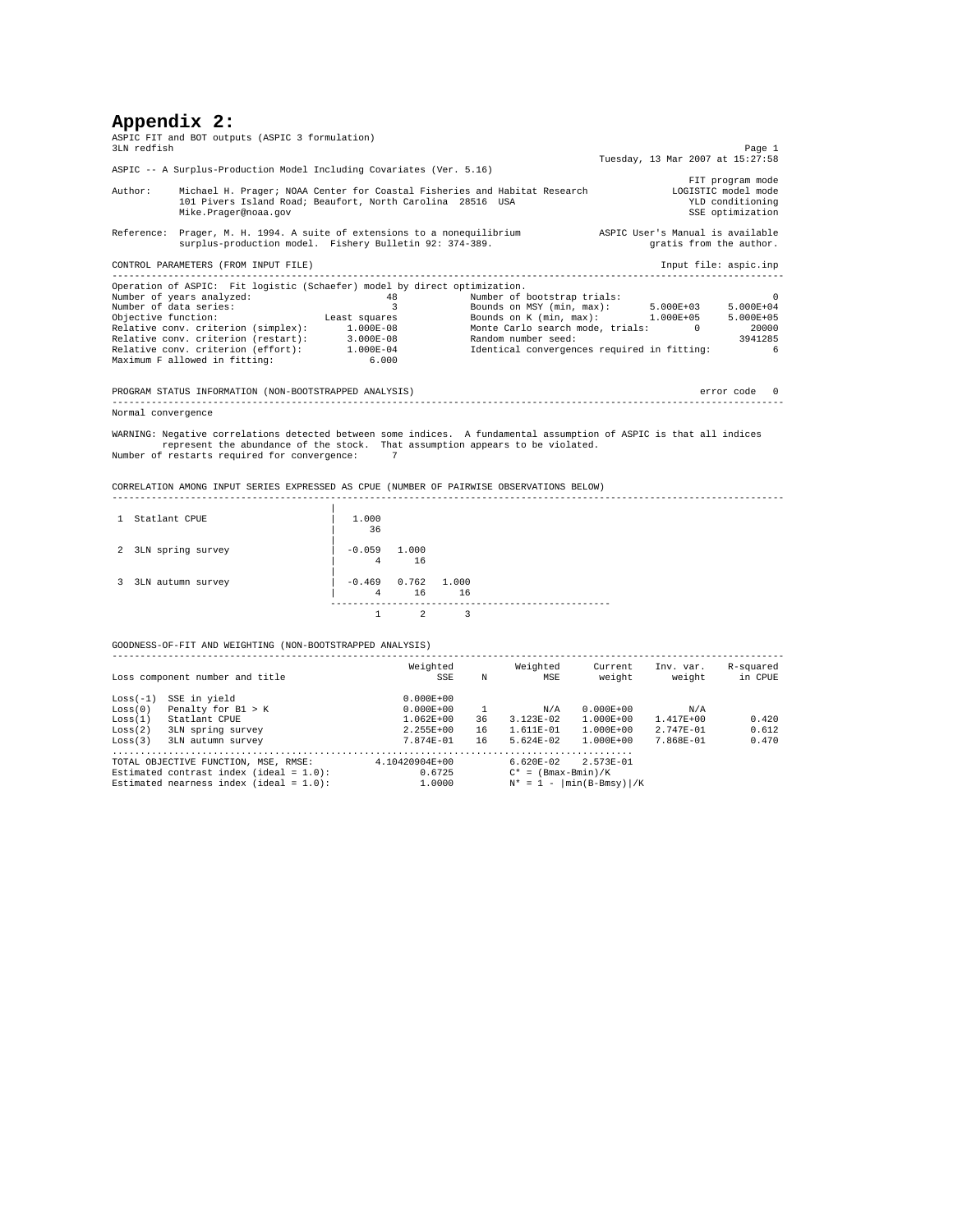# Appendix 2:

ASPIC FIT and BOT outputs (ASPIC 3 formulation)

```
3LN redfish                                                                                          Page 1
                                                                                  Tuesday, 13 Mar 2007 at 15:27:58
ASPIC -- A Surplus-Production Model Including Covariates (Ver. 5.16)
                                                                                                  FIT program mode
Author:    Michael H. Prager; NOAA Center for Coastal Fisheries and Habitat Research            LOGISTIC model mode
           101 Pivers Island Road; Beaufort, North Carolina  28516  USA                           YLD conditioning
           Mike.Prager@noaa.gov                                                                   SSE optimization

Reference: Prager, M. H. 1994. A suite of extensions to a nonequilibrium             ASPIC User's Manual is available
           surplus-production model.  Fishery Bulletin 92: 374-389.                          gratis from the author.

CONTROL PARAMETERS (FROM INPUT FILE)                                                           Input file: aspic.inp
-------------------------------------------------------------------------------------------------------------------
Operation of ASPIC:  Fit logistic (Schaefer) model by direct optimization.
Number of years analyzed:                     48          Number of bootstrap trials:                           0
Number of data series:                         3          Bounds on MSY (min, max):       5.000E+03     5.000E+04
Objective function:                Least squares          Bounds on K (min, max):         1.000E+05     5.000E+05
Relative conv. criterion (simplex):    1.000E-08          Monte Carlo search mode, trials:        0         20000
Relative conv. criterion (restart):    3.000E-08          Random number seed:                                3941285
Relative conv. criterion (effort):     1.000E-04          Identical convergences required in fitting:            6
Maximum F allowed in fitting:              6.000


PROGRAM STATUS INFORMATION (NON-BOOTSTRAPPED ANALYSIS)                                            error code   0
-------------------------------------------------------------------------------------------------------------------
Normal convergence

WARNING: Negative correlations detected between some indices.  A fundamental assumption of ASPIC is that all indices
         represent the abundance of the stock.  That assumption appears to be violated.
Number of restarts required for convergence:      7


CORRELATION AMONG INPUT SERIES EXPRESSED AS CPUE (NUMBER OF PAIRWISE OBSERVATIONS BELOW)
-------------------------------------------------------------------------------------------------------------------
                                       |
 1  Statlant CPUE                      |   1.000
                                       |     36
                                       |
 2  3LN spring survey                  |  -0.059   1.000
                                       |      4      16
                                       |
 3  3LN autumn survey                  |  -0.469   0.762   1.000
                                       |      4      16      16
                                       ---------------------------------------------------
                                              1       2       3


GOODNESS-OF-FIT AND WEIGHTING (NON-BOOTSTRAPPED ANALYSIS)
-------------------------------------------------------------------------------------------------------------------
                                                     Weighted            Weighted      Current     Inv. var.    R-squared
Loss component number and title                           SSE     N           MSE       weight       weight      in CPUE

Loss(-1)  SSE in yield                              0.000E+00
Loss(0)   Penalty for B1 > K                        0.000E+00     1           N/A    0.000E+00          N/A
Loss(1)   Statlant CPUE                             1.062E+00    36     3.123E-02    1.000E+00    1.417E+00        0.420
Loss(2)   3LN spring survey                         2.255E+00    16     1.611E-01    1.000E+00    2.747E-01        0.612
Loss(3)   3LN autumn survey                         7.874E-01    16     5.624E-02    1.000E+00    7.868E-01        0.470
.......................................................................................
TOTAL OBJECTIVE FUNCTION, MSE, RMSE:            4.10420904E+00           6.620E-02    2.573E-01
Estimated contrast index (ideal = 1.0):               0.6725           C* = (Bmax-Bmin)/K
Estimated nearness index (ideal = 1.0):               1.0000           N* = 1 - |min(B-Bmsy)|/K
```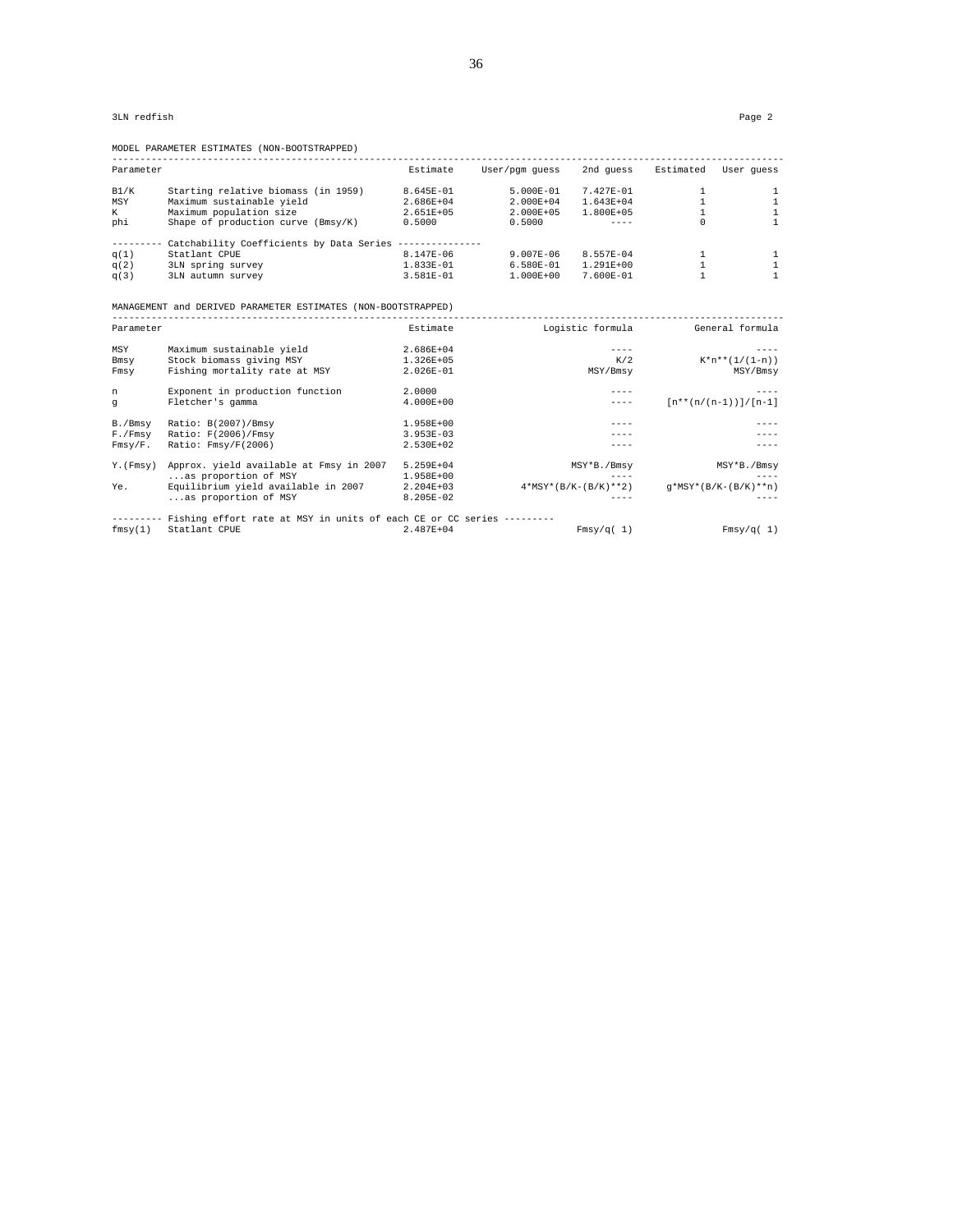3LN redfish Page 2

MODEL PARAMETER ESTIMATES (NON-BOOTSTRAPPED)

| Parameter | | Estimate | User/pgm guess | 2nd guess | Estimated | User guess |
|---|---|---|---|---|---|---|
| B1/K | Starting relative biomass (in 1959) | 8.645E-01 | 5.000E-01 | 7.427E-01 | 1 | 1 |
| MSY | Maximum sustainable yield | 2.686E+04 | 2.000E+04 | 1.643E+04 | 1 | 1 |
| K | Maximum population size | 2.651E+05 | 2.000E+05 | 1.800E+05 | 1 | 1 |
| phi | Shape of production curve (Bmsy/K) | 0.5000 | 0.5000 | ---- | 0 | 1 |
| --------- | Catchability Coefficients by Data Series -------------- | | | | | |
| q(1) | Statlant CPUE | 8.147E-06 | 9.007E-06 | 8.557E-04 | 1 | 1 |
| q(2) | 3LN spring survey | 1.833E-01 | 6.580E-01 | 1.291E+00 | 1 | 1 |
| q(3) | 3LN autumn survey | 3.581E-01 | 1.000E+00 | 7.600E-01 | 1 | 1 |

MANAGEMENT and DERIVED PARAMETER ESTIMATES (NON-BOOTSTRAPPED)

| Parameter | | Estimate | Logistic formula | General formula |
|---|---|---|---|---|
| MSY | Maximum sustainable yield | 2.686E+04 | ---- | ---- |
| Bmsy | Stock biomass giving MSY | 1.326E+05 | K/2 | K*n**(1/(1-n)) |
| Fmsy | Fishing mortality rate at MSY | 2.026E-01 | MSY/Bmsy | MSY/Bmsy |
| n | Exponent in production function | 2.0000 | ---- | ---- |
| g | Fletcher's gamma | 4.000E+00 | ---- | [n**(n/(n-1))]/[n-1] |
| B./Bmsy | Ratio: B(2007)/Bmsy | 1.958E+00 | ---- | ---- |
| F./Fmsy | Ratio: F(2006)/Fmsy | 3.953E-03 | ---- | ---- |
| Fmsy/F. | Ratio: Fmsy/F(2006) | 2.530E+02 | ---- | ---- |
| Y.(Fmsy) | Approx. yield available at Fmsy in 2007 | 5.259E+04 | MSY*B./Bmsy | MSY*B./Bmsy |
| | ...as proportion of MSY | 1.958E+00 | ---- | ---- |
| Ye. | Equilibrium yield available in 2007 | 2.204E+03 | 4*MSY*(B/K-(B/K)**2) | g*MSY*(B/K-(B/K)**n) |
| | ...as proportion of MSY | 8.205E-02 | ---- | ---- |
| --------- | Fishing effort rate at MSY in units of each CE or CC series --------- | | | |
| fmsy(1) | Statlant CPUE | 2.487E+04 | Fmsy/q( 1) | Fmsy/q( 1) |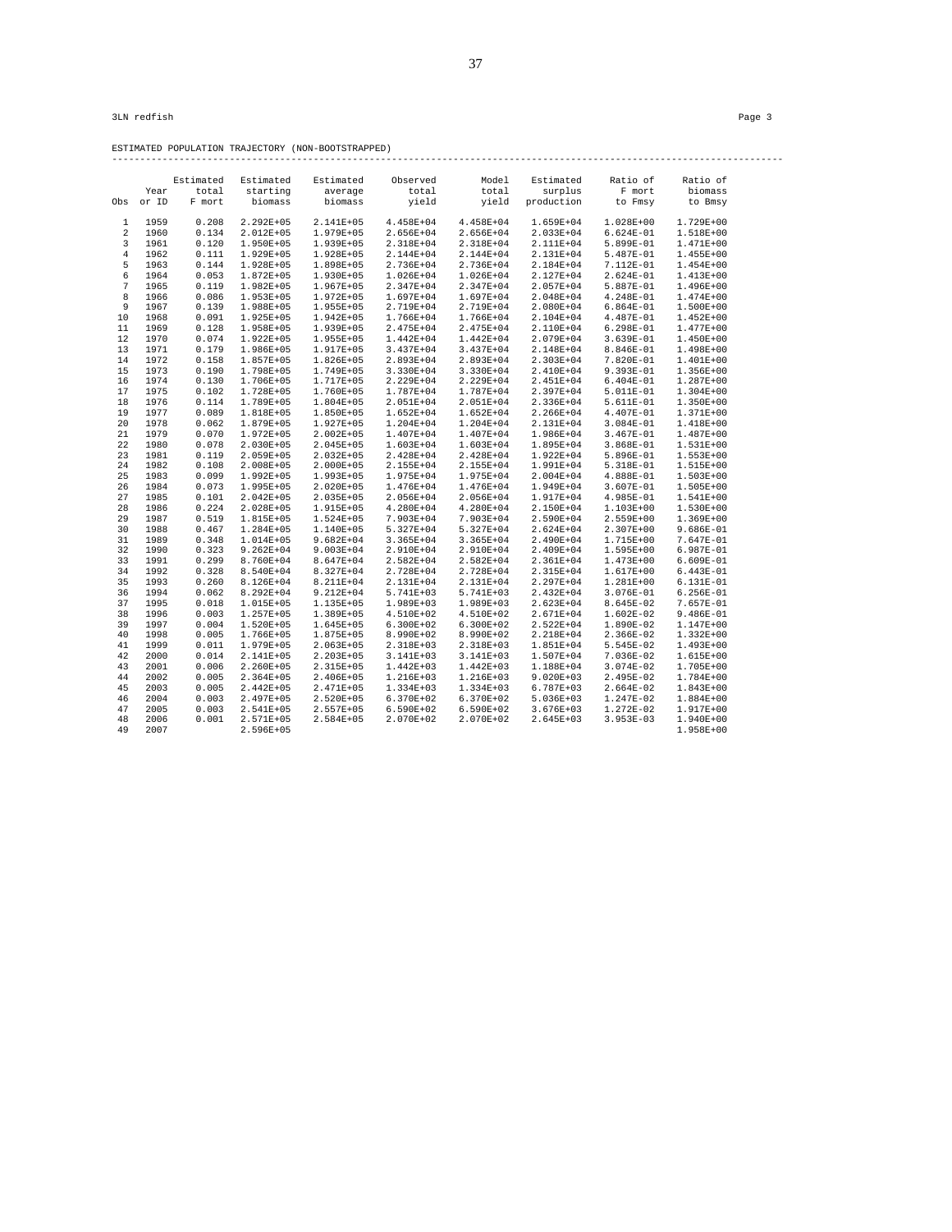3LN redfish

Page 3

ESTIMATED POPULATION TRAJECTORY (NON-BOOTSTRAPPED)

| Obs | Year or ID | Estimated total F mort | Estimated starting biomass | Estimated average biomass | Observed total yield | Model total yield | Estimated surplus production | Ratio of F mort to Fmsy | Ratio of biomass to Bmsy |
|---|---|---|---|---|---|---|---|---|---|
| 1 | 1959 | 0.208 | 2.292E+05 | 2.141E+05 | 4.458E+04 | 4.458E+04 | 1.659E+04 | 1.028E+00 | 1.729E+00 |
| 2 | 1960 | 0.134 | 2.012E+05 | 1.979E+05 | 2.656E+04 | 2.656E+04 | 2.033E+04 | 6.624E-01 | 1.518E+00 |
| 3 | 1961 | 0.120 | 1.950E+05 | 1.939E+05 | 2.318E+04 | 2.318E+04 | 2.111E+04 | 5.899E-01 | 1.471E+00 |
| 4 | 1962 | 0.111 | 1.929E+05 | 1.928E+05 | 2.144E+04 | 2.144E+04 | 2.131E+04 | 5.487E-01 | 1.455E+00 |
| 5 | 1963 | 0.144 | 1.928E+05 | 1.898E+05 | 2.736E+04 | 2.736E+04 | 2.184E+04 | 7.112E-01 | 1.454E+00 |
| 6 | 1964 | 0.053 | 1.872E+05 | 1.930E+05 | 1.026E+04 | 1.026E+04 | 2.127E+04 | 2.624E-01 | 1.413E+00 |
| 7 | 1965 | 0.119 | 1.982E+05 | 1.967E+05 | 2.347E+04 | 2.347E+04 | 2.057E+04 | 5.887E-01 | 1.496E+00 |
| 8 | 1966 | 0.086 | 1.953E+05 | 1.972E+05 | 1.697E+04 | 1.697E+04 | 2.048E+04 | 4.248E-01 | 1.474E+00 |
| 9 | 1967 | 0.139 | 1.988E+05 | 1.955E+05 | 2.719E+04 | 2.719E+04 | 2.080E+04 | 6.864E-01 | 1.500E+00 |
| 10 | 1968 | 0.091 | 1.925E+05 | 1.942E+05 | 1.766E+04 | 1.766E+04 | 2.104E+04 | 4.487E-01 | 1.452E+00 |
| 11 | 1969 | 0.128 | 1.958E+05 | 1.939E+05 | 2.475E+04 | 2.475E+04 | 2.110E+04 | 6.298E-01 | 1.477E+00 |
| 12 | 1970 | 0.074 | 1.922E+05 | 1.955E+05 | 1.442E+04 | 1.442E+04 | 2.079E+04 | 3.639E-01 | 1.450E+00 |
| 13 | 1971 | 0.179 | 1.986E+05 | 1.917E+05 | 3.437E+04 | 3.437E+04 | 2.148E+04 | 8.846E-01 | 1.498E+00 |
| 14 | 1972 | 0.158 | 1.857E+05 | 1.826E+05 | 2.893E+04 | 2.893E+04 | 2.303E+04 | 7.820E-01 | 1.401E+00 |
| 15 | 1973 | 0.190 | 1.798E+05 | 1.749E+05 | 3.330E+04 | 3.330E+04 | 2.410E+04 | 9.393E-01 | 1.356E+00 |
| 16 | 1974 | 0.130 | 1.706E+05 | 1.717E+05 | 2.229E+04 | 2.229E+04 | 2.451E+04 | 6.404E-01 | 1.287E+00 |
| 17 | 1975 | 0.102 | 1.728E+05 | 1.760E+05 | 1.787E+04 | 1.787E+04 | 2.397E+04 | 5.011E-01 | 1.304E+00 |
| 18 | 1976 | 0.114 | 1.789E+05 | 1.804E+05 | 2.051E+04 | 2.051E+04 | 2.336E+04 | 5.611E-01 | 1.350E+00 |
| 19 | 1977 | 0.089 | 1.818E+05 | 1.850E+05 | 1.652E+04 | 1.652E+04 | 2.266E+04 | 4.407E-01 | 1.371E+00 |
| 20 | 1978 | 0.062 | 1.879E+05 | 1.927E+05 | 1.204E+04 | 1.204E+04 | 2.131E+04 | 3.084E-01 | 1.418E+00 |
| 21 | 1979 | 0.070 | 1.972E+05 | 2.002E+05 | 1.407E+04 | 1.407E+04 | 1.986E+04 | 3.467E-01 | 1.487E+00 |
| 22 | 1980 | 0.078 | 2.030E+05 | 2.045E+05 | 1.603E+04 | 1.603E+04 | 1.895E+04 | 3.868E-01 | 1.531E+00 |
| 23 | 1981 | 0.119 | 2.059E+05 | 2.032E+05 | 2.428E+04 | 2.428E+04 | 1.922E+04 | 5.896E-01 | 1.553E+00 |
| 24 | 1982 | 0.108 | 2.008E+05 | 2.000E+05 | 2.155E+04 | 2.155E+04 | 1.991E+04 | 5.318E-01 | 1.515E+00 |
| 25 | 1983 | 0.099 | 1.992E+05 | 1.993E+05 | 1.975E+04 | 1.975E+04 | 2.004E+04 | 4.888E-01 | 1.503E+00 |
| 26 | 1984 | 0.073 | 1.995E+05 | 2.020E+05 | 1.476E+04 | 1.476E+04 | 1.949E+04 | 3.607E-01 | 1.505E+00 |
| 27 | 1985 | 0.101 | 2.042E+05 | 2.035E+05 | 2.056E+04 | 2.056E+04 | 1.917E+04 | 4.985E-01 | 1.541E+00 |
| 28 | 1986 | 0.224 | 2.028E+05 | 1.915E+05 | 4.280E+04 | 4.280E+04 | 2.150E+04 | 1.103E+00 | 1.530E+00 |
| 29 | 1987 | 0.519 | 1.815E+05 | 1.524E+05 | 7.903E+04 | 7.903E+04 | 2.590E+04 | 2.559E+00 | 1.369E+00 |
| 30 | 1988 | 0.467 | 1.284E+05 | 1.140E+05 | 5.327E+04 | 5.327E+04 | 2.624E+04 | 2.307E+00 | 9.686E-01 |
| 31 | 1989 | 0.348 | 1.014E+05 | 9.682E+04 | 3.365E+04 | 3.365E+04 | 2.490E+04 | 1.715E+00 | 7.647E-01 |
| 32 | 1990 | 0.323 | 9.262E+04 | 9.003E+04 | 2.910E+04 | 2.910E+04 | 2.409E+04 | 1.595E+00 | 6.987E-01 |
| 33 | 1991 | 0.299 | 8.760E+04 | 8.647E+04 | 2.582E+04 | 2.582E+04 | 2.361E+04 | 1.473E+00 | 6.609E-01 |
| 34 | 1992 | 0.328 | 8.540E+04 | 8.327E+04 | 2.728E+04 | 2.728E+04 | 2.315E+04 | 1.617E+00 | 6.443E-01 |
| 35 | 1993 | 0.260 | 8.126E+04 | 8.211E+04 | 2.131E+04 | 2.131E+04 | 2.297E+04 | 1.281E+00 | 6.131E-01 |
| 36 | 1994 | 0.062 | 8.292E+04 | 9.212E+04 | 5.741E+03 | 5.741E+03 | 2.432E+04 | 3.076E-01 | 6.256E-01 |
| 37 | 1995 | 0.018 | 1.015E+05 | 1.135E+05 | 1.989E+03 | 1.989E+03 | 2.623E+04 | 8.645E-02 | 7.657E-01 |
| 38 | 1996 | 0.003 | 1.257E+05 | 1.389E+05 | 4.510E+02 | 4.510E+02 | 2.671E+04 | 1.602E-02 | 9.486E-01 |
| 39 | 1997 | 0.004 | 1.520E+05 | 1.645E+05 | 6.300E+02 | 6.300E+02 | 2.522E+04 | 1.890E-02 | 1.147E+00 |
| 40 | 1998 | 0.005 | 1.766E+05 | 1.875E+05 | 8.990E+02 | 8.990E+02 | 2.218E+04 | 2.366E-02 | 1.332E+00 |
| 41 | 1999 | 0.011 | 1.979E+05 | 2.063E+05 | 2.318E+03 | 2.318E+03 | 1.851E+04 | 5.545E-02 | 1.493E+00 |
| 42 | 2000 | 0.014 | 2.141E+05 | 2.203E+05 | 3.141E+03 | 3.141E+03 | 1.507E+04 | 7.036E-02 | 1.615E+00 |
| 43 | 2001 | 0.006 | 2.260E+05 | 2.315E+05 | 1.442E+03 | 1.442E+03 | 1.188E+04 | 3.074E-02 | 1.705E+00 |
| 44 | 2002 | 0.005 | 2.364E+05 | 2.406E+05 | 1.216E+03 | 1.216E+03 | 9.020E+03 | 2.495E-02 | 1.784E+00 |
| 45 | 2003 | 0.005 | 2.442E+05 | 2.471E+05 | 1.334E+03 | 1.334E+03 | 6.787E+03 | 2.664E-02 | 1.843E+00 |
| 46 | 2004 | 0.003 | 2.497E+05 | 2.520E+05 | 6.370E+02 | 6.370E+02 | 5.036E+03 | 1.247E-02 | 1.884E+00 |
| 47 | 2005 | 0.003 | 2.541E+05 | 2.557E+05 | 6.590E+02 | 6.590E+02 | 3.676E+03 | 1.272E-02 | 1.917E+00 |
| 48 | 2006 | 0.001 | 2.571E+05 | 2.584E+05 | 2.070E+02 | 2.070E+02 | 2.645E+03 | 3.953E-03 | 1.940E+00 |
| 49 | 2007 | | 2.596E+05 | | | | | | 1.958E+00 |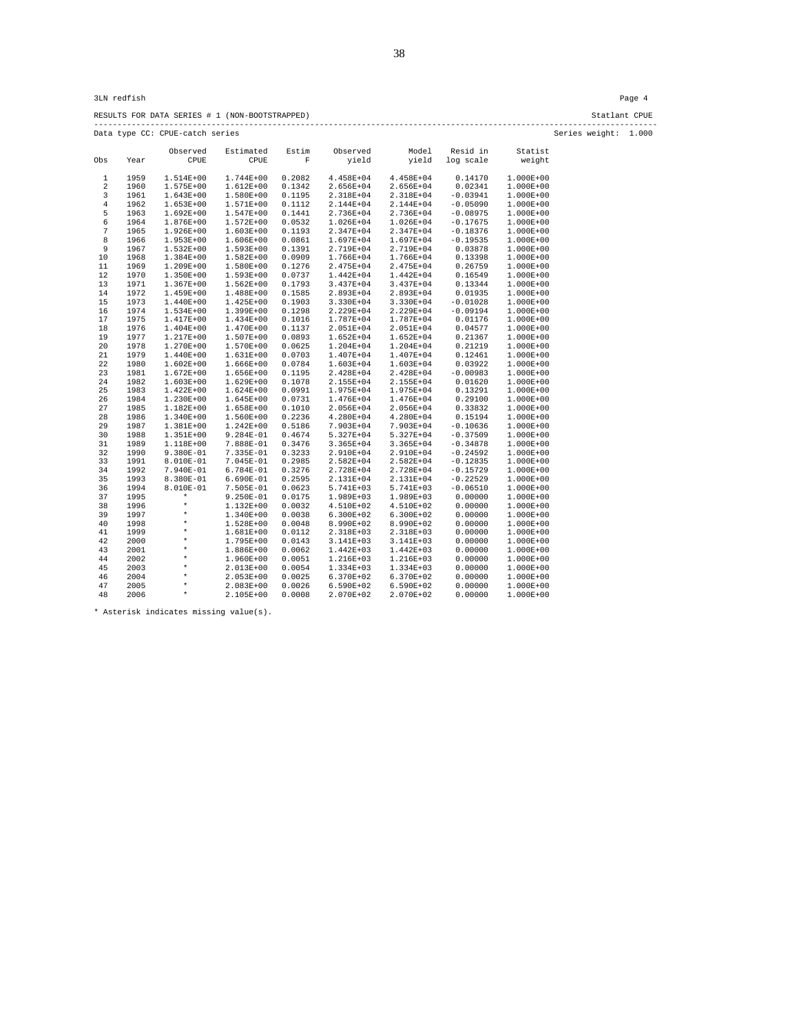3LN redfish

RESULTS FOR DATA SERIES # 1 (NON-BOOTSTRAPPED) Statlant CPUE

Data type CC: CPUE-catch series Series weight: 1.000

| Obs | Year | Observed CPUE | Estimated CPUE | Estim F | Observed yield | Model yield | Resid in log scale | Statist weight |
|---|---|---|---|---|---|---|---|---|
| 1 | 1959 | 1.514E+00 | 1.744E+00 | 0.2082 | 4.458E+04 | 4.458E+04 | 0.14170 | 1.000E+00 |
| 2 | 1960 | 1.575E+00 | 1.612E+00 | 0.1342 | 2.656E+04 | 2.656E+04 | 0.02341 | 1.000E+00 |
| 3 | 1961 | 1.643E+00 | 1.580E+00 | 0.1195 | 2.318E+04 | 2.318E+04 | -0.03941 | 1.000E+00 |
| 4 | 1962 | 1.653E+00 | 1.571E+00 | 0.1112 | 2.144E+04 | 2.144E+04 | -0.05090 | 1.000E+00 |
| 5 | 1963 | 1.692E+00 | 1.547E+00 | 0.1441 | 2.736E+04 | 2.736E+04 | -0.08975 | 1.000E+00 |
| 6 | 1964 | 1.876E+00 | 1.572E+00 | 0.0532 | 1.026E+04 | 1.026E+04 | -0.17675 | 1.000E+00 |
| 7 | 1965 | 1.926E+00 | 1.603E+00 | 0.1193 | 2.347E+04 | 2.347E+04 | -0.18376 | 1.000E+00 |
| 8 | 1966 | 1.953E+00 | 1.606E+00 | 0.0861 | 1.697E+04 | 1.697E+04 | -0.19535 | 1.000E+00 |
| 9 | 1967 | 1.532E+00 | 1.593E+00 | 0.1391 | 2.719E+04 | 2.719E+04 | 0.03878 | 1.000E+00 |
| 10 | 1968 | 1.384E+00 | 1.582E+00 | 0.0909 | 1.766E+04 | 1.766E+04 | 0.13398 | 1.000E+00 |
| 11 | 1969 | 1.209E+00 | 1.580E+00 | 0.1276 | 2.475E+04 | 2.475E+04 | 0.26759 | 1.000E+00 |
| 12 | 1970 | 1.350E+00 | 1.593E+00 | 0.0737 | 1.442E+04 | 1.442E+04 | 0.16549 | 1.000E+00 |
| 13 | 1971 | 1.367E+00 | 1.562E+00 | 0.1793 | 3.437E+04 | 3.437E+04 | 0.13344 | 1.000E+00 |
| 14 | 1972 | 1.459E+00 | 1.488E+00 | 0.1585 | 2.893E+04 | 2.893E+04 | 0.01935 | 1.000E+00 |
| 15 | 1973 | 1.440E+00 | 1.425E+00 | 0.1903 | 3.330E+04 | 3.330E+04 | -0.01028 | 1.000E+00 |
| 16 | 1974 | 1.534E+00 | 1.399E+00 | 0.1298 | 2.229E+04 | 2.229E+04 | -0.09194 | 1.000E+00 |
| 17 | 1975 | 1.417E+00 | 1.434E+00 | 0.1016 | 1.787E+04 | 1.787E+04 | 0.01176 | 1.000E+00 |
| 18 | 1976 | 1.404E+00 | 1.470E+00 | 0.1137 | 2.051E+04 | 2.051E+04 | 0.04577 | 1.000E+00 |
| 19 | 1977 | 1.217E+00 | 1.507E+00 | 0.0893 | 1.652E+04 | 1.652E+04 | 0.21367 | 1.000E+00 |
| 20 | 1978 | 1.270E+00 | 1.570E+00 | 0.0625 | 1.204E+04 | 1.204E+04 | 0.21219 | 1.000E+00 |
| 21 | 1979 | 1.440E+00 | 1.631E+00 | 0.0703 | 1.407E+04 | 1.407E+04 | 0.12461 | 1.000E+00 |
| 22 | 1980 | 1.602E+00 | 1.666E+00 | 0.0784 | 1.603E+04 | 1.603E+04 | 0.03922 | 1.000E+00 |
| 23 | 1981 | 1.672E+00 | 1.656E+00 | 0.1195 | 2.428E+04 | 2.428E+04 | -0.00983 | 1.000E+00 |
| 24 | 1982 | 1.603E+00 | 1.629E+00 | 0.1078 | 2.155E+04 | 2.155E+04 | 0.01620 | 1.000E+00 |
| 25 | 1983 | 1.422E+00 | 1.624E+00 | 0.0991 | 1.975E+04 | 1.975E+04 | 0.13291 | 1.000E+00 |
| 26 | 1984 | 1.230E+00 | 1.645E+00 | 0.0731 | 1.476E+04 | 1.476E+04 | 0.29100 | 1.000E+00 |
| 27 | 1985 | 1.182E+00 | 1.658E+00 | 0.1010 | 2.056E+04 | 2.056E+04 | 0.33832 | 1.000E+00 |
| 28 | 1986 | 1.340E+00 | 1.560E+00 | 0.2236 | 4.280E+04 | 4.280E+04 | 0.15194 | 1.000E+00 |
| 29 | 1987 | 1.381E+00 | 1.242E+00 | 0.5186 | 7.903E+04 | 7.903E+04 | -0.10636 | 1.000E+00 |
| 30 | 1988 | 1.351E+00 | 9.284E-01 | 0.4674 | 5.327E+04 | 5.327E+04 | -0.37509 | 1.000E+00 |
| 31 | 1989 | 1.118E+00 | 7.888E-01 | 0.3476 | 3.365E+04 | 3.365E+04 | -0.34878 | 1.000E+00 |
| 32 | 1990 | 9.380E-01 | 7.335E-01 | 0.3233 | 2.910E+04 | 2.910E+04 | -0.24592 | 1.000E+00 |
| 33 | 1991 | 8.010E-01 | 7.045E-01 | 0.2985 | 2.582E+04 | 2.582E+04 | -0.12835 | 1.000E+00 |
| 34 | 1992 | 7.940E-01 | 6.784E-01 | 0.3276 | 2.728E+04 | 2.728E+04 | -0.15729 | 1.000E+00 |
| 35 | 1993 | 8.380E-01 | 6.690E-01 | 0.2595 | 2.131E+04 | 2.131E+04 | -0.22529 | 1.000E+00 |
| 36 | 1994 | 8.010E-01 | 7.505E-01 | 0.0623 | 5.741E+03 | 5.741E+03 | -0.06510 | 1.000E+00 |
| 37 | 1995 | * | 9.250E-01 | 0.0175 | 1.989E+03 | 1.989E+03 | 0.00000 | 1.000E+00 |
| 38 | 1996 | * | 1.132E+00 | 0.0032 | 4.510E+02 | 4.510E+02 | 0.00000 | 1.000E+00 |
| 39 | 1997 | * | 1.340E+00 | 0.0038 | 6.300E+02 | 6.300E+02 | 0.00000 | 1.000E+00 |
| 40 | 1998 | * | 1.528E+00 | 0.0048 | 8.990E+02 | 8.990E+02 | 0.00000 | 1.000E+00 |
| 41 | 1999 | * | 1.681E+00 | 0.0112 | 2.318E+03 | 2.318E+03 | 0.00000 | 1.000E+00 |
| 42 | 2000 | * | 1.795E+00 | 0.0143 | 3.141E+03 | 3.141E+03 | 0.00000 | 1.000E+00 |
| 43 | 2001 | * | 1.886E+00 | 0.0062 | 1.442E+03 | 1.442E+03 | 0.00000 | 1.000E+00 |
| 44 | 2002 | * | 1.960E+00 | 0.0051 | 1.216E+03 | 1.216E+03 | 0.00000 | 1.000E+00 |
| 45 | 2003 | * | 2.013E+00 | 0.0054 | 1.334E+03 | 1.334E+03 | 0.00000 | 1.000E+00 |
| 46 | 2004 | * | 2.053E+00 | 0.0025 | 6.370E+02 | 6.370E+02 | 0.00000 | 1.000E+00 |
| 47 | 2005 | * | 2.083E+00 | 0.0026 | 6.590E+02 | 6.590E+02 | 0.00000 | 1.000E+00 |
| 48 | 2006 | * | 2.105E+00 | 0.0008 | 2.070E+02 | 2.070E+02 | 0.00000 | 1.000E+00 |

* Asterisk indicates missing value(s).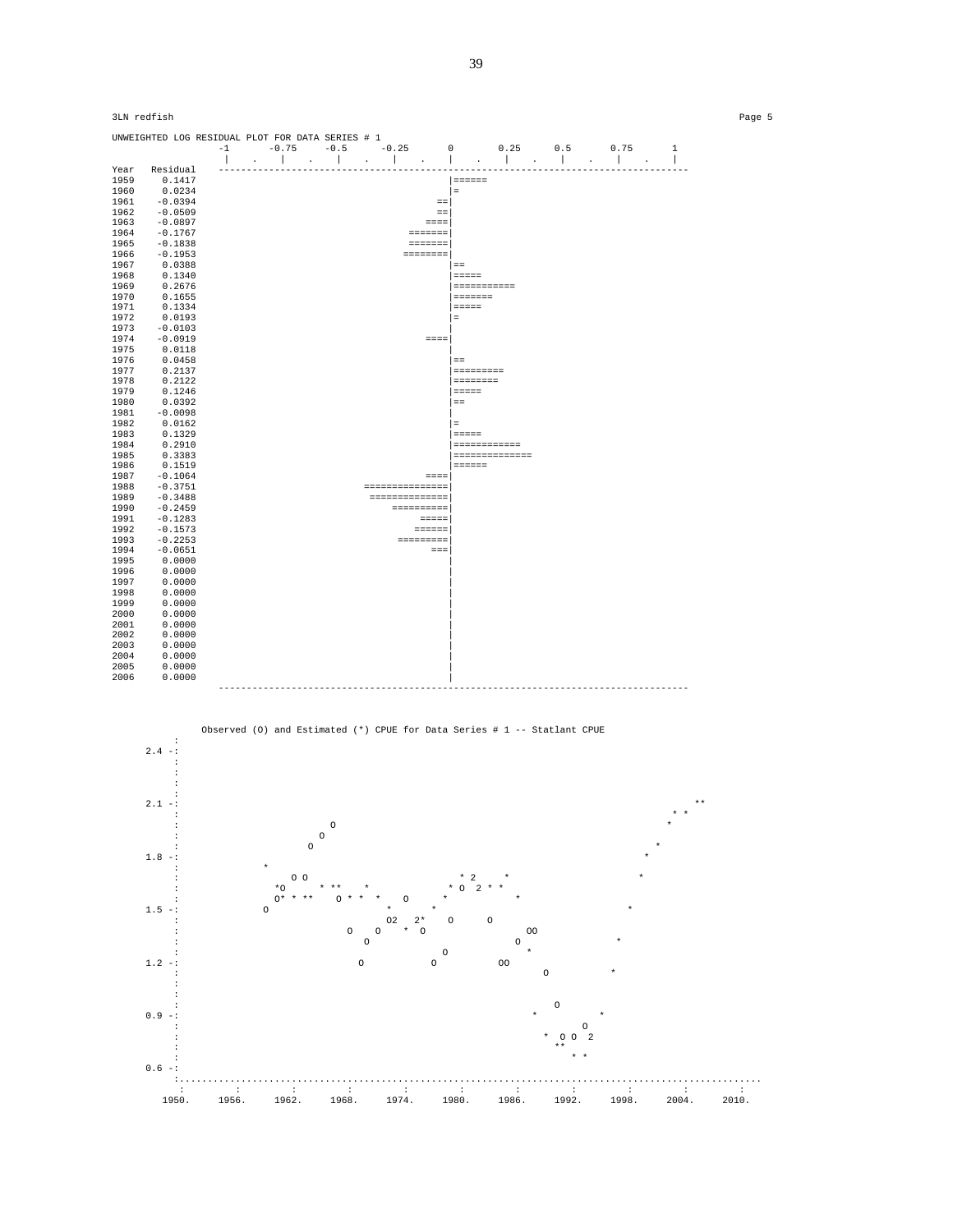3LN redfish

UNWEIGHTED LOG RESIDUAL PLOT FOR DATA SERIES # 1

```
                -1     -0.75    -0.5    -0.25      0      0.25     0.5     0.75      1
                 |   .   |   .   |   .   |   .   |   .   |   .   |   .   |   .   |
Year   Residual  ----------------------------------------------------------------------------------
1959    0.1417                                   |======
1960    0.0234                                   |=
1961   -0.0394                                 ==|
1962   -0.0509                                 ==|
1963   -0.0897                               ====|
1964   -0.1767                            =======|
1965   -0.1838                            =======|
1966   -0.1953                           ========|
1967    0.0388                                   |==
1968    0.1340                                   |=====
1969    0.2676                                   |===========
1970    0.1655                                   |=======
1971    0.1334                                   |=====
1972    0.0193                                   |=
1973   -0.0103                                   |
1974   -0.0919                               ====|
1975    0.0118                                   |
1976    0.0458                                   |==
1977    0.2137                                   |=========
1978    0.2122                                   |========
1979    0.1246                                   |=====
1980    0.0392                                   |==
1981   -0.0098                                   |
1982    0.0162                                   |=
1983    0.1329                                   |=====
1984    0.2910                                   |============
1985    0.3383                                   |==============
1986    0.1519                                   |======
1987   -0.1064                               ====|
1988   -0.3751                    ===============|
1989   -0.3488                     ==============|
1990   -0.2459                         ==========|
1991   -0.1283                              =====|
1992   -0.1573                             ======|
1993   -0.2253                          =========|
1994   -0.0651                                ===|
1995    0.0000                                   |
1996    0.0000                                   |
1997    0.0000                                   |
1998    0.0000                                   |
1999    0.0000                                   |
2000    0.0000                                   |
2001    0.0000                                   |
2002    0.0000                                   |
2003    0.0000                                   |
2004    0.0000                                   |
2005    0.0000                                   |
2006    0.0000                                   |
                 ----------------------------------------------------------------------------------
```

Observed (O) and Estimated (*) CPUE for Data Series # 1 -- Statlant CPUE

```
       :
 2.4 -:
       :
       :
       :
 2.1 -:                                                                                    **
       :                                                                                 * *
       :                       O                                                        *
       :                     O
       :                   O                                                           *
 1.8 -:                                                                              *
       :         *
       :            O O                            * 2     *                        *
       :           *O      * **    *             * O  2 * *
       :           O* * **    O * *  *    O     *         *
 1.5 -:         O                     *       *                                  *
       :                              O2   2*    O      O
       :                       O   O   * O                  OO
       :                          O                        O                    *
       :                                       O            *
 1.2 -:                         O           O          OO
       :                                                        O          *
       :
       :
       :                                                          O
 0.9 -:                                                      *            *
       :                                                              O
       :                                                        *  O O  2
       :                                                          **
       :                                                             * *
 0.6 -:
       :.............................................................................................
       :        :        :        :        :        :        :        :        :        :        :
     1950.    1956.    1962.    1968.    1974.    1980.    1986.    1992.    1998.    2004.    2010.
```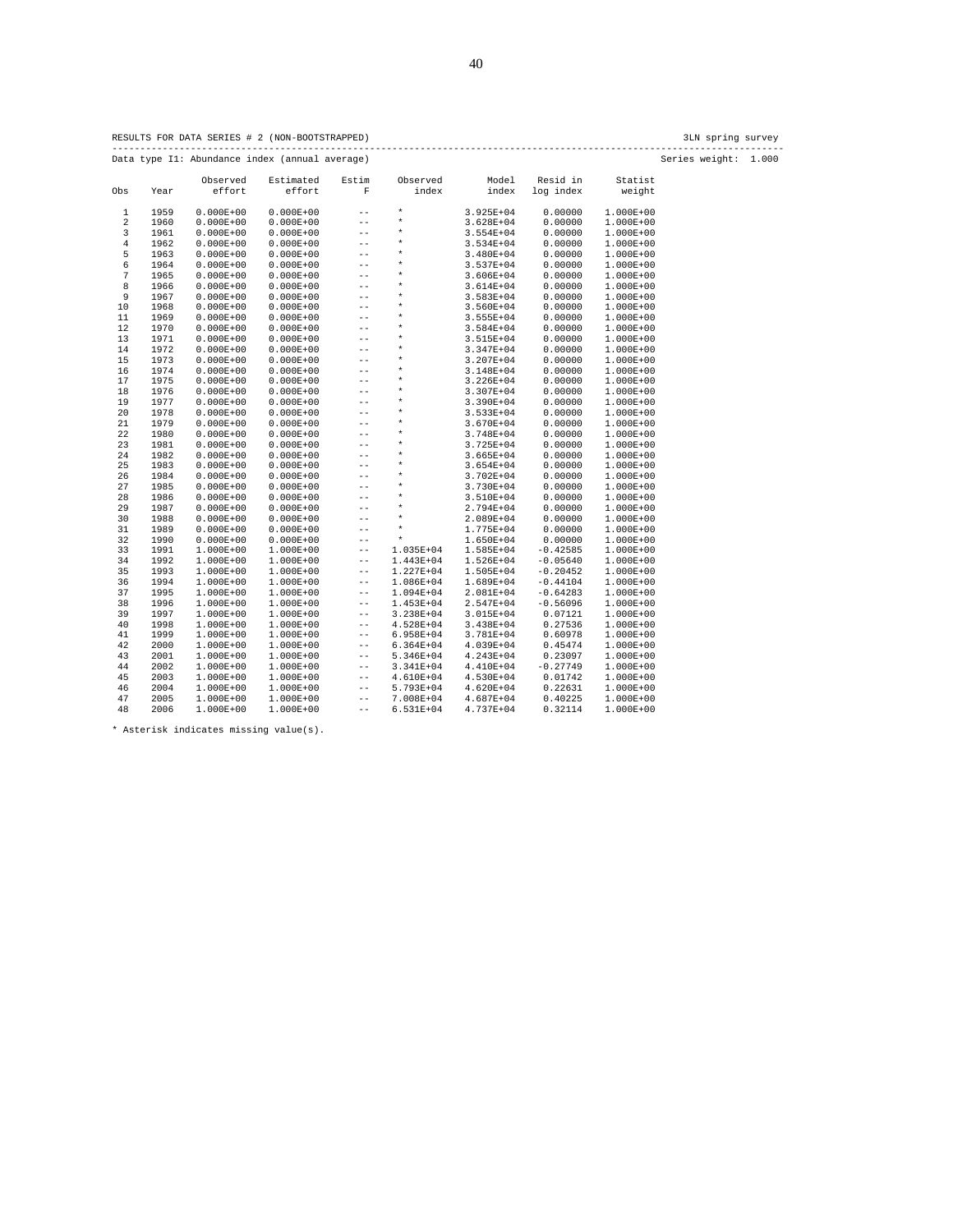RESULTS FOR DATA SERIES # 2 (NON-BOOTSTRAPPED) 3LN spring survey

Data type I1: Abundance index (annual average) Series weight: 1.000

| Obs | Year | Observed effort | Estimated effort | Estim F | Observed index | Model index | Resid in log index | Statist weight |
|---|---|---|---|---|---|---|---|---|
| 1 | 1959 | 0.000E+00 | 0.000E+00 | -- | * | 3.925E+04 | 0.00000 | 1.000E+00 |
| 2 | 1960 | 0.000E+00 | 0.000E+00 | -- | * | 3.628E+04 | 0.00000 | 1.000E+00 |
| 3 | 1961 | 0.000E+00 | 0.000E+00 | -- | * | 3.554E+04 | 0.00000 | 1.000E+00 |
| 4 | 1962 | 0.000E+00 | 0.000E+00 | -- | * | 3.534E+04 | 0.00000 | 1.000E+00 |
| 5 | 1963 | 0.000E+00 | 0.000E+00 | -- | * | 3.480E+04 | 0.00000 | 1.000E+00 |
| 6 | 1964 | 0.000E+00 | 0.000E+00 | -- | * | 3.537E+04 | 0.00000 | 1.000E+00 |
| 7 | 1965 | 0.000E+00 | 0.000E+00 | -- | * | 3.606E+04 | 0.00000 | 1.000E+00 |
| 8 | 1966 | 0.000E+00 | 0.000E+00 | -- | * | 3.614E+04 | 0.00000 | 1.000E+00 |
| 9 | 1967 | 0.000E+00 | 0.000E+00 | -- | * | 3.583E+04 | 0.00000 | 1.000E+00 |
| 10 | 1968 | 0.000E+00 | 0.000E+00 | -- | * | 3.560E+04 | 0.00000 | 1.000E+00 |
| 11 | 1969 | 0.000E+00 | 0.000E+00 | -- | * | 3.555E+04 | 0.00000 | 1.000E+00 |
| 12 | 1970 | 0.000E+00 | 0.000E+00 | -- | * | 3.584E+04 | 0.00000 | 1.000E+00 |
| 13 | 1971 | 0.000E+00 | 0.000E+00 | -- | * | 3.515E+04 | 0.00000 | 1.000E+00 |
| 14 | 1972 | 0.000E+00 | 0.000E+00 | -- | * | 3.347E+04 | 0.00000 | 1.000E+00 |
| 15 | 1973 | 0.000E+00 | 0.000E+00 | -- | * | 3.207E+04 | 0.00000 | 1.000E+00 |
| 16 | 1974 | 0.000E+00 | 0.000E+00 | -- | * | 3.148E+04 | 0.00000 | 1.000E+00 |
| 17 | 1975 | 0.000E+00 | 0.000E+00 | -- | * | 3.226E+04 | 0.00000 | 1.000E+00 |
| 18 | 1976 | 0.000E+00 | 0.000E+00 | -- | * | 3.307E+04 | 0.00000 | 1.000E+00 |
| 19 | 1977 | 0.000E+00 | 0.000E+00 | -- | * | 3.390E+04 | 0.00000 | 1.000E+00 |
| 20 | 1978 | 0.000E+00 | 0.000E+00 | -- | * | 3.533E+04 | 0.00000 | 1.000E+00 |
| 21 | 1979 | 0.000E+00 | 0.000E+00 | -- | * | 3.670E+04 | 0.00000 | 1.000E+00 |
| 22 | 1980 | 0.000E+00 | 0.000E+00 | -- | * | 3.748E+04 | 0.00000 | 1.000E+00 |
| 23 | 1981 | 0.000E+00 | 0.000E+00 | -- | * | 3.725E+04 | 0.00000 | 1.000E+00 |
| 24 | 1982 | 0.000E+00 | 0.000E+00 | -- | * | 3.665E+04 | 0.00000 | 1.000E+00 |
| 25 | 1983 | 0.000E+00 | 0.000E+00 | -- | * | 3.654E+04 | 0.00000 | 1.000E+00 |
| 26 | 1984 | 0.000E+00 | 0.000E+00 | -- | * | 3.702E+04 | 0.00000 | 1.000E+00 |
| 27 | 1985 | 0.000E+00 | 0.000E+00 | -- | * | 3.730E+04 | 0.00000 | 1.000E+00 |
| 28 | 1986 | 0.000E+00 | 0.000E+00 | -- | * | 3.510E+04 | 0.00000 | 1.000E+00 |
| 29 | 1987 | 0.000E+00 | 0.000E+00 | -- | * | 2.794E+04 | 0.00000 | 1.000E+00 |
| 30 | 1988 | 0.000E+00 | 0.000E+00 | -- | * | 2.089E+04 | 0.00000 | 1.000E+00 |
| 31 | 1989 | 0.000E+00 | 0.000E+00 | -- | * | 1.775E+04 | 0.00000 | 1.000E+00 |
| 32 | 1990 | 0.000E+00 | 0.000E+00 | -- | * | 1.650E+04 | 0.00000 | 1.000E+00 |
| 33 | 1991 | 1.000E+00 | 1.000E+00 | -- | 1.035E+04 | 1.585E+04 | -0.42585 | 1.000E+00 |
| 34 | 1992 | 1.000E+00 | 1.000E+00 | -- | 1.443E+04 | 1.526E+04 | -0.05640 | 1.000E+00 |
| 35 | 1993 | 1.000E+00 | 1.000E+00 | -- | 1.227E+04 | 1.505E+04 | -0.20452 | 1.000E+00 |
| 36 | 1994 | 1.000E+00 | 1.000E+00 | -- | 1.086E+04 | 1.689E+04 | -0.44104 | 1.000E+00 |
| 37 | 1995 | 1.000E+00 | 1.000E+00 | -- | 1.094E+04 | 2.081E+04 | -0.64283 | 1.000E+00 |
| 38 | 1996 | 1.000E+00 | 1.000E+00 | -- | 1.453E+04 | 2.547E+04 | -0.56096 | 1.000E+00 |
| 39 | 1997 | 1.000E+00 | 1.000E+00 | -- | 3.238E+04 | 3.015E+04 | 0.07121 | 1.000E+00 |
| 40 | 1998 | 1.000E+00 | 1.000E+00 | -- | 4.528E+04 | 3.438E+04 | 0.27536 | 1.000E+00 |
| 41 | 1999 | 1.000E+00 | 1.000E+00 | -- | 6.958E+04 | 3.781E+04 | 0.60978 | 1.000E+00 |
| 42 | 2000 | 1.000E+00 | 1.000E+00 | -- | 6.364E+04 | 4.039E+04 | 0.45474 | 1.000E+00 |
| 43 | 2001 | 1.000E+00 | 1.000E+00 | -- | 5.346E+04 | 4.243E+04 | 0.23097 | 1.000E+00 |
| 44 | 2002 | 1.000E+00 | 1.000E+00 | -- | 3.341E+04 | 4.410E+04 | -0.27749 | 1.000E+00 |
| 45 | 2003 | 1.000E+00 | 1.000E+00 | -- | 4.610E+04 | 4.530E+04 | 0.01742 | 1.000E+00 |
| 46 | 2004 | 1.000E+00 | 1.000E+00 | -- | 5.793E+04 | 4.620E+04 | 0.22631 | 1.000E+00 |
| 47 | 2005 | 1.000E+00 | 1.000E+00 | -- | 7.008E+04 | 4.687E+04 | 0.40225 | 1.000E+00 |
| 48 | 2006 | 1.000E+00 | 1.000E+00 | -- | 6.531E+04 | 4.737E+04 | 0.32114 | 1.000E+00 |

* Asterisk indicates missing value(s).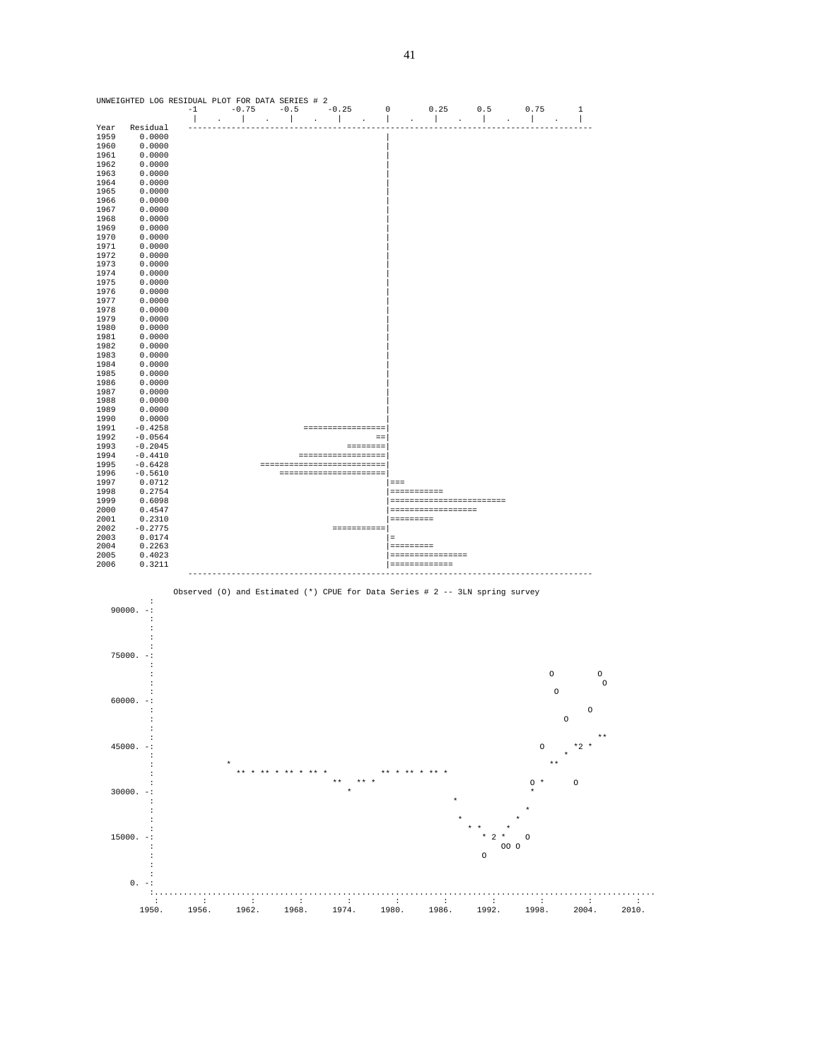UNWEIGHTED LOG RESIDUAL PLOT FOR DATA SERIES # 2

```
                 -1      -0.75     -0.5     -0.25      0       0.25     0.5      0.75      1
                  |   .    |   .    |   .    |   .    |   .    |   .    |   .    |   .    |
Year   Residual  ------------------------------------------------------------------------------------
1959    0.0000                                        |
1960    0.0000                                        |
1961    0.0000                                        |
1962    0.0000                                        |
1963    0.0000                                        |
1964    0.0000                                        |
1965    0.0000                                        |
1966    0.0000                                        |
1967    0.0000                                        |
1968    0.0000                                        |
1969    0.0000                                        |
1970    0.0000                                        |
1971    0.0000                                        |
1972    0.0000                                        |
1973    0.0000                                        |
1974    0.0000                                        |
1975    0.0000                                        |
1976    0.0000                                        |
1977    0.0000                                        |
1978    0.0000                                        |
1979    0.0000                                        |
1980    0.0000                                        |
1981    0.0000                                        |
1982    0.0000                                        |
1983    0.0000                                        |
1984    0.0000                                        |
1985    0.0000                                        |
1986    0.0000                                        |
1987    0.0000                                        |
1988    0.0000                                        |
1989    0.0000                                        |
1990    0.0000                                        |
1991   -0.4258                      =================|
1992   -0.0564                                     ==|
1993   -0.2045                              ========|
1994   -0.4410                     ==================|
1995   -0.6428             ==========================|
1996   -0.5610                 ======================|
1997    0.0712                                        |===
1998    0.2754                                        |===========
1999    0.6098                                        |========================
2000    0.4547                                        |==================
2001    0.2310                                        |=========
2002   -0.2775                          ===========|
2003    0.0174                                        |=
2004    0.2263                                        |=========
2005    0.4023                                        |================
2006    0.3211                                        |=============
                 ------------------------------------------------------------------------------------
```

Observed (O) and Estimated (*) CPUE for Data Series # 2 -- 3LN spring survey

```
           :
  90000. -:
           :
           :
           :
           :
  75000. -:
           :
           :                                                                            O         O
           :                                                                                        O
           :                                                                             O
  60000. -:
           :                                                                                      O
           :                                                                               O
           :
           :                                                                                          **
  45000. -:                                                                          O       *2 *
           :                                                                                 *
           :               *                                                              **
           :                 ** * ** * ** * ** *          ** * ** * ** *
           :                                   **   ** *                                O *      O
  30000. -:                                       *                                      *
           :                                                            *
           :                                                                              *
           :                                                             *             *
           :                                                               * *       *
  15000. -:                                                                  * 2 *     O
           :                                                                    OO O
           :                                                                  O
           :
           :
      0. -:
           :.........................................................................................
           :        :        :        :        :        :        :        :        :        :
         1950.    1956.    1962.    1968.    1974.    1980.    1986.    1992.    1998.    2004.    2010.
```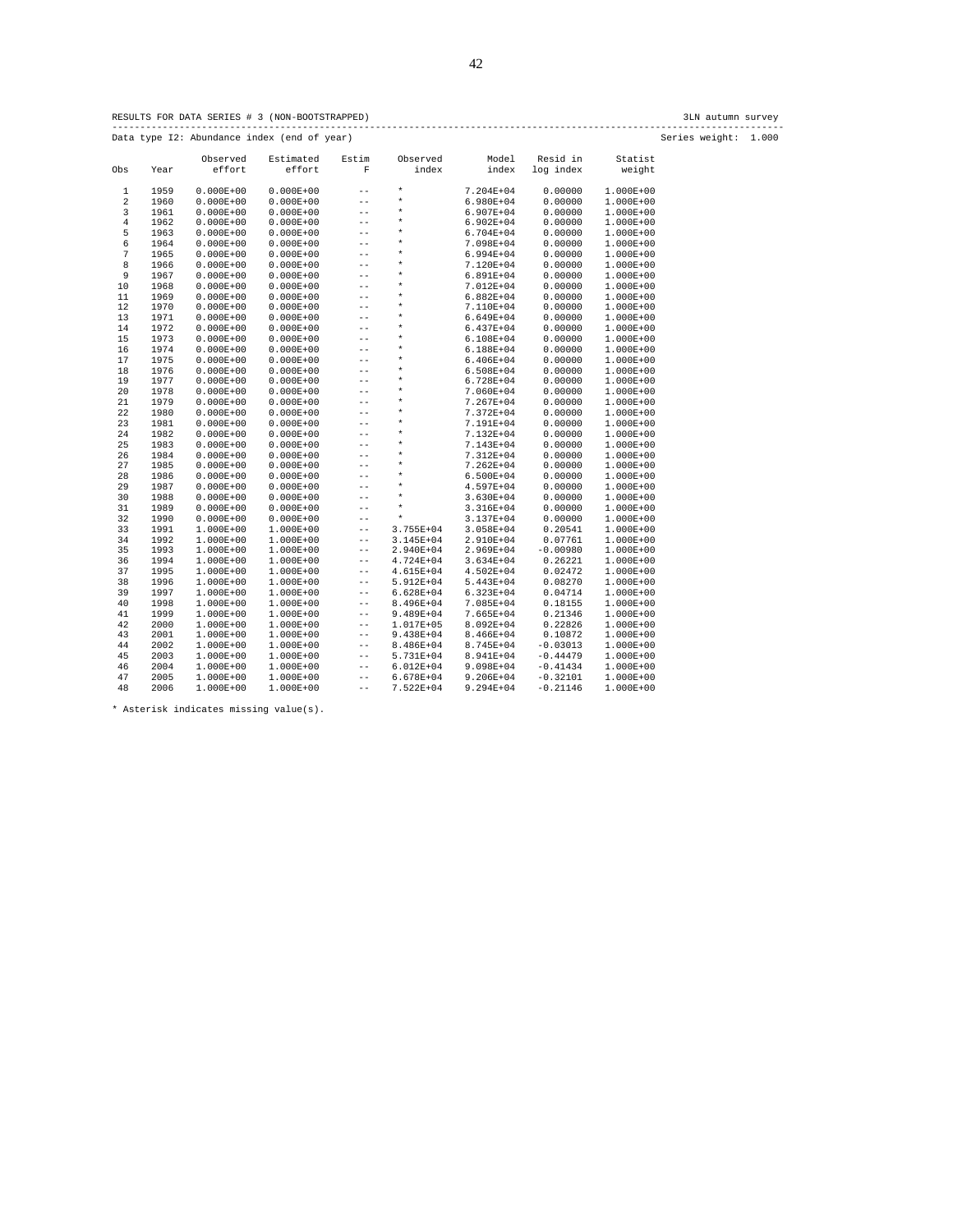RESULTS FOR DATA SERIES # 3 (NON-BOOTSTRAPPED) 3LN autumn survey

Data type I2: Abundance index (end of year) Series weight: 1.000

| Obs | Year | Observed effort | Estimated effort | Estim F | Observed index | Model index | Resid in log index | Statist weight |
|---|---|---|---|---|---|---|---|---|
| 1 | 1959 | 0.000E+00 | 0.000E+00 | -- | * | 7.204E+04 | 0.00000 | 1.000E+00 |
| 2 | 1960 | 0.000E+00 | 0.000E+00 | -- | * | 6.980E+04 | 0.00000 | 1.000E+00 |
| 3 | 1961 | 0.000E+00 | 0.000E+00 | -- | * | 6.907E+04 | 0.00000 | 1.000E+00 |
| 4 | 1962 | 0.000E+00 | 0.000E+00 | -- | * | 6.902E+04 | 0.00000 | 1.000E+00 |
| 5 | 1963 | 0.000E+00 | 0.000E+00 | -- | * | 6.704E+04 | 0.00000 | 1.000E+00 |
| 6 | 1964 | 0.000E+00 | 0.000E+00 | -- | * | 7.098E+04 | 0.00000 | 1.000E+00 |
| 7 | 1965 | 0.000E+00 | 0.000E+00 | -- | * | 6.994E+04 | 0.00000 | 1.000E+00 |
| 8 | 1966 | 0.000E+00 | 0.000E+00 | -- | * | 7.120E+04 | 0.00000 | 1.000E+00 |
| 9 | 1967 | 0.000E+00 | 0.000E+00 | -- | * | 6.891E+04 | 0.00000 | 1.000E+00 |
| 10 | 1968 | 0.000E+00 | 0.000E+00 | -- | * | 7.012E+04 | 0.00000 | 1.000E+00 |
| 11 | 1969 | 0.000E+00 | 0.000E+00 | -- | * | 6.882E+04 | 0.00000 | 1.000E+00 |
| 12 | 1970 | 0.000E+00 | 0.000E+00 | -- | * | 7.110E+04 | 0.00000 | 1.000E+00 |
| 13 | 1971 | 0.000E+00 | 0.000E+00 | -- | * | 6.649E+04 | 0.00000 | 1.000E+00 |
| 14 | 1972 | 0.000E+00 | 0.000E+00 | -- | * | 6.437E+04 | 0.00000 | 1.000E+00 |
| 15 | 1973 | 0.000E+00 | 0.000E+00 | -- | * | 6.108E+04 | 0.00000 | 1.000E+00 |
| 16 | 1974 | 0.000E+00 | 0.000E+00 | -- | * | 6.188E+04 | 0.00000 | 1.000E+00 |
| 17 | 1975 | 0.000E+00 | 0.000E+00 | -- | * | 6.406E+04 | 0.00000 | 1.000E+00 |
| 18 | 1976 | 0.000E+00 | 0.000E+00 | -- | * | 6.508E+04 | 0.00000 | 1.000E+00 |
| 19 | 1977 | 0.000E+00 | 0.000E+00 | -- | * | 6.728E+04 | 0.00000 | 1.000E+00 |
| 20 | 1978 | 0.000E+00 | 0.000E+00 | -- | * | 7.060E+04 | 0.00000 | 1.000E+00 |
| 21 | 1979 | 0.000E+00 | 0.000E+00 | -- | * | 7.267E+04 | 0.00000 | 1.000E+00 |
| 22 | 1980 | 0.000E+00 | 0.000E+00 | -- | * | 7.372E+04 | 0.00000 | 1.000E+00 |
| 23 | 1981 | 0.000E+00 | 0.000E+00 | -- | * | 7.191E+04 | 0.00000 | 1.000E+00 |
| 24 | 1982 | 0.000E+00 | 0.000E+00 | -- | * | 7.132E+04 | 0.00000 | 1.000E+00 |
| 25 | 1983 | 0.000E+00 | 0.000E+00 | -- | * | 7.143E+04 | 0.00000 | 1.000E+00 |
| 26 | 1984 | 0.000E+00 | 0.000E+00 | -- | * | 7.312E+04 | 0.00000 | 1.000E+00 |
| 27 | 1985 | 0.000E+00 | 0.000E+00 | -- | * | 7.262E+04 | 0.00000 | 1.000E+00 |
| 28 | 1986 | 0.000E+00 | 0.000E+00 | -- | * | 6.500E+04 | 0.00000 | 1.000E+00 |
| 29 | 1987 | 0.000E+00 | 0.000E+00 | -- | * | 4.597E+04 | 0.00000 | 1.000E+00 |
| 30 | 1988 | 0.000E+00 | 0.000E+00 | -- | * | 3.630E+04 | 0.00000 | 1.000E+00 |
| 31 | 1989 | 0.000E+00 | 0.000E+00 | -- | * | 3.316E+04 | 0.00000 | 1.000E+00 |
| 32 | 1990 | 0.000E+00 | 0.000E+00 | -- | * | 3.137E+04 | 0.00000 | 1.000E+00 |
| 33 | 1991 | 1.000E+00 | 1.000E+00 | -- | 3.755E+04 | 3.058E+04 | 0.20541 | 1.000E+00 |
| 34 | 1992 | 1.000E+00 | 1.000E+00 | -- | 3.145E+04 | 2.910E+04 | 0.07761 | 1.000E+00 |
| 35 | 1993 | 1.000E+00 | 1.000E+00 | -- | 2.940E+04 | 2.969E+04 | -0.00980 | 1.000E+00 |
| 36 | 1994 | 1.000E+00 | 1.000E+00 | -- | 4.724E+04 | 3.634E+04 | 0.26221 | 1.000E+00 |
| 37 | 1995 | 1.000E+00 | 1.000E+00 | -- | 4.615E+04 | 4.502E+04 | 0.02472 | 1.000E+00 |
| 38 | 1996 | 1.000E+00 | 1.000E+00 | -- | 5.912E+04 | 5.443E+04 | 0.08270 | 1.000E+00 |
| 39 | 1997 | 1.000E+00 | 1.000E+00 | -- | 6.628E+04 | 6.323E+04 | 0.04714 | 1.000E+00 |
| 40 | 1998 | 1.000E+00 | 1.000E+00 | -- | 8.496E+04 | 7.085E+04 | 0.18155 | 1.000E+00 |
| 41 | 1999 | 1.000E+00 | 1.000E+00 | -- | 9.489E+04 | 7.665E+04 | 0.21346 | 1.000E+00 |
| 42 | 2000 | 1.000E+00 | 1.000E+00 | -- | 1.017E+05 | 8.092E+04 | 0.22826 | 1.000E+00 |
| 43 | 2001 | 1.000E+00 | 1.000E+00 | -- | 9.438E+04 | 8.466E+04 | 0.10872 | 1.000E+00 |
| 44 | 2002 | 1.000E+00 | 1.000E+00 | -- | 8.486E+04 | 8.745E+04 | -0.03013 | 1.000E+00 |
| 45 | 2003 | 1.000E+00 | 1.000E+00 | -- | 5.731E+04 | 8.941E+04 | -0.44479 | 1.000E+00 |
| 46 | 2004 | 1.000E+00 | 1.000E+00 | -- | 6.012E+04 | 9.098E+04 | -0.41434 | 1.000E+00 |
| 47 | 2005 | 1.000E+00 | 1.000E+00 | -- | 6.678E+04 | 9.206E+04 | -0.32101 | 1.000E+00 |
| 48 | 2006 | 1.000E+00 | 1.000E+00 | -- | 7.522E+04 | 9.294E+04 | -0.21146 | 1.000E+00 |

* Asterisk indicates missing value(s).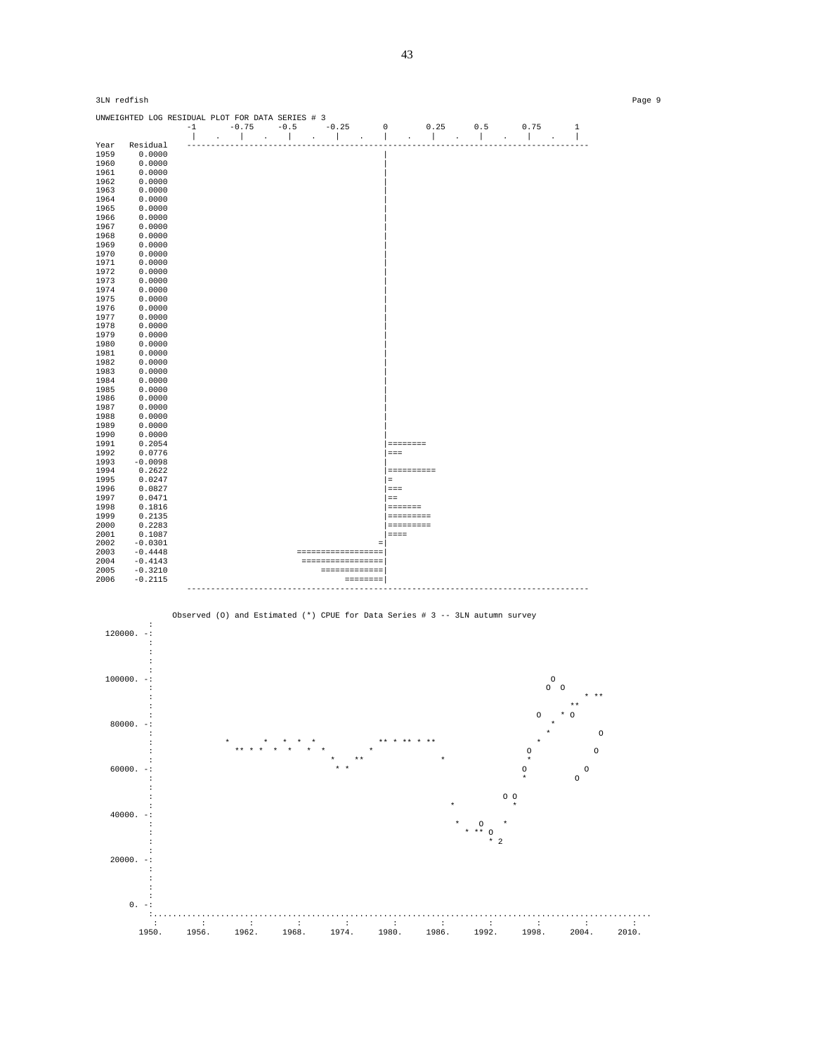3LN redfish

UNWEIGHTED LOG RESIDUAL PLOT FOR DATA SERIES # 3

```
                  -1     -0.75    -0.5     -0.25      0       0.25     0.5      0.75      1
                   |   .    |   .    |   .    |   .    |   .    |   .    |   .    |   .    |
Year   Residual   -------------------------------------------------------------------------------
1959    0.0000                                         |
1960    0.0000                                         |
1961    0.0000                                         |
1962    0.0000                                         |
1963    0.0000                                         |
1964    0.0000                                         |
1965    0.0000                                         |
1966    0.0000                                         |
1967    0.0000                                         |
1968    0.0000                                         |
1969    0.0000                                         |
1970    0.0000                                         |
1971    0.0000                                         |
1972    0.0000                                         |
1973    0.0000                                         |
1974    0.0000                                         |
1975    0.0000                                         |
1976    0.0000                                         |
1977    0.0000                                         |
1978    0.0000                                         |
1979    0.0000                                         |
1980    0.0000                                         |
1981    0.0000                                         |
1982    0.0000                                         |
1983    0.0000                                         |
1984    0.0000                                         |
1985    0.0000                                         |
1986    0.0000                                         |
1987    0.0000                                         |
1988    0.0000                                         |
1989    0.0000                                         |
1990    0.0000                                         |
1991    0.2054                                         |========
1992    0.0776                                         |===
1993   -0.0098                                         |
1994    0.2622                                         |==========
1995    0.0247                                         |=
1996    0.0827                                         |===
1997    0.0471                                         |==
1998    0.1816                                         |=======
1999    0.2135                                         |=========
2000    0.2283                                         |=========
2001    0.1087                                         |====
2002   -0.0301                                        =|
2003   -0.4448                       ==================|
2004   -0.4143                        =================|
2005   -0.3210                            =============|
2006   -0.2115                                 ========|
                  -------------------------------------------------------------------------------
```

Observed (O) and Estimated (*) CPUE for Data Series # 3 -- 3LN autumn survey

```
          :
 120000. -:
          :
          :
          :
          :
 100000. -:                                                                           O
          :                                                                         O  O
          :                                                                                 * **
          :                                                                               **
          :                                                                      O    * O
  80000. -:                                                                          *
          :                                                                         *          O
          :           *      *    *  *  *           ** * ** * **                 *
          :             ** * *  *  *   *  *               *                    O           O
          :                                  *    **               *           *
  60000. -:                                   * *                             O           O
          :                                                                   *         O
          :
          :                                                                O O
          :                                                          *       *
  40000. -:
          :                                                           *    O    *
          :                                                             * ** O
          :                                                                 * 2
          :
  20000. -:
          :
          :
          :
      0. -:
          :.............................................................................................
          :        :        :        :        :        :        :        :        :        :        :
        1950.    1956.    1962.    1968.    1974.    1980.    1986.    1992.    1998.    2004.    2010.
```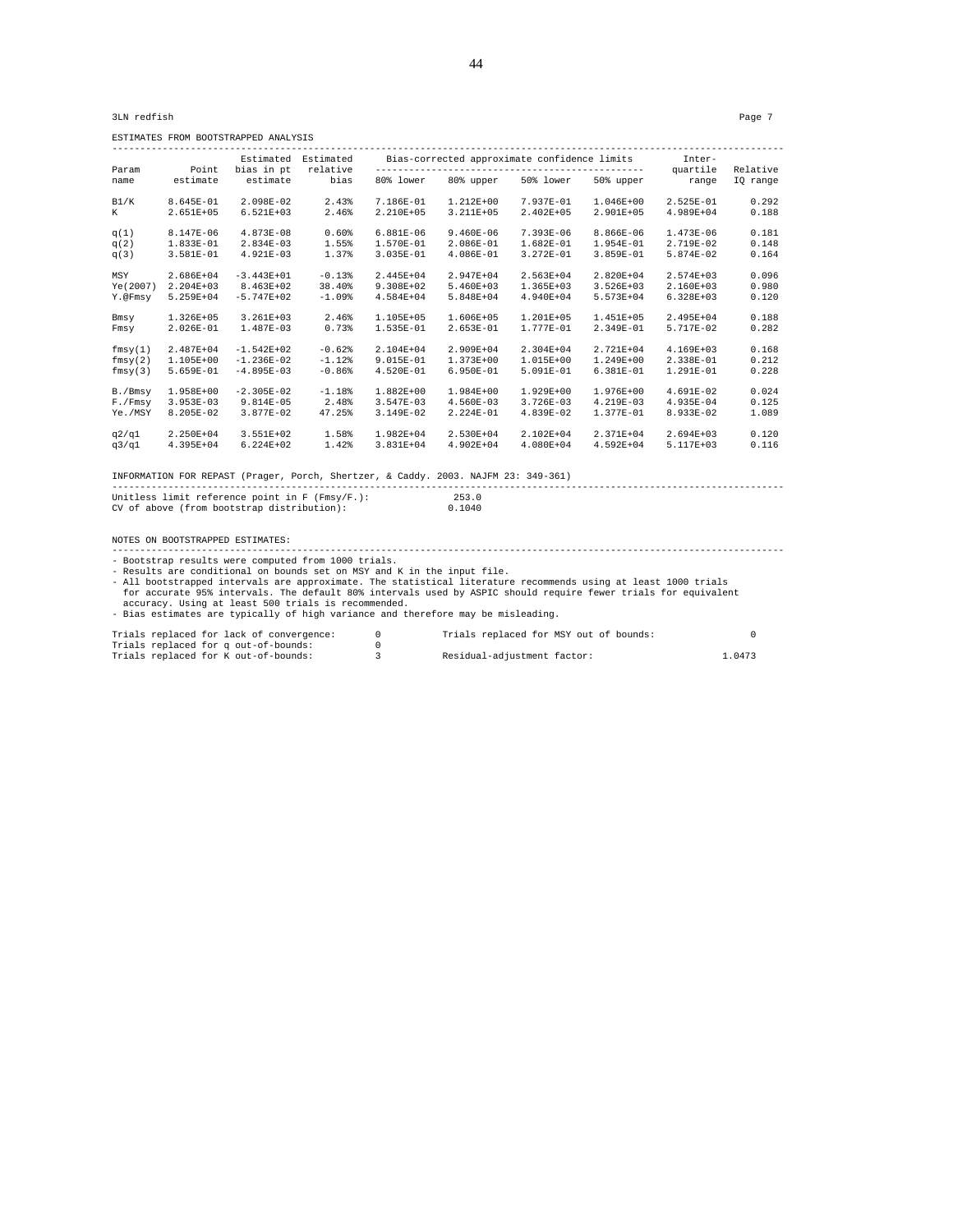3LN redfish Page 7

ESTIMATES FROM BOOTSTRAPPED ANALYSIS

| Param name | Point estimate | Estimated bias in pt estimate | Estimated relative bias | Bias-corrected approximate confidence limits 80% lower | 80% upper | 50% lower | 50% upper | Inter-quartile range | Relative IQ range |
|---|---|---|---|---|---|---|---|---|---|
| B1/K | 8.645E-01 | 2.098E-02 | 2.43% | 7.186E-01 | 1.212E+00 | 7.937E-01 | 1.046E+00 | 2.525E-01 | 0.292 |
| K | 2.651E+05 | 6.521E+03 | 2.46% | 2.210E+05 | 3.211E+05 | 2.402E+05 | 2.901E+05 | 4.989E+04 | 0.188 |
| q(1) | 8.147E-06 | 4.873E-08 | 0.60% | 6.881E-06 | 9.460E-06 | 7.393E-06 | 8.866E-06 | 1.473E-06 | 0.181 |
| q(2) | 1.833E-01 | 2.834E-03 | 1.55% | 1.570E-01 | 2.086E-01 | 1.682E-01 | 1.954E-01 | 2.719E-02 | 0.148 |
| q(3) | 3.581E-01 | 4.921E-03 | 1.37% | 3.035E-01 | 4.086E-01 | 3.272E-01 | 3.859E-01 | 5.874E-02 | 0.164 |
| MSY | 2.686E+04 | -3.443E+01 | -0.13% | 2.445E+04 | 2.947E+04 | 2.563E+04 | 2.820E+04 | 2.574E+03 | 0.096 |
| Ye(2007) | 2.204E+03 | 8.463E+02 | 38.40% | 9.308E+02 | 5.460E+03 | 1.365E+03 | 3.526E+03 | 2.160E+03 | 0.980 |
| Y.@Fmsy | 5.259E+04 | -5.747E+02 | -1.09% | 4.584E+04 | 5.848E+04 | 4.940E+04 | 5.573E+04 | 6.328E+03 | 0.120 |
| Bmsy | 1.326E+05 | 3.261E+03 | 2.46% | 1.105E+05 | 1.606E+05 | 1.201E+05 | 1.451E+05 | 2.495E+04 | 0.188 |
| Fmsy | 2.026E-01 | 1.487E-03 | 0.73% | 1.535E-01 | 2.653E-01 | 1.777E-01 | 2.349E-01 | 5.717E-02 | 0.282 |
| fmsy(1) | 2.487E+04 | -1.542E+02 | -0.62% | 2.104E+04 | 2.909E+04 | 2.304E+04 | 2.721E+04 | 4.169E+03 | 0.168 |
| fmsy(2) | 1.105E+00 | -1.236E-02 | -1.12% | 9.015E-01 | 1.373E+00 | 1.015E+00 | 1.249E+00 | 2.338E-01 | 0.212 |
| fmsy(3) | 5.659E-01 | -4.895E-03 | -0.86% | 4.520E-01 | 6.950E-01 | 5.091E-01 | 6.381E-01 | 1.291E-01 | 0.228 |
| B./Bmsy | 1.958E+00 | -2.305E-02 | -1.18% | 1.882E+00 | 1.984E+00 | 1.929E+00 | 1.976E+00 | 4.691E-02 | 0.024 |
| F./Fmsy | 3.953E-03 | 9.814E-05 | 2.48% | 3.547E-03 | 4.560E-03 | 3.726E-03 | 4.219E-03 | 4.935E-04 | 0.125 |
| Ye./MSY | 8.205E-02 | 3.877E-02 | 47.25% | 3.149E-02 | 2.224E-01 | 4.839E-02 | 1.377E-01 | 8.933E-02 | 1.089 |
| q2/q1 | 2.250E+04 | 3.551E+02 | 1.58% | 1.982E+04 | 2.530E+04 | 2.102E+04 | 2.371E+04 | 2.694E+03 | 0.120 |
| q3/q1 | 4.395E+04 | 6.224E+02 | 1.42% | 3.831E+04 | 4.902E+04 | 4.080E+04 | 4.592E+04 | 5.117E+03 | 0.116 |

INFORMATION FOR REPAST (Prager, Porch, Shertzer, & Caddy. 2003. NAJFM 23: 349-361)

```
Unitless limit reference point in F (Fmsy/F.):          253.0
CV of above (from bootstrap distribution):              0.1040
```

NOTES ON BOOTSTRAPPED ESTIMATES:

- Bootstrap results were computed from 1000 trials.
- Results are conditional on bounds set on MSY and K in the input file.
- All bootstrapped intervals are approximate. The statistical literature recommends using at least 1000 trials for accurate 95% intervals. The default 80% intervals used by ASPIC should require fewer trials for equivalent accuracy. Using at least 500 trials is recommended.
- Bias estimates are typically of high variance and therefore may be misleading.

```
Trials replaced for lack of convergence:     0        Trials replaced for MSY out of bounds:        0
Trials replaced for q out-of-bounds:         0
Trials replaced for K out-of-bounds:         3        Residual-adjustment factor:              1.0473
```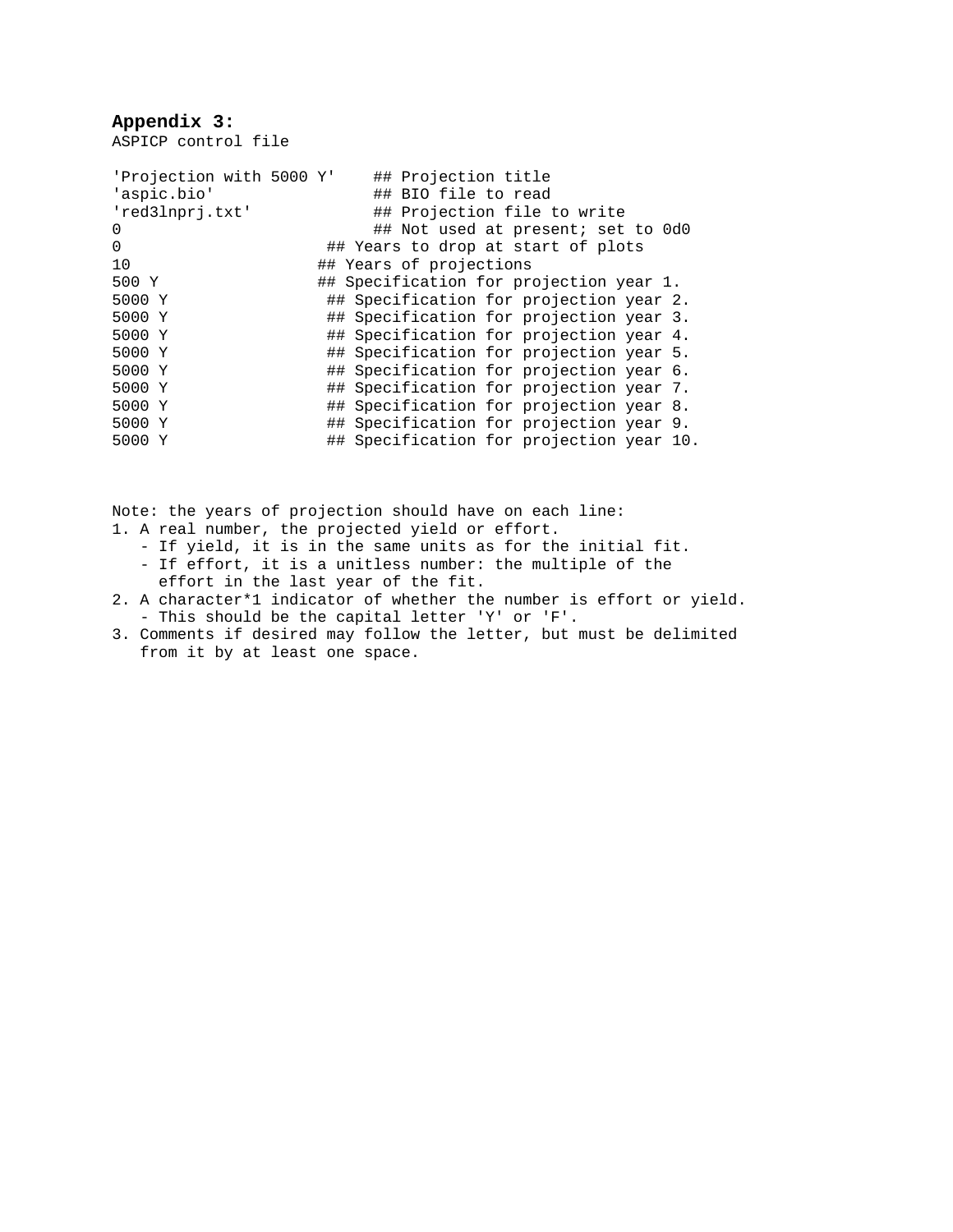**Appendix 3:**

ASPICP control file

```
'Projection with 5000 Y'    ## Projection title
'aspic.bio'                 ## BIO file to read
'red3lnprj.txt'             ## Projection file to write
0                           ## Not used at present; set to 0d0
0                      ## Years to drop at start of plots
10                    ## Years of projections
500 Y                 ## Specification for projection year 1.
5000 Y                 ## Specification for projection year 2.
5000 Y                 ## Specification for projection year 3.
5000 Y                 ## Specification for projection year 4.
5000 Y                 ## Specification for projection year 5.
5000 Y                 ## Specification for projection year 6.
5000 Y                 ## Specification for projection year 7.
5000 Y                 ## Specification for projection year 8.
5000 Y                 ## Specification for projection year 9.
5000 Y                 ## Specification for projection year 10.
```

Note: the years of projection should have on each line:

1. A real number, the projected yield or effort.
   - If yield, it is in the same units as for the initial fit.
   - If effort, it is a unitless number: the multiple of the effort in the last year of the fit.
2. A character*1 indicator of whether the number is effort or yield.
   - This should be the capital letter 'Y' or 'F'.
3. Comments if desired may follow the letter, but must be delimited from it by at least one space.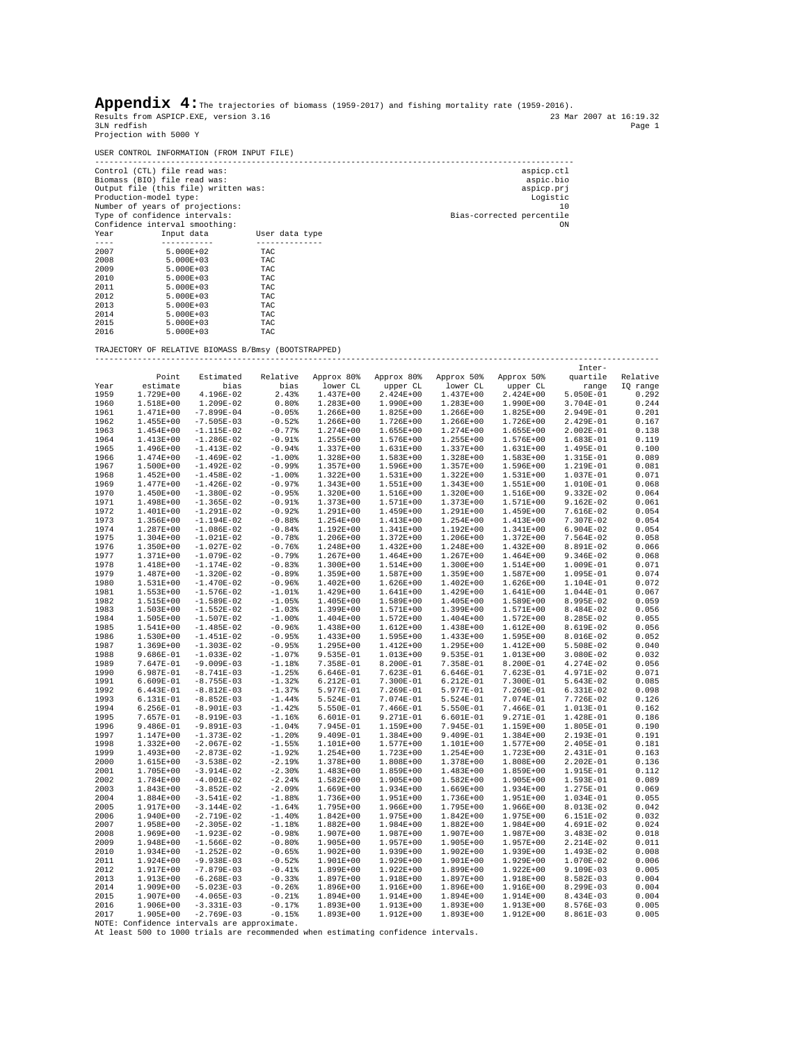**Appendix 4:** The trajectories of biomass (1959-2017) and fishing mortality rate (1959-2016).

Results from ASPICP.EXE, version 3.16 — 23 Mar 2007 at 16:19.32

3LN redfish

Projection with 5000 Y

USER CONTROL INFORMATION (FROM INPUT FILE)

| | |
|---|---|
| Control (CTL) file read was: | aspicp.ctl |
| Biomass (BIO) file read was: | aspic.bio |
| Output file (this file) written was: | aspicp.prj |
| Production-model type: | Logistic |
| Number of years of projections: | 10 |
| Type of confidence intervals: | Bias-corrected percentile |
| Confidence interval smoothing: | ON |

| Year | Input data | User data type |
|---|---|---|
| 2007 | 5.000E+02 | TAC |
| 2008 | 5.000E+03 | TAC |
| 2009 | 5.000E+03 | TAC |
| 2010 | 5.000E+03 | TAC |
| 2011 | 5.000E+03 | TAC |
| 2012 | 5.000E+03 | TAC |
| 2013 | 5.000E+03 | TAC |
| 2014 | 5.000E+03 | TAC |
| 2015 | 5.000E+03 | TAC |
| 2016 | 5.000E+03 | TAC |

TRAJECTORY OF RELATIVE BIOMASS B/Bmsy (BOOTSTRAPPED)

| Year | Point estimate | Estimated bias | Relative bias | Approx 80% lower CL | Approx 80% upper CL | Approx 50% lower CL | Approx 50% upper CL | Inter-quartile range | Relative IQ range |
|---|---|---|---|---|---|---|---|---|---|
| 1959 | 1.729E+00 | 4.196E-02 | 2.43% | 1.437E+00 | 2.424E+00 | 1.437E+00 | 2.424E+00 | 5.050E-01 | 0.292 |
| 1960 | 1.518E+00 | 1.209E-02 | 0.80% | 1.283E+00 | 1.990E+00 | 1.283E+00 | 1.990E+00 | 3.704E-01 | 0.244 |
| 1961 | 1.471E+00 | -7.899E-04 | -0.05% | 1.266E+00 | 1.825E+00 | 1.266E+00 | 1.825E+00 | 2.949E-01 | 0.201 |
| 1962 | 1.455E+00 | -7.505E-03 | -0.52% | 1.266E+00 | 1.726E+00 | 1.266E+00 | 1.726E+00 | 2.429E-01 | 0.167 |
| 1963 | 1.454E+00 | -1.115E-02 | -0.77% | 1.274E+00 | 1.655E+00 | 1.274E+00 | 1.655E+00 | 2.002E-01 | 0.138 |
| 1964 | 1.413E+00 | -1.286E-02 | -0.91% | 1.255E+00 | 1.576E+00 | 1.255E+00 | 1.576E+00 | 1.683E-01 | 0.119 |
| 1965 | 1.496E+00 | -1.413E-02 | -0.94% | 1.337E+00 | 1.631E+00 | 1.337E+00 | 1.631E+00 | 1.495E-01 | 0.100 |
| 1966 | 1.474E+00 | -1.469E-02 | -1.00% | 1.328E+00 | 1.583E+00 | 1.328E+00 | 1.583E+00 | 1.315E-01 | 0.089 |
| 1967 | 1.500E+00 | -1.492E-02 | -0.99% | 1.357E+00 | 1.596E+00 | 1.357E+00 | 1.596E+00 | 1.219E-01 | 0.081 |
| 1968 | 1.452E+00 | -1.458E-02 | -1.00% | 1.322E+00 | 1.531E+00 | 1.322E+00 | 1.531E+00 | 1.037E-01 | 0.071 |
| 1969 | 1.477E+00 | -1.426E-02 | -0.97% | 1.343E+00 | 1.551E+00 | 1.343E+00 | 1.551E+00 | 1.010E-01 | 0.068 |
| 1970 | 1.450E+00 | -1.380E-02 | -0.95% | 1.320E+00 | 1.516E+00 | 1.320E+00 | 1.516E+00 | 9.332E-02 | 0.064 |
| 1971 | 1.498E+00 | -1.365E-02 | -0.91% | 1.373E+00 | 1.571E+00 | 1.373E+00 | 1.571E+00 | 9.162E-02 | 0.061 |
| 1972 | 1.401E+00 | -1.291E-02 | -0.92% | 1.291E+00 | 1.459E+00 | 1.291E+00 | 1.459E+00 | 7.616E-02 | 0.054 |
| 1973 | 1.356E+00 | -1.194E-02 | -0.88% | 1.254E+00 | 1.413E+00 | 1.254E+00 | 1.413E+00 | 7.307E-02 | 0.054 |
| 1974 | 1.287E+00 | -1.086E-02 | -0.84% | 1.192E+00 | 1.341E+00 | 1.192E+00 | 1.341E+00 | 6.904E-02 | 0.054 |
| 1975 | 1.304E+00 | -1.021E-02 | -0.78% | 1.206E+00 | 1.372E+00 | 1.206E+00 | 1.372E+00 | 7.564E-02 | 0.058 |
| 1976 | 1.350E+00 | -1.027E-02 | -0.76% | 1.248E+00 | 1.432E+00 | 1.248E+00 | 1.432E+00 | 8.891E-02 | 0.066 |
| 1977 | 1.371E+00 | -1.079E-02 | -0.79% | 1.267E+00 | 1.464E+00 | 1.267E+00 | 1.464E+00 | 9.346E-02 | 0.068 |
| 1978 | 1.418E+00 | -1.174E-02 | -0.83% | 1.300E+00 | 1.514E+00 | 1.300E+00 | 1.514E+00 | 1.009E-01 | 0.071 |
| 1979 | 1.487E+00 | -1.320E-02 | -0.89% | 1.359E+00 | 1.587E+00 | 1.359E+00 | 1.587E+00 | 1.095E-01 | 0.074 |
| 1980 | 1.531E+00 | -1.470E-02 | -0.96% | 1.402E+00 | 1.626E+00 | 1.402E+00 | 1.626E+00 | 1.104E-01 | 0.072 |
| 1981 | 1.553E+00 | -1.576E-02 | -1.01% | 1.429E+00 | 1.641E+00 | 1.429E+00 | 1.641E+00 | 1.044E-01 | 0.067 |
| 1982 | 1.515E+00 | -1.589E-02 | -1.05% | 1.405E+00 | 1.589E+00 | 1.405E+00 | 1.589E+00 | 8.995E-02 | 0.059 |
| 1983 | 1.503E+00 | -1.552E-02 | -1.03% | 1.399E+00 | 1.571E+00 | 1.399E+00 | 1.571E+00 | 8.484E-02 | 0.056 |
| 1984 | 1.505E+00 | -1.507E-02 | -1.00% | 1.404E+00 | 1.572E+00 | 1.404E+00 | 1.572E+00 | 8.285E-02 | 0.055 |
| 1985 | 1.541E+00 | -1.485E-02 | -0.96% | 1.438E+00 | 1.612E+00 | 1.438E+00 | 1.612E+00 | 8.619E-02 | 0.056 |
| 1986 | 1.530E+00 | -1.451E-02 | -0.95% | 1.433E+00 | 1.595E+00 | 1.433E+00 | 1.595E+00 | 8.016E-02 | 0.052 |
| 1987 | 1.369E+00 | -1.303E-02 | -0.95% | 1.295E+00 | 1.412E+00 | 1.295E+00 | 1.412E+00 | 5.508E-02 | 0.040 |
| 1988 | 9.686E-01 | -1.033E-02 | -1.07% | 9.535E-01 | 1.013E+00 | 9.535E-01 | 1.013E+00 | 3.080E-02 | 0.032 |
| 1989 | 7.647E-01 | -9.009E-03 | -1.18% | 7.358E-01 | 8.200E-01 | 7.358E-01 | 8.200E-01 | 4.274E-02 | 0.056 |
| 1990 | 6.987E-01 | -8.741E-03 | -1.25% | 6.646E-01 | 7.623E-01 | 6.646E-01 | 7.623E-01 | 4.971E-02 | 0.071 |
| 1991 | 6.609E-01 | -8.755E-03 | -1.32% | 6.212E-01 | 7.300E-01 | 6.212E-01 | 7.300E-01 | 5.643E-02 | 0.085 |
| 1992 | 6.443E-01 | -8.812E-03 | -1.37% | 5.977E-01 | 7.269E-01 | 5.977E-01 | 7.269E-01 | 6.331E-02 | 0.098 |
| 1993 | 6.131E-01 | -8.852E-03 | -1.44% | 5.524E-01 | 7.074E-01 | 5.524E-01 | 7.074E-01 | 7.726E-02 | 0.126 |
| 1994 | 6.256E-01 | -8.901E-03 | -1.42% | 5.550E-01 | 7.466E-01 | 5.550E-01 | 7.466E-01 | 1.013E-01 | 0.162 |
| 1995 | 7.657E-01 | -8.919E-03 | -1.16% | 6.601E-01 | 9.271E-01 | 6.601E-01 | 9.271E-01 | 1.428E-01 | 0.186 |
| 1996 | 9.486E-01 | -9.891E-03 | -1.04% | 7.945E-01 | 1.159E+00 | 7.945E-01 | 1.159E+00 | 1.805E-01 | 0.190 |
| 1997 | 1.147E+00 | -1.373E-02 | -1.20% | 9.409E-01 | 1.384E+00 | 9.409E-01 | 1.384E+00 | 2.193E-01 | 0.191 |
| 1998 | 1.332E+00 | -2.067E-02 | -1.55% | 1.101E+00 | 1.577E+00 | 1.101E+00 | 1.577E+00 | 2.405E-01 | 0.181 |
| 1999 | 1.493E+00 | -2.873E-02 | -1.92% | 1.254E+00 | 1.723E+00 | 1.254E+00 | 1.723E+00 | 2.431E-01 | 0.163 |
| 2000 | 1.615E+00 | -3.538E-02 | -2.19% | 1.378E+00 | 1.808E+00 | 1.378E+00 | 1.808E+00 | 2.202E-01 | 0.136 |
| 2001 | 1.705E+00 | -3.914E-02 | -2.30% | 1.483E+00 | 1.859E+00 | 1.483E+00 | 1.859E+00 | 1.915E-01 | 0.112 |
| 2002 | 1.784E+00 | -4.001E-02 | -2.24% | 1.582E+00 | 1.905E+00 | 1.582E+00 | 1.905E+00 | 1.593E-01 | 0.089 |
| 2003 | 1.843E+00 | -3.852E-02 | -2.09% | 1.669E+00 | 1.934E+00 | 1.669E+00 | 1.934E+00 | 1.275E-01 | 0.069 |
| 2004 | 1.884E+00 | -3.541E-02 | -1.88% | 1.736E+00 | 1.951E+00 | 1.736E+00 | 1.951E+00 | 1.034E-01 | 0.055 |
| 2005 | 1.917E+00 | -3.144E-02 | -1.64% | 1.795E+00 | 1.966E+00 | 1.795E+00 | 1.966E+00 | 8.013E-02 | 0.042 |
| 2006 | 1.940E+00 | -2.719E-02 | -1.40% | 1.842E+00 | 1.975E+00 | 1.842E+00 | 1.975E+00 | 6.151E-02 | 0.032 |
| 2007 | 1.958E+00 | -2.305E-02 | -1.18% | 1.882E+00 | 1.984E+00 | 1.882E+00 | 1.984E+00 | 4.691E-02 | 0.024 |
| 2008 | 1.969E+00 | -1.923E-02 | -0.98% | 1.907E+00 | 1.987E+00 | 1.907E+00 | 1.987E+00 | 3.483E-02 | 0.018 |
| 2009 | 1.948E+00 | -1.566E-02 | -0.80% | 1.905E+00 | 1.957E+00 | 1.905E+00 | 1.957E+00 | 2.214E-02 | 0.011 |
| 2010 | 1.934E+00 | -1.252E-02 | -0.65% | 1.902E+00 | 1.939E+00 | 1.902E+00 | 1.939E+00 | 1.493E-02 | 0.008 |
| 2011 | 1.924E+00 | -9.938E-03 | -0.52% | 1.901E+00 | 1.929E+00 | 1.901E+00 | 1.929E+00 | 1.070E-02 | 0.006 |
| 2012 | 1.917E+00 | -7.879E-03 | -0.41% | 1.899E+00 | 1.922E+00 | 1.899E+00 | 1.922E+00 | 9.109E-03 | 0.005 |
| 2013 | 1.913E+00 | -6.268E-03 | -0.33% | 1.897E+00 | 1.918E+00 | 1.897E+00 | 1.918E+00 | 8.582E-03 | 0.004 |
| 2014 | 1.909E+00 | -5.023E-03 | -0.26% | 1.896E+00 | 1.916E+00 | 1.896E+00 | 1.916E+00 | 8.299E-03 | 0.004 |
| 2015 | 1.907E+00 | -4.065E-03 | -0.21% | 1.894E+00 | 1.914E+00 | 1.894E+00 | 1.914E+00 | 8.434E-03 | 0.004 |
| 2016 | 1.906E+00 | -3.331E-03 | -0.17% | 1.893E+00 | 1.913E+00 | 1.893E+00 | 1.913E+00 | 8.576E-03 | 0.005 |
| 2017 | 1.905E+00 | -2.769E-03 | -0.15% | 1.893E+00 | 1.912E+00 | 1.893E+00 | 1.912E+00 | 8.861E-03 | 0.005 |

NOTE: Confidence intervals are approximate.
At least 500 to 1000 trials are recommended when estimating confidence intervals.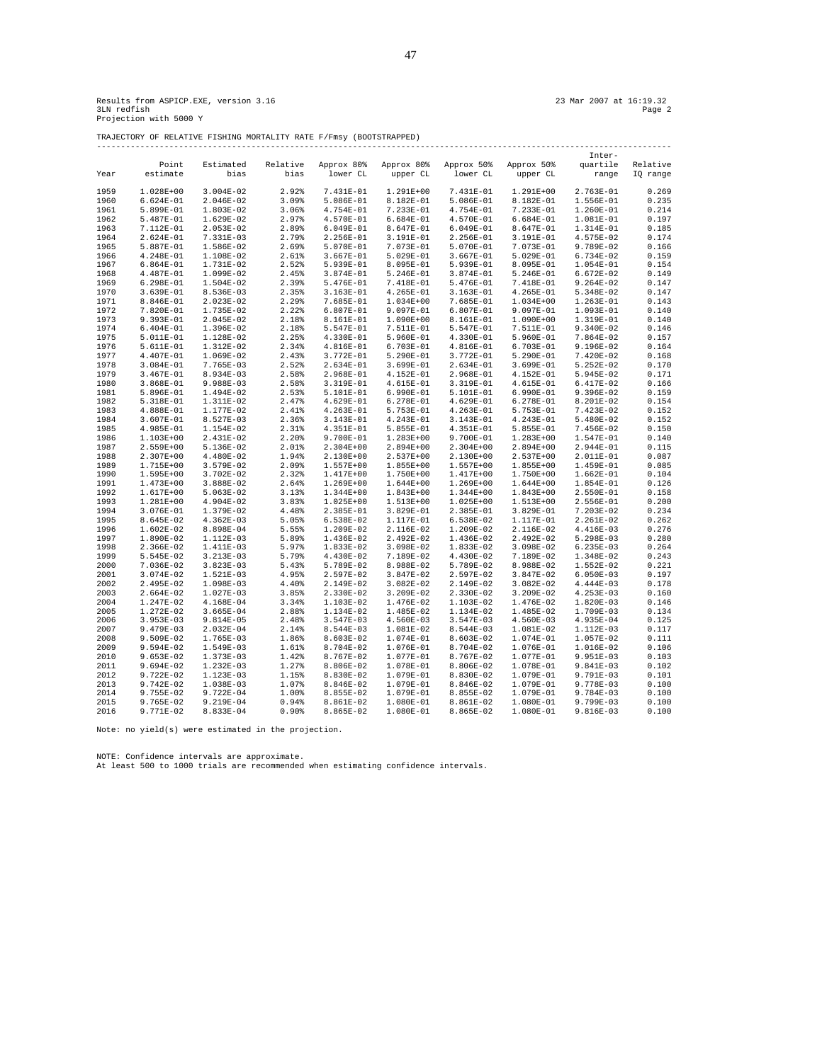Results from ASPICP.EXE, version 3.16 23 Mar 2007 at 16:19.32
3LN redfish Page 2
Projection with 5000 Y

TRAJECTORY OF RELATIVE FISHING MORTALITY RATE F/Fmsy (BOOTSTRAPPED)

| Year | Point estimate | Estimated bias | Relative bias | Approx 80% lower CL | Approx 80% upper CL | Approx 50% lower CL | Approx 50% upper CL | Inter-quartile range | Relative IQ range |
|---|---|---|---|---|---|---|---|---|---|
| 1959 | 1.028E+00 | 3.004E-02 | 2.92% | 7.431E-01 | 1.291E+00 | 7.431E-01 | 1.291E+00 | 2.763E-01 | 0.269 |
| 1960 | 6.624E-01 | 2.046E-02 | 3.09% | 5.086E-01 | 8.182E-01 | 5.086E-01 | 8.182E-01 | 1.556E-01 | 0.235 |
| 1961 | 5.899E-01 | 1.803E-02 | 3.06% | 4.754E-01 | 7.233E-01 | 4.754E-01 | 7.233E-01 | 1.260E-01 | 0.214 |
| 1962 | 5.487E-01 | 1.629E-02 | 2.97% | 4.570E-01 | 6.684E-01 | 4.570E-01 | 6.684E-01 | 1.081E-01 | 0.197 |
| 1963 | 7.112E-01 | 2.053E-02 | 2.89% | 6.049E-01 | 8.647E-01 | 6.049E-01 | 8.647E-01 | 1.314E-01 | 0.185 |
| 1964 | 2.624E-01 | 7.331E-03 | 2.79% | 2.256E-01 | 3.191E-01 | 2.256E-01 | 3.191E-01 | 4.575E-02 | 0.174 |
| 1965 | 5.887E-01 | 1.586E-02 | 2.69% | 5.070E-01 | 7.073E-01 | 5.070E-01 | 7.073E-01 | 9.789E-02 | 0.166 |
| 1966 | 4.248E-01 | 1.108E-02 | 2.61% | 3.667E-01 | 5.029E-01 | 3.667E-01 | 5.029E-01 | 6.734E-02 | 0.159 |
| 1967 | 6.864E-01 | 1.731E-02 | 2.52% | 5.939E-01 | 8.095E-01 | 5.939E-01 | 8.095E-01 | 1.054E-01 | 0.154 |
| 1968 | 4.487E-01 | 1.099E-02 | 2.45% | 3.874E-01 | 5.246E-01 | 3.874E-01 | 5.246E-01 | 6.672E-02 | 0.149 |
| 1969 | 6.298E-01 | 1.504E-02 | 2.39% | 5.476E-01 | 7.418E-01 | 5.476E-01 | 7.418E-01 | 9.264E-02 | 0.147 |
| 1970 | 3.639E-01 | 8.536E-03 | 2.35% | 3.163E-01 | 4.265E-01 | 3.163E-01 | 4.265E-01 | 5.348E-02 | 0.147 |
| 1971 | 8.846E-01 | 2.023E-02 | 2.29% | 7.685E-01 | 1.034E+00 | 7.685E-01 | 1.034E+00 | 1.263E-01 | 0.143 |
| 1972 | 7.820E-01 | 1.735E-02 | 2.22% | 6.807E-01 | 9.097E-01 | 6.807E-01 | 9.097E-01 | 1.093E-01 | 0.140 |
| 1973 | 9.393E-01 | 2.045E-02 | 2.18% | 8.161E-01 | 1.090E+00 | 8.161E-01 | 1.090E+00 | 1.319E-01 | 0.140 |
| 1974 | 6.404E-01 | 1.396E-02 | 2.18% | 5.547E-01 | 7.511E-01 | 5.547E-01 | 7.511E-01 | 9.340E-02 | 0.146 |
| 1975 | 5.011E-01 | 1.128E-02 | 2.25% | 4.330E-01 | 5.960E-01 | 4.330E-01 | 5.960E-01 | 7.864E-02 | 0.157 |
| 1976 | 5.611E-01 | 1.312E-02 | 2.34% | 4.816E-01 | 6.703E-01 | 4.816E-01 | 6.703E-01 | 9.196E-02 | 0.164 |
| 1977 | 4.407E-01 | 1.069E-02 | 2.43% | 3.772E-01 | 5.290E-01 | 3.772E-01 | 5.290E-01 | 7.420E-02 | 0.168 |
| 1978 | 3.084E-01 | 7.765E-03 | 2.52% | 2.634E-01 | 3.699E-01 | 2.634E-01 | 3.699E-01 | 5.252E-02 | 0.170 |
| 1979 | 3.467E-01 | 8.934E-03 | 2.58% | 2.968E-01 | 4.152E-01 | 2.968E-01 | 4.152E-01 | 5.945E-02 | 0.171 |
| 1980 | 3.868E-01 | 9.988E-03 | 2.58% | 3.319E-01 | 4.615E-01 | 3.319E-01 | 4.615E-01 | 6.417E-02 | 0.166 |
| 1981 | 5.896E-01 | 1.494E-02 | 2.53% | 5.101E-01 | 6.990E-01 | 5.101E-01 | 6.990E-01 | 9.396E-02 | 0.159 |
| 1982 | 5.318E-01 | 1.311E-02 | 2.47% | 4.629E-01 | 6.278E-01 | 4.629E-01 | 6.278E-01 | 8.201E-02 | 0.154 |
| 1983 | 4.888E-01 | 1.177E-02 | 2.41% | 4.263E-01 | 5.753E-01 | 4.263E-01 | 5.753E-01 | 7.423E-02 | 0.152 |
| 1984 | 3.607E-01 | 8.527E-03 | 2.36% | 3.143E-01 | 4.243E-01 | 3.143E-01 | 4.243E-01 | 5.480E-02 | 0.152 |
| 1985 | 4.985E-01 | 1.154E-02 | 2.31% | 4.351E-01 | 5.855E-01 | 4.351E-01 | 5.855E-01 | 7.456E-02 | 0.150 |
| 1986 | 1.103E+00 | 2.431E-02 | 2.20% | 9.700E-01 | 1.283E+00 | 9.700E-01 | 1.283E+00 | 1.547E-01 | 0.140 |
| 1987 | 2.559E+00 | 5.136E-02 | 2.01% | 2.304E+00 | 2.894E+00 | 2.304E+00 | 2.894E+00 | 2.944E-01 | 0.115 |
| 1988 | 2.307E+00 | 4.480E-02 | 1.94% | 2.130E+00 | 2.537E+00 | 2.130E+00 | 2.537E+00 | 2.011E-01 | 0.087 |
| 1989 | 1.715E+00 | 3.579E-02 | 2.09% | 1.557E+00 | 1.855E+00 | 1.557E+00 | 1.855E+00 | 1.459E-01 | 0.085 |
| 1990 | 1.595E+00 | 3.702E-02 | 2.32% | 1.417E+00 | 1.750E+00 | 1.417E+00 | 1.750E+00 | 1.662E-01 | 0.104 |
| 1991 | 1.473E+00 | 3.888E-02 | 2.64% | 1.269E+00 | 1.644E+00 | 1.269E+00 | 1.644E+00 | 1.854E-01 | 0.126 |
| 1992 | 1.617E+00 | 5.063E-02 | 3.13% | 1.344E+00 | 1.843E+00 | 1.344E+00 | 1.843E+00 | 2.550E-01 | 0.158 |
| 1993 | 1.281E+00 | 4.904E-02 | 3.83% | 1.025E+00 | 1.513E+00 | 1.025E+00 | 1.513E+00 | 2.556E-01 | 0.200 |
| 1994 | 3.076E-01 | 1.379E-02 | 4.48% | 2.385E-01 | 3.829E-01 | 2.385E-01 | 3.829E-01 | 7.203E-02 | 0.234 |
| 1995 | 8.645E-02 | 4.362E-03 | 5.05% | 6.538E-02 | 1.117E-01 | 6.538E-02 | 1.117E-01 | 2.261E-02 | 0.262 |
| 1996 | 1.602E-02 | 8.898E-04 | 5.55% | 1.209E-02 | 2.116E-02 | 1.209E-02 | 2.116E-02 | 4.416E-03 | 0.276 |
| 1997 | 1.890E-02 | 1.112E-03 | 5.89% | 1.436E-02 | 2.492E-02 | 1.436E-02 | 2.492E-02 | 5.298E-03 | 0.280 |
| 1998 | 2.366E-02 | 1.411E-03 | 5.97% | 1.833E-02 | 3.098E-02 | 1.833E-02 | 3.098E-02 | 6.235E-03 | 0.264 |
| 1999 | 5.545E-02 | 3.213E-03 | 5.79% | 4.430E-02 | 7.189E-02 | 4.430E-02 | 7.189E-02 | 1.348E-02 | 0.243 |
| 2000 | 7.036E-02 | 3.823E-03 | 5.43% | 5.789E-02 | 8.988E-02 | 5.789E-02 | 8.988E-02 | 1.552E-02 | 0.221 |
| 2001 | 3.074E-02 | 1.521E-03 | 4.95% | 2.597E-02 | 3.847E-02 | 2.597E-02 | 3.847E-02 | 6.050E-03 | 0.197 |
| 2002 | 2.495E-02 | 1.098E-03 | 4.40% | 2.149E-02 | 3.082E-02 | 2.149E-02 | 3.082E-02 | 4.444E-03 | 0.178 |
| 2003 | 2.664E-02 | 1.027E-03 | 3.85% | 2.330E-02 | 3.209E-02 | 2.330E-02 | 3.209E-02 | 4.253E-03 | 0.160 |
| 2004 | 1.247E-02 | 4.168E-04 | 3.34% | 1.103E-02 | 1.476E-02 | 1.103E-02 | 1.476E-02 | 1.820E-03 | 0.146 |
| 2005 | 1.272E-02 | 3.665E-04 | 2.88% | 1.134E-02 | 1.485E-02 | 1.134E-02 | 1.485E-02 | 1.709E-03 | 0.134 |
| 2006 | 3.953E-03 | 9.814E-05 | 2.48% | 3.547E-03 | 4.560E-03 | 3.547E-03 | 4.560E-03 | 4.935E-04 | 0.125 |
| 2007 | 9.479E-03 | 2.032E-04 | 2.14% | 8.544E-03 | 1.081E-02 | 8.544E-03 | 1.081E-02 | 1.112E-03 | 0.117 |
| 2008 | 9.509E-02 | 1.765E-03 | 1.86% | 8.603E-02 | 1.074E-01 | 8.603E-02 | 1.074E-01 | 1.057E-02 | 0.111 |
| 2009 | 9.594E-02 | 1.549E-03 | 1.61% | 8.704E-02 | 1.076E-01 | 8.704E-02 | 1.076E-01 | 1.016E-02 | 0.106 |
| 2010 | 9.653E-02 | 1.373E-03 | 1.42% | 8.767E-02 | 1.077E-01 | 8.767E-02 | 1.077E-01 | 9.951E-03 | 0.103 |
| 2011 | 9.694E-02 | 1.232E-03 | 1.27% | 8.806E-02 | 1.078E-01 | 8.806E-02 | 1.078E-01 | 9.841E-03 | 0.102 |
| 2012 | 9.722E-02 | 1.123E-03 | 1.15% | 8.830E-02 | 1.079E-01 | 8.830E-02 | 1.079E-01 | 9.791E-03 | 0.101 |
| 2013 | 9.742E-02 | 1.038E-03 | 1.07% | 8.846E-02 | 1.079E-01 | 8.846E-02 | 1.079E-01 | 9.778E-03 | 0.100 |
| 2014 | 9.755E-02 | 9.722E-04 | 1.00% | 8.855E-02 | 1.079E-01 | 8.855E-02 | 1.079E-01 | 9.784E-03 | 0.100 |
| 2015 | 9.765E-02 | 9.219E-04 | 0.94% | 8.861E-02 | 1.080E-01 | 8.861E-02 | 1.080E-01 | 9.799E-03 | 0.100 |
| 2016 | 9.771E-02 | 8.833E-04 | 0.90% | 8.865E-02 | 1.080E-01 | 8.865E-02 | 1.080E-01 | 9.816E-03 | 0.100 |

Note: no yield(s) were estimated in the projection.

NOTE: Confidence intervals are approximate.
At least 500 to 1000 trials are recommended when estimating confidence intervals.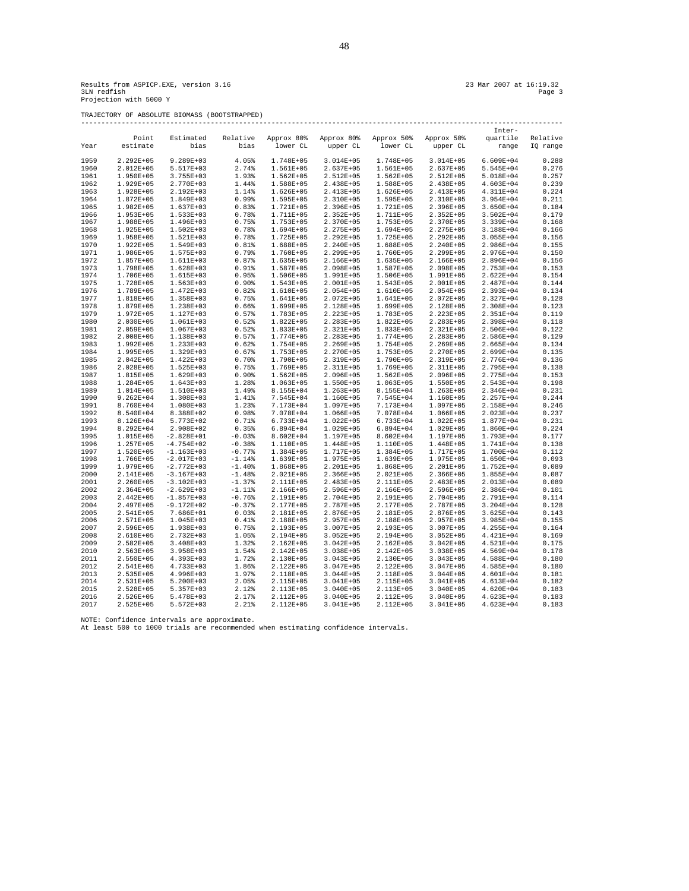Results from ASPICP.EXE, version 3.16 23 Mar 2007 at 16:19.32
3LN redfish Page 3
Projection with 5000 Y

TRAJECTORY OF ABSOLUTE BIOMASS (BOOTSTRAPPED)

| Year | Point estimate | Estimated bias | Relative bias | Approx 80% lower CL | Approx 80% upper CL | Approx 50% lower CL | Approx 50% upper CL | Inter-quartile range | Relative IQ range |
|---|---|---|---|---|---|---|---|---|---|
| 1959 | 2.292E+05 | 9.289E+03 | 4.05% | 1.748E+05 | 3.014E+05 | 1.748E+05 | 3.014E+05 | 6.609E+04 | 0.288 |
| 1960 | 2.012E+05 | 5.517E+03 | 2.74% | 1.561E+05 | 2.637E+05 | 1.561E+05 | 2.637E+05 | 5.545E+04 | 0.276 |
| 1961 | 1.950E+05 | 3.755E+03 | 1.93% | 1.562E+05 | 2.512E+05 | 1.562E+05 | 2.512E+05 | 5.018E+04 | 0.257 |
| 1962 | 1.929E+05 | 2.770E+03 | 1.44% | 1.588E+05 | 2.438E+05 | 1.588E+05 | 2.438E+05 | 4.603E+04 | 0.239 |
| 1963 | 1.928E+05 | 2.192E+03 | 1.14% | 1.626E+05 | 2.413E+05 | 1.626E+05 | 2.413E+05 | 4.311E+04 | 0.224 |
| 1964 | 1.872E+05 | 1.849E+03 | 0.99% | 1.595E+05 | 2.310E+05 | 1.595E+05 | 2.310E+05 | 3.954E+04 | 0.211 |
| 1965 | 1.982E+05 | 1.637E+03 | 0.83% | 1.721E+05 | 2.396E+05 | 1.721E+05 | 2.396E+05 | 3.650E+04 | 0.184 |
| 1966 | 1.953E+05 | 1.533E+03 | 0.78% | 1.711E+05 | 2.352E+05 | 1.711E+05 | 2.352E+05 | 3.502E+04 | 0.179 |
| 1967 | 1.988E+05 | 1.496E+03 | 0.75% | 1.753E+05 | 2.370E+05 | 1.753E+05 | 2.370E+05 | 3.339E+04 | 0.168 |
| 1968 | 1.925E+05 | 1.502E+03 | 0.78% | 1.694E+05 | 2.275E+05 | 1.694E+05 | 2.275E+05 | 3.188E+04 | 0.166 |
| 1969 | 1.958E+05 | 1.521E+03 | 0.78% | 1.725E+05 | 2.292E+05 | 1.725E+05 | 2.292E+05 | 3.055E+04 | 0.156 |
| 1970 | 1.922E+05 | 1.549E+03 | 0.81% | 1.688E+05 | 2.240E+05 | 1.688E+05 | 2.240E+05 | 2.986E+04 | 0.155 |
| 1971 | 1.986E+05 | 1.575E+03 | 0.79% | 1.760E+05 | 2.299E+05 | 1.760E+05 | 2.299E+05 | 2.976E+04 | 0.150 |
| 1972 | 1.857E+05 | 1.611E+03 | 0.87% | 1.635E+05 | 2.166E+05 | 1.635E+05 | 2.166E+05 | 2.896E+04 | 0.156 |
| 1973 | 1.798E+05 | 1.628E+03 | 0.91% | 1.587E+05 | 2.098E+05 | 1.587E+05 | 2.098E+05 | 2.753E+04 | 0.153 |
| 1974 | 1.706E+05 | 1.615E+03 | 0.95% | 1.506E+05 | 1.991E+05 | 1.506E+05 | 1.991E+05 | 2.622E+04 | 0.154 |
| 1975 | 1.728E+05 | 1.563E+03 | 0.90% | 1.543E+05 | 2.001E+05 | 1.543E+05 | 2.001E+05 | 2.487E+04 | 0.144 |
| 1976 | 1.789E+05 | 1.472E+03 | 0.82% | 1.610E+05 | 2.054E+05 | 1.610E+05 | 2.054E+05 | 2.393E+04 | 0.134 |
| 1977 | 1.818E+05 | 1.358E+03 | 0.75% | 1.641E+05 | 2.072E+05 | 1.641E+05 | 2.072E+05 | 2.327E+04 | 0.128 |
| 1978 | 1.879E+05 | 1.238E+03 | 0.66% | 1.699E+05 | 2.128E+05 | 1.699E+05 | 2.128E+05 | 2.308E+04 | 0.123 |
| 1979 | 1.972E+05 | 1.127E+03 | 0.57% | 1.783E+05 | 2.223E+05 | 1.783E+05 | 2.223E+05 | 2.351E+04 | 0.119 |
| 1980 | 2.030E+05 | 1.061E+03 | 0.52% | 1.822E+05 | 2.283E+05 | 1.822E+05 | 2.283E+05 | 2.398E+04 | 0.118 |
| 1981 | 2.059E+05 | 1.067E+03 | 0.52% | 1.833E+05 | 2.321E+05 | 1.833E+05 | 2.321E+05 | 2.506E+04 | 0.122 |
| 1982 | 2.008E+05 | 1.138E+03 | 0.57% | 1.774E+05 | 2.283E+05 | 1.774E+05 | 2.283E+05 | 2.586E+04 | 0.129 |
| 1983 | 1.992E+05 | 1.233E+03 | 0.62% | 1.754E+05 | 2.269E+05 | 1.754E+05 | 2.269E+05 | 2.665E+04 | 0.134 |
| 1984 | 1.995E+05 | 1.329E+03 | 0.67% | 1.753E+05 | 2.270E+05 | 1.753E+05 | 2.270E+05 | 2.699E+04 | 0.135 |
| 1985 | 2.042E+05 | 1.422E+03 | 0.70% | 1.790E+05 | 2.319E+05 | 1.790E+05 | 2.319E+05 | 2.776E+04 | 0.136 |
| 1986 | 2.028E+05 | 1.525E+03 | 0.75% | 1.769E+05 | 2.311E+05 | 1.769E+05 | 2.311E+05 | 2.795E+04 | 0.138 |
| 1987 | 1.815E+05 | 1.629E+03 | 0.90% | 1.562E+05 | 2.096E+05 | 1.562E+05 | 2.096E+05 | 2.775E+04 | 0.153 |
| 1988 | 1.284E+05 | 1.643E+03 | 1.28% | 1.063E+05 | 1.550E+05 | 1.063E+05 | 1.550E+05 | 2.543E+04 | 0.198 |
| 1989 | 1.014E+05 | 1.510E+03 | 1.49% | 8.155E+04 | 1.263E+05 | 8.155E+04 | 1.263E+05 | 2.346E+04 | 0.231 |
| 1990 | 9.262E+04 | 1.308E+03 | 1.41% | 7.545E+04 | 1.160E+05 | 7.545E+04 | 1.160E+05 | 2.257E+04 | 0.244 |
| 1991 | 8.760E+04 | 1.080E+03 | 1.23% | 7.173E+04 | 1.097E+05 | 7.173E+04 | 1.097E+05 | 2.158E+04 | 0.246 |
| 1992 | 8.540E+04 | 8.388E+02 | 0.98% | 7.078E+04 | 1.066E+05 | 7.078E+04 | 1.066E+05 | 2.023E+04 | 0.237 |
| 1993 | 8.126E+04 | 5.773E+02 | 0.71% | 6.733E+04 | 1.022E+05 | 6.733E+04 | 1.022E+05 | 1.877E+04 | 0.231 |
| 1994 | 8.292E+04 | 2.908E+02 | 0.35% | 6.894E+04 | 1.029E+05 | 6.894E+04 | 1.029E+05 | 1.860E+04 | 0.224 |
| 1995 | 1.015E+05 | -2.828E+01 | -0.03% | 8.602E+04 | 1.197E+05 | 8.602E+04 | 1.197E+05 | 1.793E+04 | 0.177 |
| 1996 | 1.257E+05 | -4.754E+02 | -0.38% | 1.110E+05 | 1.448E+05 | 1.110E+05 | 1.448E+05 | 1.741E+04 | 0.138 |
| 1997 | 1.520E+05 | -1.163E+03 | -0.77% | 1.384E+05 | 1.717E+05 | 1.384E+05 | 1.717E+05 | 1.700E+04 | 0.112 |
| 1998 | 1.766E+05 | -2.017E+03 | -1.14% | 1.639E+05 | 1.975E+05 | 1.639E+05 | 1.975E+05 | 1.650E+04 | 0.093 |
| 1999 | 1.979E+05 | -2.772E+03 | -1.40% | 1.868E+05 | 2.201E+05 | 1.868E+05 | 2.201E+05 | 1.752E+04 | 0.089 |
| 2000 | 2.141E+05 | -3.167E+03 | -1.48% | 2.021E+05 | 2.366E+05 | 2.021E+05 | 2.366E+05 | 1.855E+04 | 0.087 |
| 2001 | 2.260E+05 | -3.102E+03 | -1.37% | 2.111E+05 | 2.483E+05 | 2.111E+05 | 2.483E+05 | 2.013E+04 | 0.089 |
| 2002 | 2.364E+05 | -2.629E+03 | -1.11% | 2.166E+05 | 2.596E+05 | 2.166E+05 | 2.596E+05 | 2.386E+04 | 0.101 |
| 2003 | 2.442E+05 | -1.857E+03 | -0.76% | 2.191E+05 | 2.704E+05 | 2.191E+05 | 2.704E+05 | 2.791E+04 | 0.114 |
| 2004 | 2.497E+05 | -9.172E+02 | -0.37% | 2.177E+05 | 2.787E+05 | 2.177E+05 | 2.787E+05 | 3.204E+04 | 0.128 |
| 2005 | 2.541E+05 | 7.686E+01 | 0.03% | 2.181E+05 | 2.876E+05 | 2.181E+05 | 2.876E+05 | 3.625E+04 | 0.143 |
| 2006 | 2.571E+05 | 1.045E+03 | 0.41% | 2.188E+05 | 2.957E+05 | 2.188E+05 | 2.957E+05 | 3.985E+04 | 0.155 |
| 2007 | 2.596E+05 | 1.938E+03 | 0.75% | 2.193E+05 | 3.007E+05 | 2.193E+05 | 3.007E+05 | 4.255E+04 | 0.164 |
| 2008 | 2.610E+05 | 2.732E+03 | 1.05% | 2.194E+05 | 3.052E+05 | 2.194E+05 | 3.052E+05 | 4.421E+04 | 0.169 |
| 2009 | 2.582E+05 | 3.408E+03 | 1.32% | 2.162E+05 | 3.042E+05 | 2.162E+05 | 3.042E+05 | 4.521E+04 | 0.175 |
| 2010 | 2.563E+05 | 3.958E+03 | 1.54% | 2.142E+05 | 3.038E+05 | 2.142E+05 | 3.038E+05 | 4.569E+04 | 0.178 |
| 2011 | 2.550E+05 | 4.393E+03 | 1.72% | 2.130E+05 | 3.043E+05 | 2.130E+05 | 3.043E+05 | 4.588E+04 | 0.180 |
| 2012 | 2.541E+05 | 4.733E+03 | 1.86% | 2.122E+05 | 3.047E+05 | 2.122E+05 | 3.047E+05 | 4.585E+04 | 0.180 |
| 2013 | 2.535E+05 | 4.996E+03 | 1.97% | 2.118E+05 | 3.044E+05 | 2.118E+05 | 3.044E+05 | 4.601E+04 | 0.181 |
| 2014 | 2.531E+05 | 5.200E+03 | 2.05% | 2.115E+05 | 3.041E+05 | 2.115E+05 | 3.041E+05 | 4.613E+04 | 0.182 |
| 2015 | 2.528E+05 | 5.357E+03 | 2.12% | 2.113E+05 | 3.040E+05 | 2.113E+05 | 3.040E+05 | 4.620E+04 | 0.183 |
| 2016 | 2.526E+05 | 5.478E+03 | 2.17% | 2.112E+05 | 3.040E+05 | 2.112E+05 | 3.040E+05 | 4.623E+04 | 0.183 |
| 2017 | 2.525E+05 | 5.572E+03 | 2.21% | 2.112E+05 | 3.041E+05 | 2.112E+05 | 3.041E+05 | 4.623E+04 | 0.183 |

NOTE: Confidence intervals are approximate.
At least 500 to 1000 trials are recommended when estimating confidence intervals.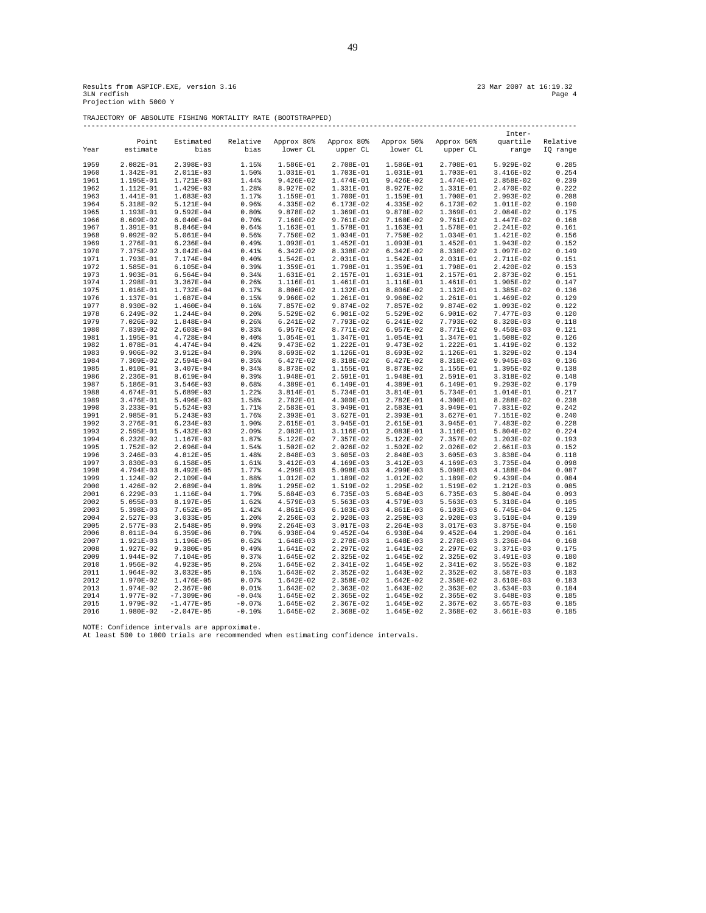Results from ASPICP.EXE, version 3.16 — 23 Mar 2007 at 16:19.32
3LN redfish — Page 4
Projection with 5000 Y

TRAJECTORY OF ABSOLUTE FISHING MORTALITY RATE (BOOTSTRAPPED)

| Year | Point estimate | Estimated bias | Relative bias | Approx 80% lower CL | Approx 80% upper CL | Approx 50% lower CL | Approx 50% upper CL | Inter-quartile range | Relative IQ range |
|---|---|---|---|---|---|---|---|---|---|
| 1959 | 2.082E-01 | 2.398E-03 | 1.15% | 1.586E-01 | 2.708E-01 | 1.586E-01 | 2.708E-01 | 5.929E-02 | 0.285 |
| 1960 | 1.342E-01 | 2.011E-03 | 1.50% | 1.031E-01 | 1.703E-01 | 1.031E-01 | 1.703E-01 | 3.416E-02 | 0.254 |
| 1961 | 1.195E-01 | 1.721E-03 | 1.44% | 9.426E-02 | 1.474E-01 | 9.426E-02 | 1.474E-01 | 2.858E-02 | 0.239 |
| 1962 | 1.112E-01 | 1.429E-03 | 1.28% | 8.927E-02 | 1.331E-01 | 8.927E-02 | 1.331E-01 | 2.470E-02 | 0.222 |
| 1963 | 1.441E-01 | 1.683E-03 | 1.17% | 1.159E-01 | 1.700E-01 | 1.159E-01 | 1.700E-01 | 2.993E-02 | 0.208 |
| 1964 | 5.318E-02 | 5.121E-04 | 0.96% | 4.335E-02 | 6.173E-02 | 4.335E-02 | 6.173E-02 | 1.011E-02 | 0.190 |
| 1965 | 1.193E-01 | 9.592E-04 | 0.80% | 9.878E-02 | 1.369E-01 | 9.878E-02 | 1.369E-01 | 2.084E-02 | 0.175 |
| 1966 | 8.609E-02 | 6.040E-04 | 0.70% | 7.160E-02 | 9.761E-02 | 7.160E-02 | 9.761E-02 | 1.447E-02 | 0.168 |
| 1967 | 1.391E-01 | 8.846E-04 | 0.64% | 1.163E-01 | 1.578E-01 | 1.163E-01 | 1.578E-01 | 2.241E-02 | 0.161 |
| 1968 | 9.092E-02 | 5.061E-04 | 0.56% | 7.750E-02 | 1.034E-01 | 7.750E-02 | 1.034E-01 | 1.421E-02 | 0.156 |
| 1969 | 1.276E-01 | 6.236E-04 | 0.49% | 1.093E-01 | 1.452E-01 | 1.093E-01 | 1.452E-01 | 1.943E-02 | 0.152 |
| 1970 | 7.375E-02 | 3.042E-04 | 0.41% | 6.342E-02 | 8.338E-02 | 6.342E-02 | 8.338E-02 | 1.097E-02 | 0.149 |
| 1971 | 1.793E-01 | 7.174E-04 | 0.40% | 1.542E-01 | 2.031E-01 | 1.542E-01 | 2.031E-01 | 2.711E-02 | 0.151 |
| 1972 | 1.585E-01 | 6.105E-04 | 0.39% | 1.359E-01 | 1.798E-01 | 1.359E-01 | 1.798E-01 | 2.420E-02 | 0.153 |
| 1973 | 1.903E-01 | 6.564E-04 | 0.34% | 1.631E-01 | 2.157E-01 | 1.631E-01 | 2.157E-01 | 2.873E-02 | 0.151 |
| 1974 | 1.298E-01 | 3.367E-04 | 0.26% | 1.116E-01 | 1.461E-01 | 1.116E-01 | 1.461E-01 | 1.905E-02 | 0.147 |
| 1975 | 1.016E-01 | 1.732E-04 | 0.17% | 8.806E-02 | 1.132E-01 | 8.806E-02 | 1.132E-01 | 1.385E-02 | 0.136 |
| 1976 | 1.137E-01 | 1.687E-04 | 0.15% | 9.960E-02 | 1.261E-01 | 9.960E-02 | 1.261E-01 | 1.469E-02 | 0.129 |
| 1977 | 8.930E-02 | 1.460E-04 | 0.16% | 7.857E-02 | 9.874E-02 | 7.857E-02 | 9.874E-02 | 1.093E-02 | 0.122 |
| 1978 | 6.249E-02 | 1.244E-04 | 0.20% | 5.529E-02 | 6.901E-02 | 5.529E-02 | 6.901E-02 | 7.477E-03 | 0.120 |
| 1979 | 7.026E-02 | 1.848E-04 | 0.26% | 6.241E-02 | 7.793E-02 | 6.241E-02 | 7.793E-02 | 8.320E-03 | 0.118 |
| 1980 | 7.839E-02 | 2.603E-04 | 0.33% | 6.957E-02 | 8.771E-02 | 6.957E-02 | 8.771E-02 | 9.450E-03 | 0.121 |
| 1981 | 1.195E-01 | 4.728E-04 | 0.40% | 1.054E-01 | 1.347E-01 | 1.054E-01 | 1.347E-01 | 1.508E-02 | 0.126 |
| 1982 | 1.078E-01 | 4.474E-04 | 0.42% | 9.473E-02 | 1.222E-01 | 9.473E-02 | 1.222E-01 | 1.419E-02 | 0.132 |
| 1983 | 9.906E-02 | 3.912E-04 | 0.39% | 8.693E-02 | 1.126E-01 | 8.693E-02 | 1.126E-01 | 1.329E-02 | 0.134 |
| 1984 | 7.309E-02 | 2.594E-04 | 0.35% | 6.427E-02 | 8.318E-02 | 6.427E-02 | 8.318E-02 | 9.945E-03 | 0.136 |
| 1985 | 1.010E-01 | 3.407E-04 | 0.34% | 8.873E-02 | 1.155E-01 | 8.873E-02 | 1.155E-01 | 1.395E-02 | 0.138 |
| 1986 | 2.236E-01 | 8.619E-04 | 0.39% | 1.948E-01 | 2.591E-01 | 1.948E-01 | 2.591E-01 | 3.318E-02 | 0.148 |
| 1987 | 5.186E-01 | 3.546E-03 | 0.68% | 4.389E-01 | 6.149E-01 | 4.389E-01 | 6.149E-01 | 9.293E-02 | 0.179 |
| 1988 | 4.674E-01 | 5.689E-03 | 1.22% | 3.814E-01 | 5.734E-01 | 3.814E-01 | 5.734E-01 | 1.014E-01 | 0.217 |
| 1989 | 3.476E-01 | 5.496E-03 | 1.58% | 2.782E-01 | 4.300E-01 | 2.782E-01 | 4.300E-01 | 8.288E-02 | 0.238 |
| 1990 | 3.233E-01 | 5.524E-03 | 1.71% | 2.583E-01 | 3.949E-01 | 2.583E-01 | 3.949E-01 | 7.831E-02 | 0.242 |
| 1991 | 2.985E-01 | 5.243E-03 | 1.76% | 2.393E-01 | 3.627E-01 | 2.393E-01 | 3.627E-01 | 7.151E-02 | 0.240 |
| 1992 | 3.276E-01 | 6.234E-03 | 1.90% | 2.615E-01 | 3.945E-01 | 2.615E-01 | 3.945E-01 | 7.483E-02 | 0.228 |
| 1993 | 2.595E-01 | 5.432E-03 | 2.09% | 2.083E-01 | 3.116E-01 | 2.083E-01 | 3.116E-01 | 5.804E-02 | 0.224 |
| 1994 | 6.232E-02 | 1.167E-03 | 1.87% | 5.122E-02 | 7.357E-02 | 5.122E-02 | 7.357E-02 | 1.203E-02 | 0.193 |
| 1995 | 1.752E-02 | 2.696E-04 | 1.54% | 1.502E-02 | 2.026E-02 | 1.502E-02 | 2.026E-02 | 2.661E-03 | 0.152 |
| 1996 | 3.246E-03 | 4.812E-05 | 1.48% | 2.848E-03 | 3.605E-03 | 2.848E-03 | 3.605E-03 | 3.838E-04 | 0.118 |
| 1997 | 3.830E-03 | 6.158E-05 | 1.61% | 3.412E-03 | 4.169E-03 | 3.412E-03 | 4.169E-03 | 3.735E-04 | 0.098 |
| 1998 | 4.794E-03 | 8.492E-05 | 1.77% | 4.299E-03 | 5.098E-03 | 4.299E-03 | 5.098E-03 | 4.188E-04 | 0.087 |
| 1999 | 1.124E-02 | 2.109E-04 | 1.88% | 1.012E-02 | 1.189E-02 | 1.012E-02 | 1.189E-02 | 9.439E-04 | 0.084 |
| 2000 | 1.426E-02 | 2.689E-04 | 1.89% | 1.295E-02 | 1.519E-02 | 1.295E-02 | 1.519E-02 | 1.212E-03 | 0.085 |
| 2001 | 6.229E-03 | 1.116E-04 | 1.79% | 5.684E-03 | 6.735E-03 | 5.684E-03 | 6.735E-03 | 5.804E-04 | 0.093 |
| 2002 | 5.055E-03 | 8.197E-05 | 1.62% | 4.579E-03 | 5.563E-03 | 4.579E-03 | 5.563E-03 | 5.310E-04 | 0.105 |
| 2003 | 5.398E-03 | 7.652E-05 | 1.42% | 4.861E-03 | 6.103E-03 | 4.861E-03 | 6.103E-03 | 6.745E-04 | 0.125 |
| 2004 | 2.527E-03 | 3.033E-05 | 1.20% | 2.250E-03 | 2.920E-03 | 2.250E-03 | 2.920E-03 | 3.510E-04 | 0.139 |
| 2005 | 2.577E-03 | 2.548E-05 | 0.99% | 2.264E-03 | 3.017E-03 | 2.264E-03 | 3.017E-03 | 3.875E-04 | 0.150 |
| 2006 | 8.011E-04 | 6.359E-06 | 0.79% | 6.938E-04 | 9.452E-04 | 6.938E-04 | 9.452E-04 | 1.290E-04 | 0.161 |
| 2007 | 1.921E-03 | 1.196E-05 | 0.62% | 1.648E-03 | 2.278E-03 | 1.648E-03 | 2.278E-03 | 3.236E-04 | 0.168 |
| 2008 | 1.927E-02 | 9.380E-05 | 0.49% | 1.641E-02 | 2.297E-02 | 1.641E-02 | 2.297E-02 | 3.371E-03 | 0.175 |
| 2009 | 1.944E-02 | 7.104E-05 | 0.37% | 1.645E-02 | 2.325E-02 | 1.645E-02 | 2.325E-02 | 3.491E-03 | 0.180 |
| 2010 | 1.956E-02 | 4.923E-05 | 0.25% | 1.645E-02 | 2.341E-02 | 1.645E-02 | 2.341E-02 | 3.552E-03 | 0.182 |
| 2011 | 1.964E-02 | 3.032E-05 | 0.15% | 1.643E-02 | 2.352E-02 | 1.643E-02 | 2.352E-02 | 3.587E-03 | 0.183 |
| 2012 | 1.970E-02 | 1.476E-05 | 0.07% | 1.642E-02 | 2.358E-02 | 1.642E-02 | 2.358E-02 | 3.610E-03 | 0.183 |
| 2013 | 1.974E-02 | 2.367E-06 | 0.01% | 1.643E-02 | 2.363E-02 | 1.643E-02 | 2.363E-02 | 3.634E-03 | 0.184 |
| 2014 | 1.977E-02 | -7.309E-06 | -0.04% | 1.645E-02 | 2.365E-02 | 1.645E-02 | 2.365E-02 | 3.648E-03 | 0.185 |
| 2015 | 1.979E-02 | -1.477E-05 | -0.07% | 1.645E-02 | 2.367E-02 | 1.645E-02 | 2.367E-02 | 3.657E-03 | 0.185 |
| 2016 | 1.980E-02 | -2.047E-05 | -0.10% | 1.645E-02 | 2.368E-02 | 1.645E-02 | 2.368E-02 | 3.661E-03 | 0.185 |

NOTE: Confidence intervals are approximate.
At least 500 to 1000 trials are recommended when estimating confidence intervals.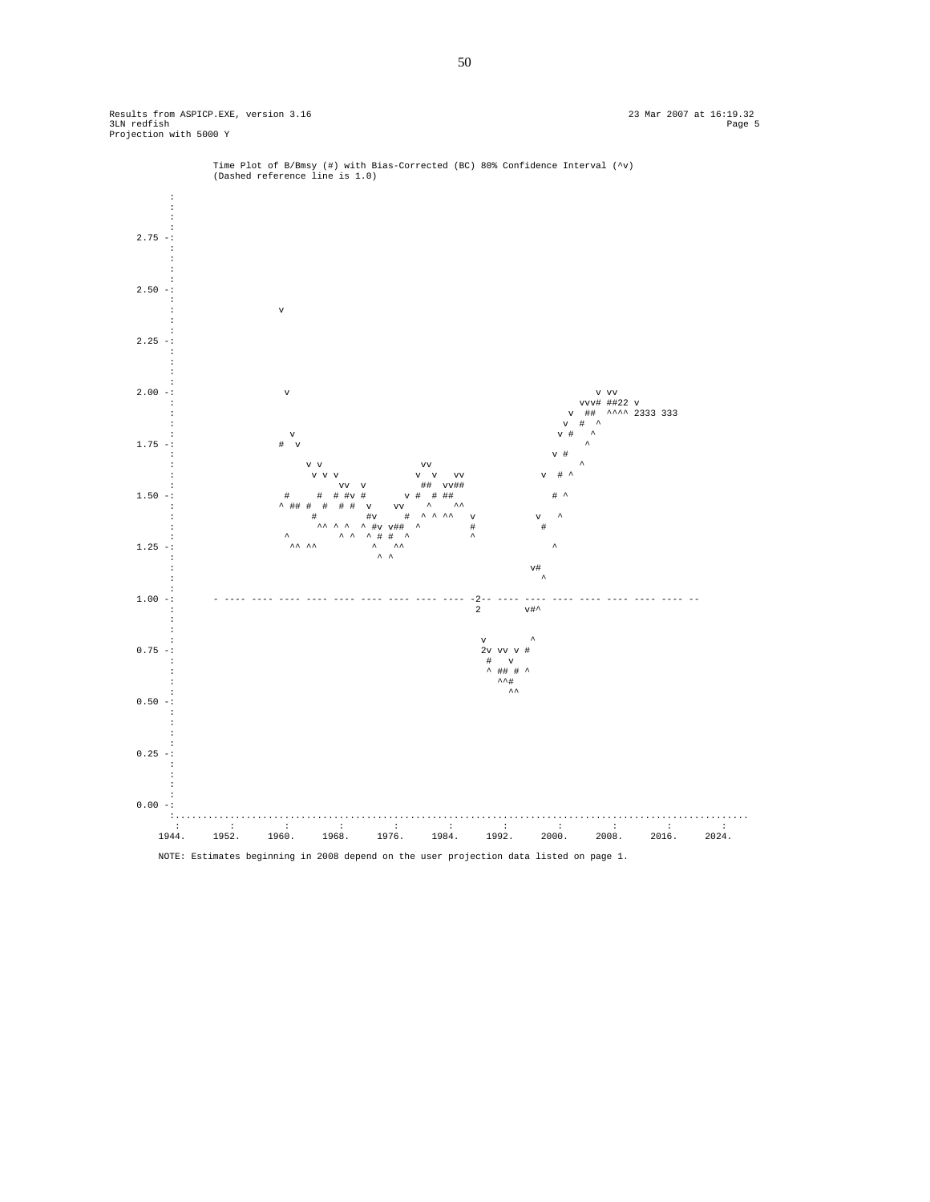```
Results from ASPICP.EXE, version 3.16                                                      23 Mar 2007 at 16:19.32
3LN redfish                                                                                                 Page 5
Projection with 5000 Y
```

```
          Time Plot of B/Bmsy (#) with Bias-Corrected (BC) 80% Confidence Interval (^v)
          (Dashed reference line is 1.0)

         :
         :
         :
         :
  2.75 -:
         :
         :
         :
         :
  2.50 -:
         :
         :                 v
         :
         :
  2.25 -:
         :
         :
         :
         :
  2.00 -:                  v                                                          v vv
         :                                                                         vvv# ##22 v
         :                                                                       v  ##  ^^^^ 2333 333
         :                                                                      v  #  ^
         :                  v                                                  v #   ^
  1.75 -:                 #  v                                                      ^
         :                                                                     v #
         :                      v v              vv                                ^
         :                       v v v          v  v   vv                   v  # ^
         :                            vv  v       ##  vv##
  1.50 -:                  #     #  # #v #      v #  # ##                     # ^
         :                 ^ ## #  #  # #  v    vv    ^    ^^
         :                     #        #v      #  ^ ^ ^^   v              v   ^
         :                       ^^ ^ ^  ^ #v v##  ^         #               #
         :                 ^        ^ ^  ^ # #  ^            ^
  1.25 -:                   ^^ ^^          ^   ^^                              ^
         :                                  ^ ^
         :                                                                  v#
         :                                                                    ^
         :
  1.00 -:       - ---- ---- ---- ---- ---- ---- ---- ---- ---- -2-- ---- ---- ---- ---- ---- ---- ---- --
         :                                                       2        v#^
         :
         :
         :                                                        v        ^
  0.75 -:                                                         2v vv v #
         :                                                          #   v
         :                                                          ^ ## # ^
         :                                                            ^^#
         :                                                              ^^
  0.50 -:
         :
         :
         :
         :
  0.25 -:
         :
         :
         :
         :
  0.00 -:
        :.........................................................................................................
         :        :        :        :        :        :        :        :        :        :        :
       1944.    1952.    1960.    1968.    1976.    1984.    1992.    2000.    2008.    2016.    2024.
```

NOTE: Estimates beginning in 2008 depend on the user projection data listed on page 1.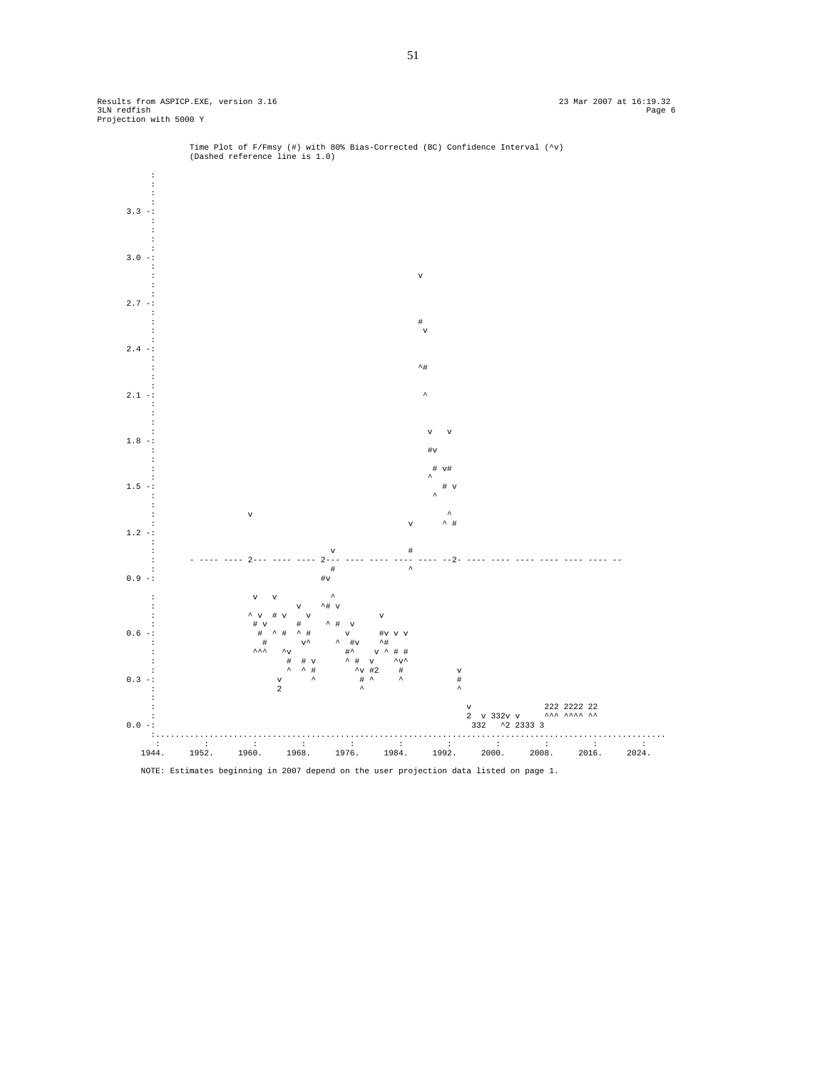Results from ASPICP.EXE, version 3.16
3LN redfish
Projection with 5000 Y

23 Mar 2007 at 16:19.32
Page 6

Time Plot of F/Fmsy (#) with 80% Bias-Corrected (BC) Confidence Interval (^v)
(Dashed reference line is 1.0)

3.3
3.0
2.7
2.4
2.1
1.8
1.5
1.2
0.9
0.6
0.3
0.0

1944. 1952. 1960. 1968. 1976. 1984. 1992. 2000. 2008. 2016. 2024.

NOTE: Estimates beginning in 2007 depend on the user projection data listed on page 1.